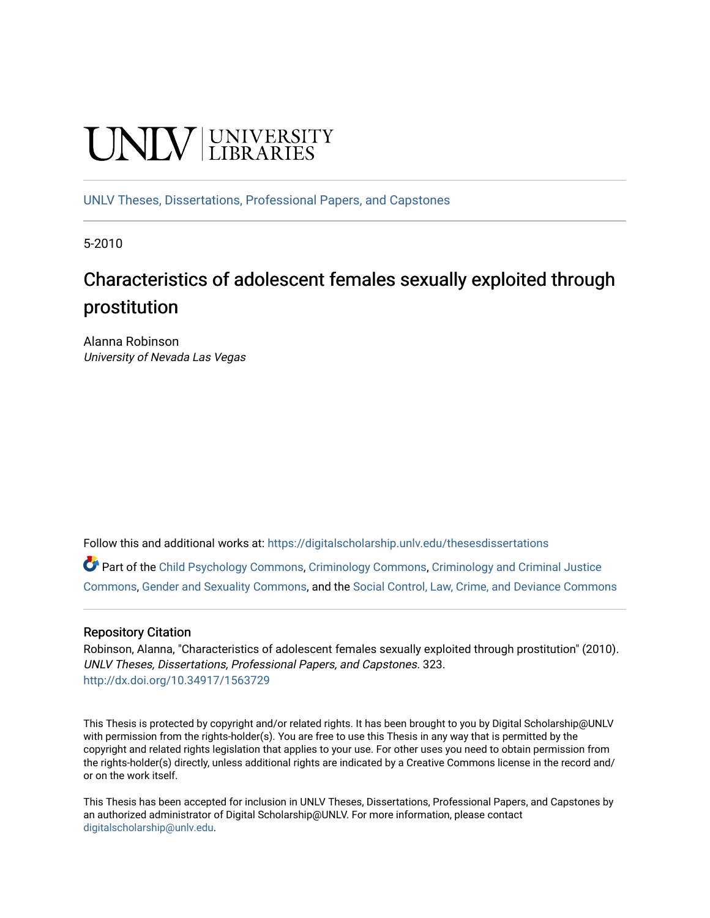UNLV | UNIVERSITY LIBRARIES

UNLV Theses, Dissertations, Professional Papers, and Capstones

5-2010

# Characteristics of adolescent females sexually exploited through prostitution

Alanna Robinson
*University of Nevada Las Vegas*

Follow this and additional works at: https://digitalscholarship.unlv.edu/thesesdissertations

Part of the Child Psychology Commons, Criminology Commons, Criminology and Criminal Justice Commons, Gender and Sexuality Commons, and the Social Control, Law, Crime, and Deviance Commons

## Repository Citation

Robinson, Alanna, "Characteristics of adolescent females sexually exploited through prostitution" (2010). *UNLV Theses, Dissertations, Professional Papers, and Capstones*. 323.
http://dx.doi.org/10.34917/1563729

This Thesis is protected by copyright and/or related rights. It has been brought to you by Digital Scholarship@UNLV with permission from the rights-holder(s). You are free to use this Thesis in any way that is permitted by the copyright and related rights legislation that applies to your use. For other uses you need to obtain permission from the rights-holder(s) directly, unless additional rights are indicated by a Creative Commons license in the record and/or on the work itself.

This Thesis has been accepted for inclusion in UNLV Theses, Dissertations, Professional Papers, and Capstones by an authorized administrator of Digital Scholarship@UNLV. For more information, please contact digitalscholarship@unlv.edu.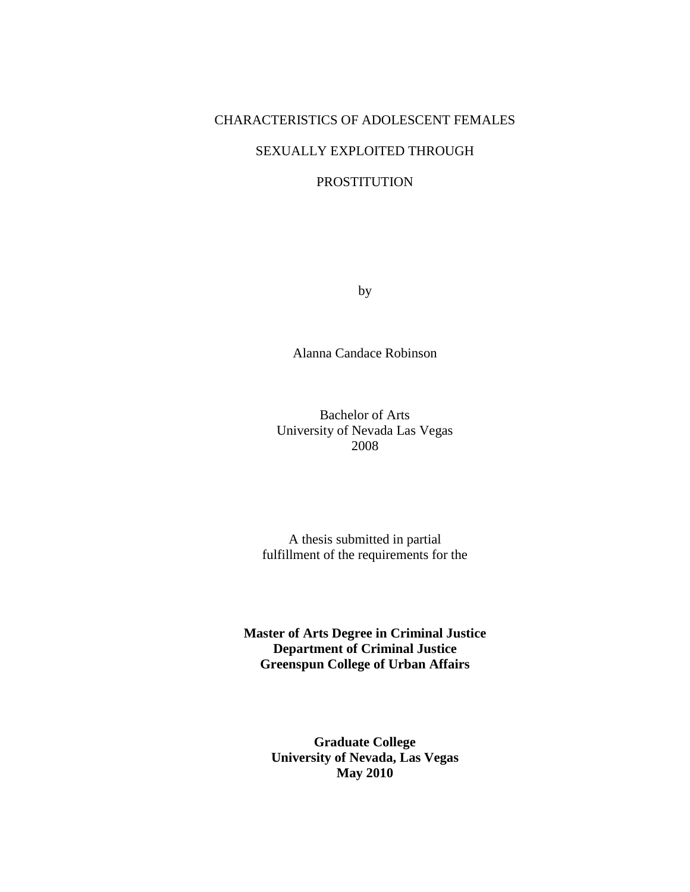CHARACTERISTICS OF ADOLESCENT FEMALES

SEXUALLY EXPLOITED THROUGH

PROSTITUTION

by

Alanna Candace Robinson

Bachelor of Arts
University of Nevada Las Vegas
2008

A thesis submitted in partial
fulfillment of the requirements for the

**Master of Arts Degree in Criminal Justice**
**Department of Criminal Justice**
**Greenspun College of Urban Affairs**

**Graduate College**
**University of Nevada, Las Vegas**
**May 2010**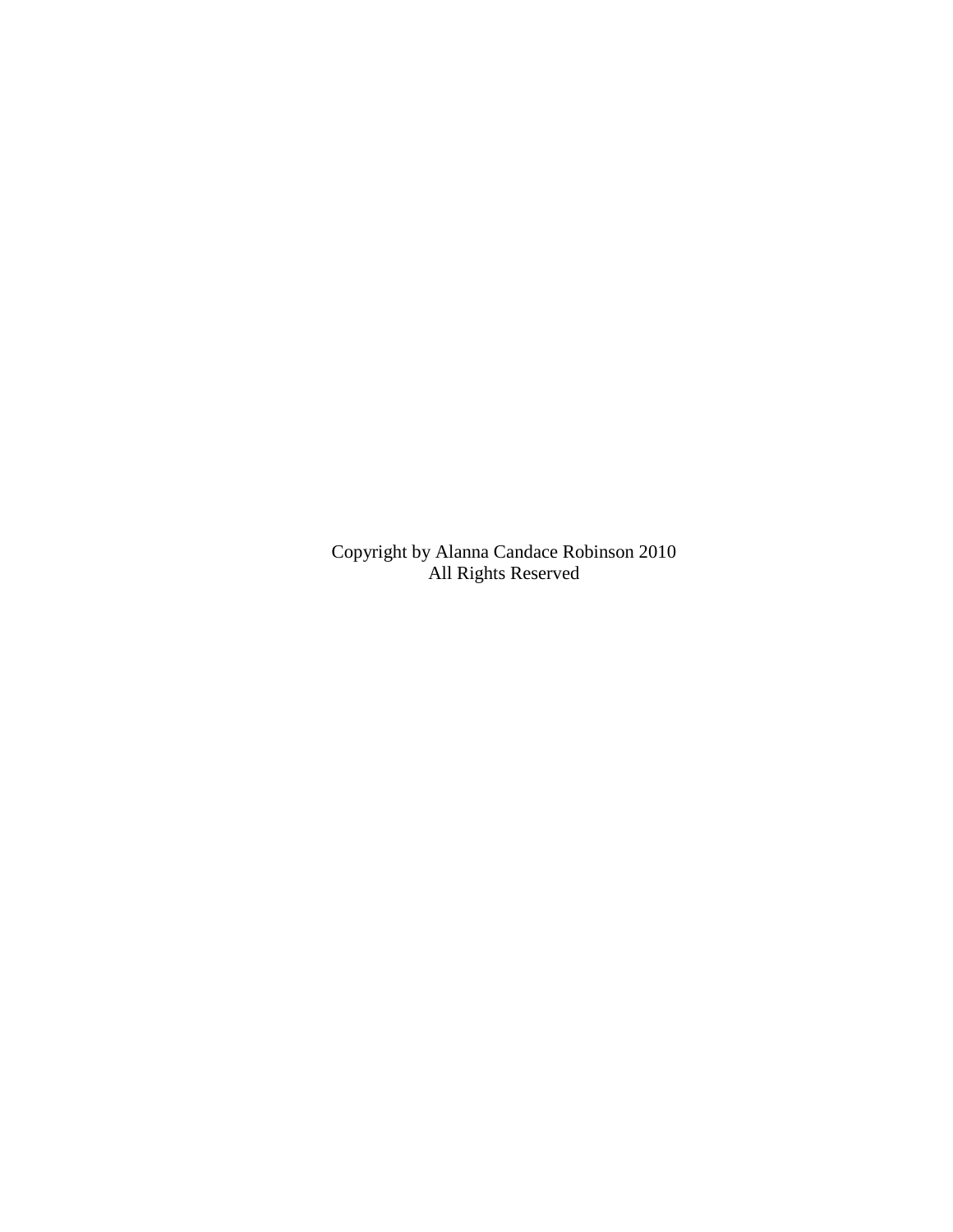Copyright by Alanna Candace Robinson 2010
All Rights Reserved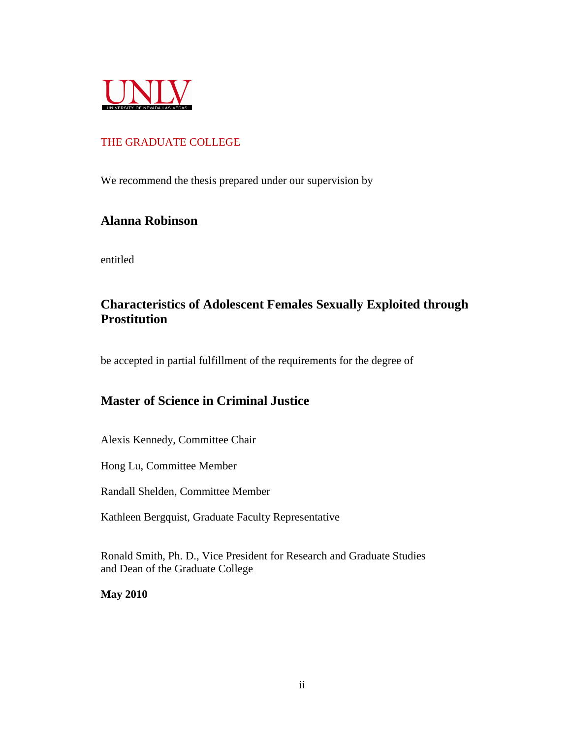UNLV

UNIVERSITY OF NEVADA LAS VEGAS

THE GRADUATE COLLEGE

We recommend the thesis prepared under our supervision by

**Alanna Robinson**

entitled

**Characteristics of Adolescent Females Sexually Exploited through Prostitution**

be accepted in partial fulfillment of the requirements for the degree of

**Master of Science in Criminal Justice**

Alexis Kennedy, Committee Chair

Hong Lu, Committee Member

Randall Shelden, Committee Member

Kathleen Bergquist, Graduate Faculty Representative

Ronald Smith, Ph. D., Vice President for Research and Graduate Studies
and Dean of the Graduate College

**May 2010**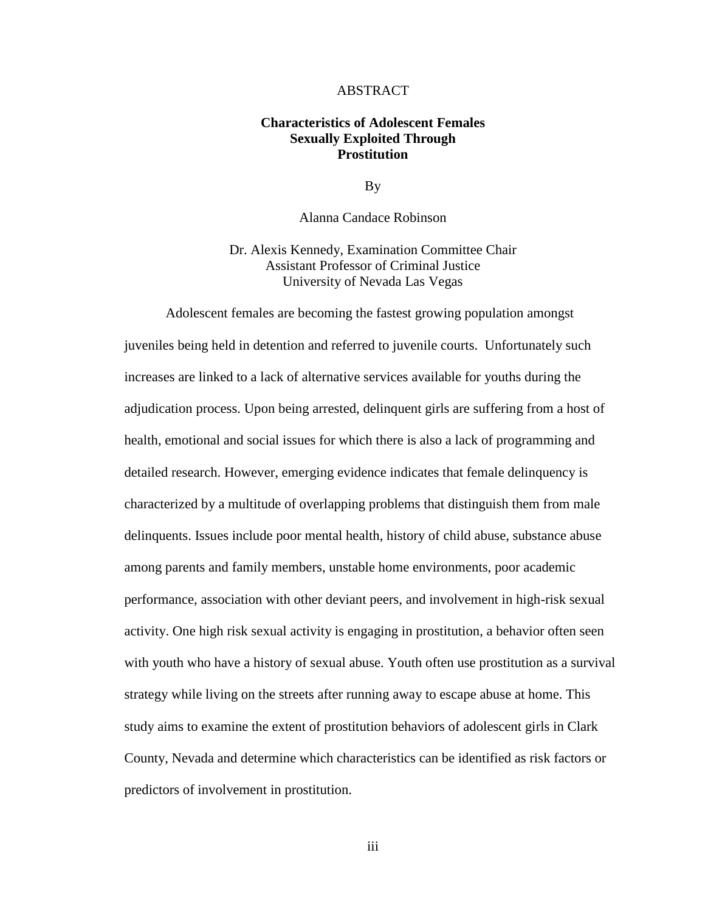# ABSTRACT

**Characteristics of Adolescent Females Sexually Exploited Through Prostitution**

By

Alanna Candace Robinson

Dr. Alexis Kennedy, Examination Committee Chair
Assistant Professor of Criminal Justice
University of Nevada Las Vegas

Adolescent females are becoming the fastest growing population amongst juveniles being held in detention and referred to juvenile courts. Unfortunately such increases are linked to a lack of alternative services available for youths during the adjudication process. Upon being arrested, delinquent girls are suffering from a host of health, emotional and social issues for which there is also a lack of programming and detailed research. However, emerging evidence indicates that female delinquency is characterized by a multitude of overlapping problems that distinguish them from male delinquents. Issues include poor mental health, history of child abuse, substance abuse among parents and family members, unstable home environments, poor academic performance, association with other deviant peers, and involvement in high-risk sexual activity. One high risk sexual activity is engaging in prostitution, a behavior often seen with youth who have a history of sexual abuse. Youth often use prostitution as a survival strategy while living on the streets after running away to escape abuse at home. This study aims to examine the extent of prostitution behaviors of adolescent girls in Clark County, Nevada and determine which characteristics can be identified as risk factors or predictors of involvement in prostitution.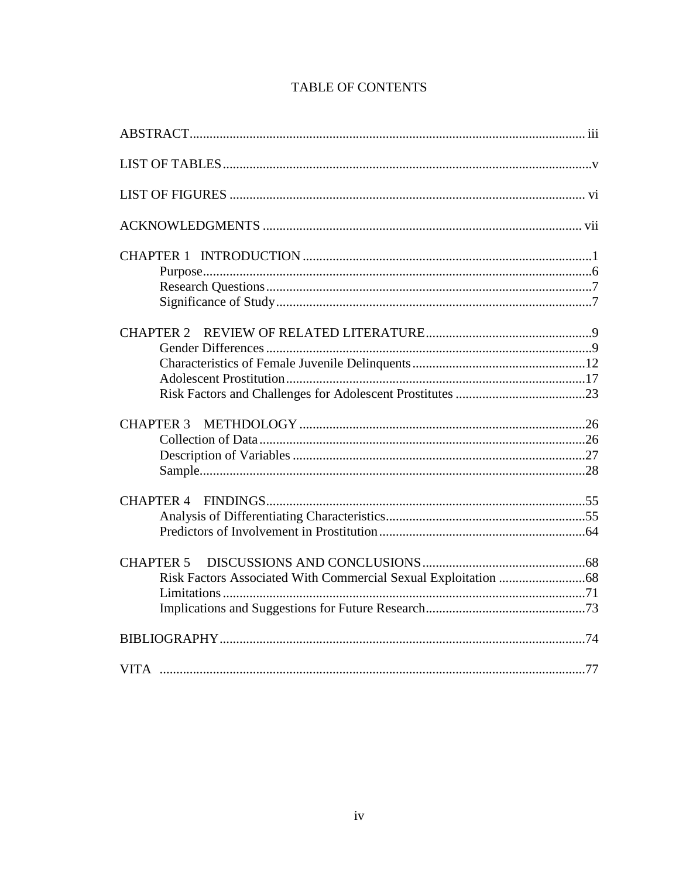# TABLE OF CONTENTS

ABSTRACT ..... iii

LIST OF TABLES ..... v

LIST OF FIGURES ..... vi

ACKNOWLEDGMENTS ..... vii

CHAPTER 1 INTRODUCTION ..... 1
- Purpose ..... 6
- Research Questions ..... 7
- Significance of Study ..... 7

CHAPTER 2 REVIEW OF RELATED LITERATURE ..... 9
- Gender Differences ..... 9
- Characteristics of Female Juvenile Delinquents ..... 12
- Adolescent Prostitution ..... 17
- Risk Factors and Challenges for Adolescent Prostitutes ..... 23

CHAPTER 3 METHDOLOGY ..... 26
- Collection of Data ..... 26
- Description of Variables ..... 27
- Sample ..... 28

CHAPTER 4 FINDINGS ..... 55
- Analysis of Differentiating Characteristics ..... 55
- Predictors of Involvement in Prostitution ..... 64

CHAPTER 5 DISCUSSIONS AND CONCLUSIONS ..... 68
- Risk Factors Associated With Commercial Sexual Exploitation ..... 68
- Limitations ..... 71
- Implications and Suggestions for Future Research ..... 73

BIBLIOGRAPHY ..... 74

VITA ..... 77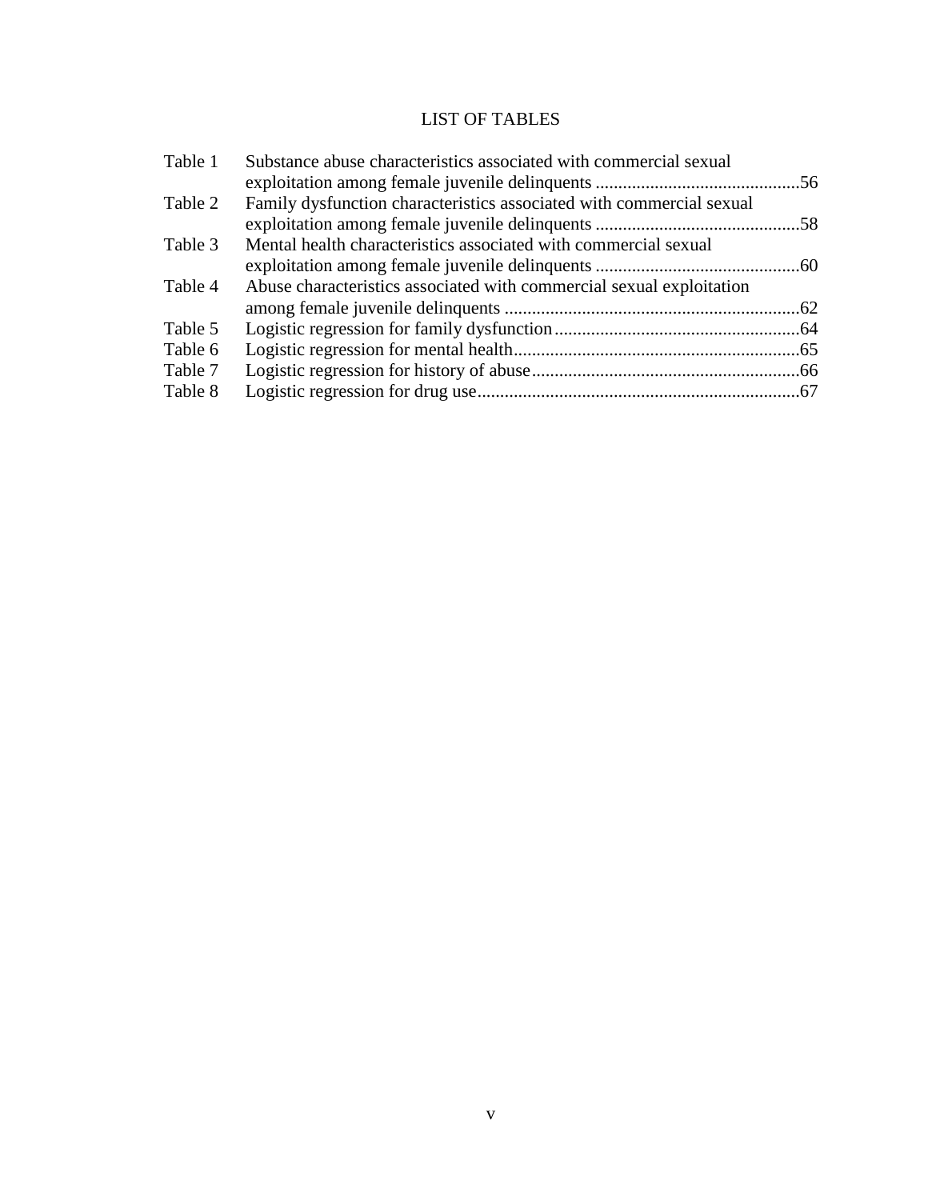# LIST OF TABLES

| | | |
|---|---|---|
| Table 1 | Substance abuse characteristics associated with commercial sexual exploitation among female juvenile delinquents | 56 |
| Table 2 | Family dysfunction characteristics associated with commercial sexual exploitation among female juvenile delinquents | 58 |
| Table 3 | Mental health characteristics associated with commercial sexual exploitation among female juvenile delinquents | 60 |
| Table 4 | Abuse characteristics associated with commercial sexual exploitation among female juvenile delinquents | 62 |
| Table 5 | Logistic regression for family dysfunction | 64 |
| Table 6 | Logistic regression for mental health | 65 |
| Table 7 | Logistic regression for history of abuse | 66 |
| Table 8 | Logistic regression for drug use | 67 |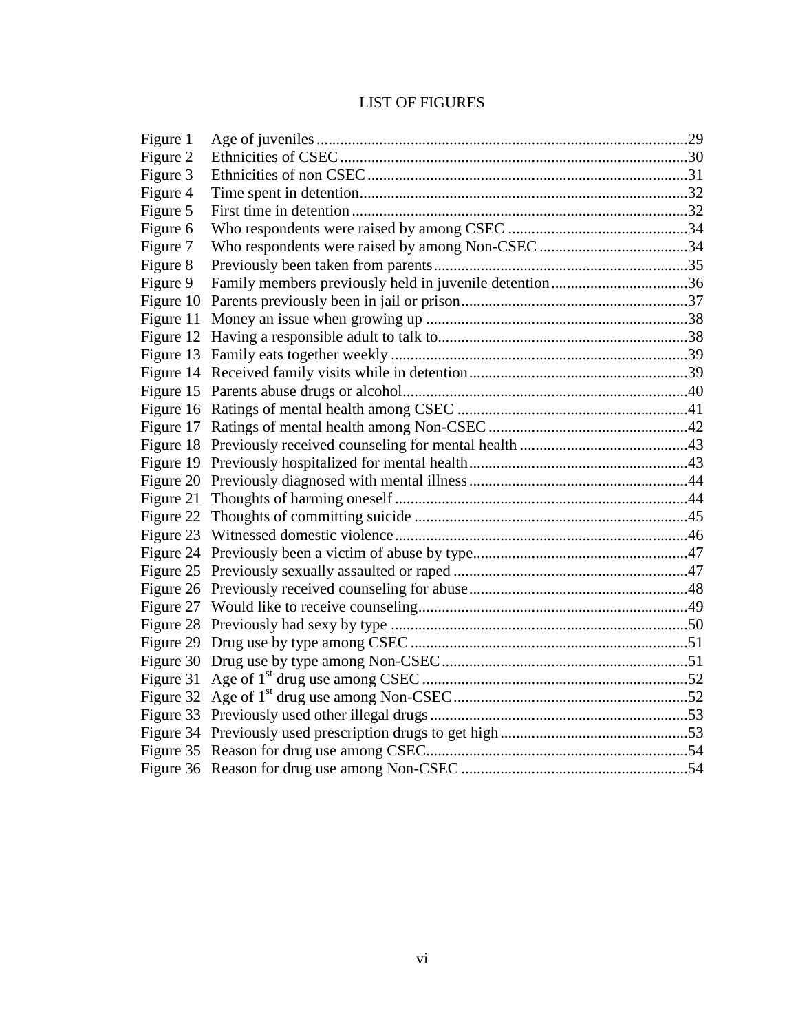# LIST OF FIGURES

| | | |
|---|---|---|
| Figure 1 | Age of juveniles | 29 |
| Figure 2 | Ethnicities of CSEC | 30 |
| Figure 3 | Ethnicities of non CSEC | 31 |
| Figure 4 | Time spent in detention | 32 |
| Figure 5 | First time in detention | 32 |
| Figure 6 | Who respondents were raised by among CSEC | 34 |
| Figure 7 | Who respondents were raised by among Non-CSEC | 34 |
| Figure 8 | Previously been taken from parents | 35 |
| Figure 9 | Family members previously held in juvenile detention | 36 |
| Figure 10 | Parents previously been in jail or prison | 37 |
| Figure 11 | Money an issue when growing up | 38 |
| Figure 12 | Having a responsible adult to talk to | 38 |
| Figure 13 | Family eats together weekly | 39 |
| Figure 14 | Received family visits while in detention | 39 |
| Figure 15 | Parents abuse drugs or alcohol | 40 |
| Figure 16 | Ratings of mental health among CSEC | 41 |
| Figure 17 | Ratings of mental health among Non-CSEC | 42 |
| Figure 18 | Previously received counseling for mental health | 43 |
| Figure 19 | Previously hospitalized for mental health | 43 |
| Figure 20 | Previously diagnosed with mental illness | 44 |
| Figure 21 | Thoughts of harming oneself | 44 |
| Figure 22 | Thoughts of committing suicide | 45 |
| Figure 23 | Witnessed domestic violence | 46 |
| Figure 24 | Previously been a victim of abuse by type | 47 |
| Figure 25 | Previously sexually assaulted or raped | 47 |
| Figure 26 | Previously received counseling for abuse | 48 |
| Figure 27 | Would like to receive counseling | 49 |
| Figure 28 | Previously had sexy by type | 50 |
| Figure 29 | Drug use by type among CSEC | 51 |
| Figure 30 | Drug use by type among Non-CSEC | 51 |
| Figure 31 | Age of 1st drug use among CSEC | 52 |
| Figure 32 | Age of 1st drug use among Non-CSEC | 52 |
| Figure 33 | Previously used other illegal drugs | 53 |
| Figure 34 | Previously used prescription drugs to get high | 53 |
| Figure 35 | Reason for drug use among CSEC | 54 |
| Figure 36 | Reason for drug use among Non-CSEC | 54 |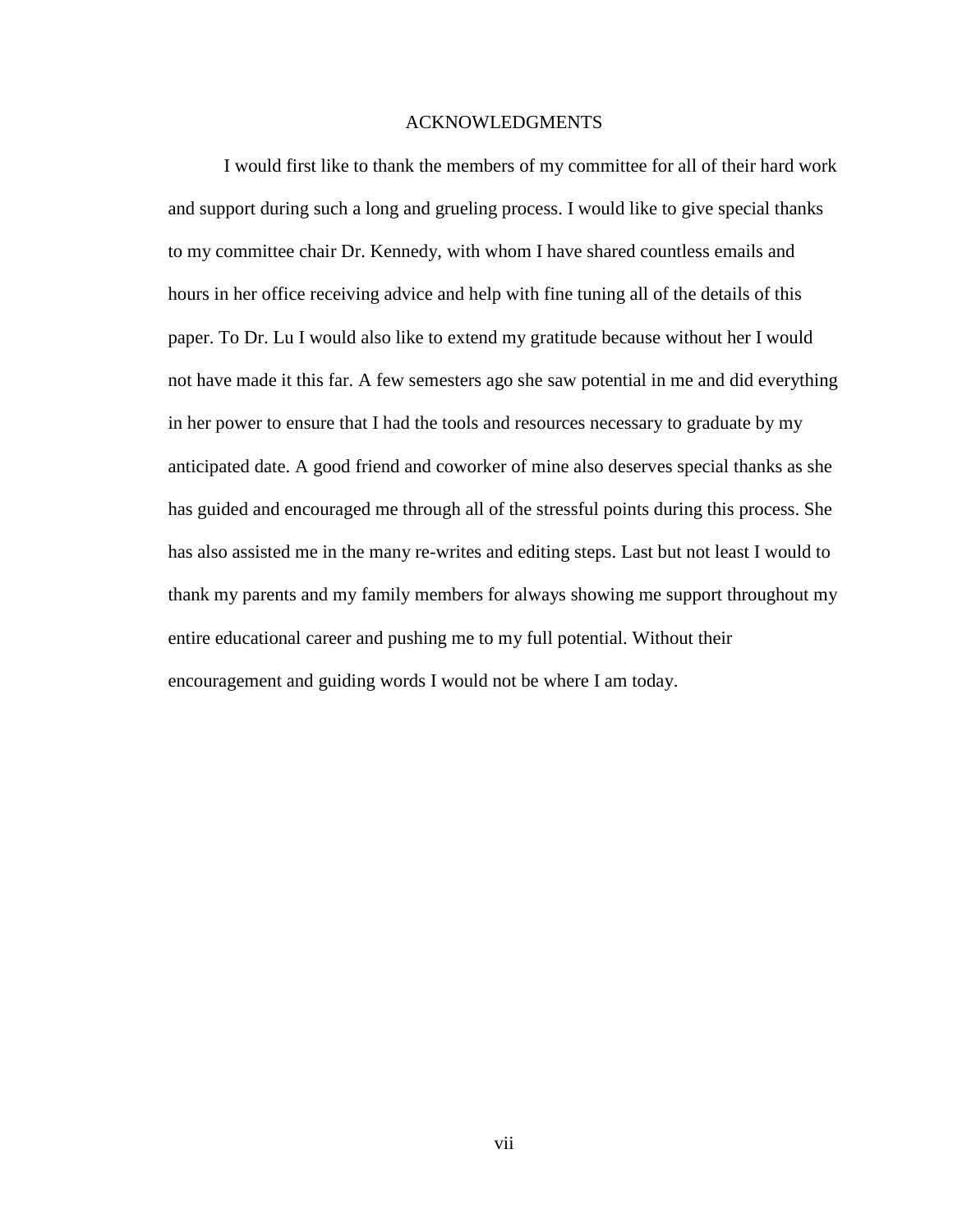# ACKNOWLEDGMENTS

I would first like to thank the members of my committee for all of their hard work and support during such a long and grueling process. I would like to give special thanks to my committee chair Dr. Kennedy, with whom I have shared countless emails and hours in her office receiving advice and help with fine tuning all of the details of this paper. To Dr. Lu I would also like to extend my gratitude because without her I would not have made it this far. A few semesters ago she saw potential in me and did everything in her power to ensure that I had the tools and resources necessary to graduate by my anticipated date. A good friend and coworker of mine also deserves special thanks as she has guided and encouraged me through all of the stressful points during this process. She has also assisted me in the many re-writes and editing steps. Last but not least I would to thank my parents and my family members for always showing me support throughout my entire educational career and pushing me to my full potential. Without their encouragement and guiding words I would not be where I am today.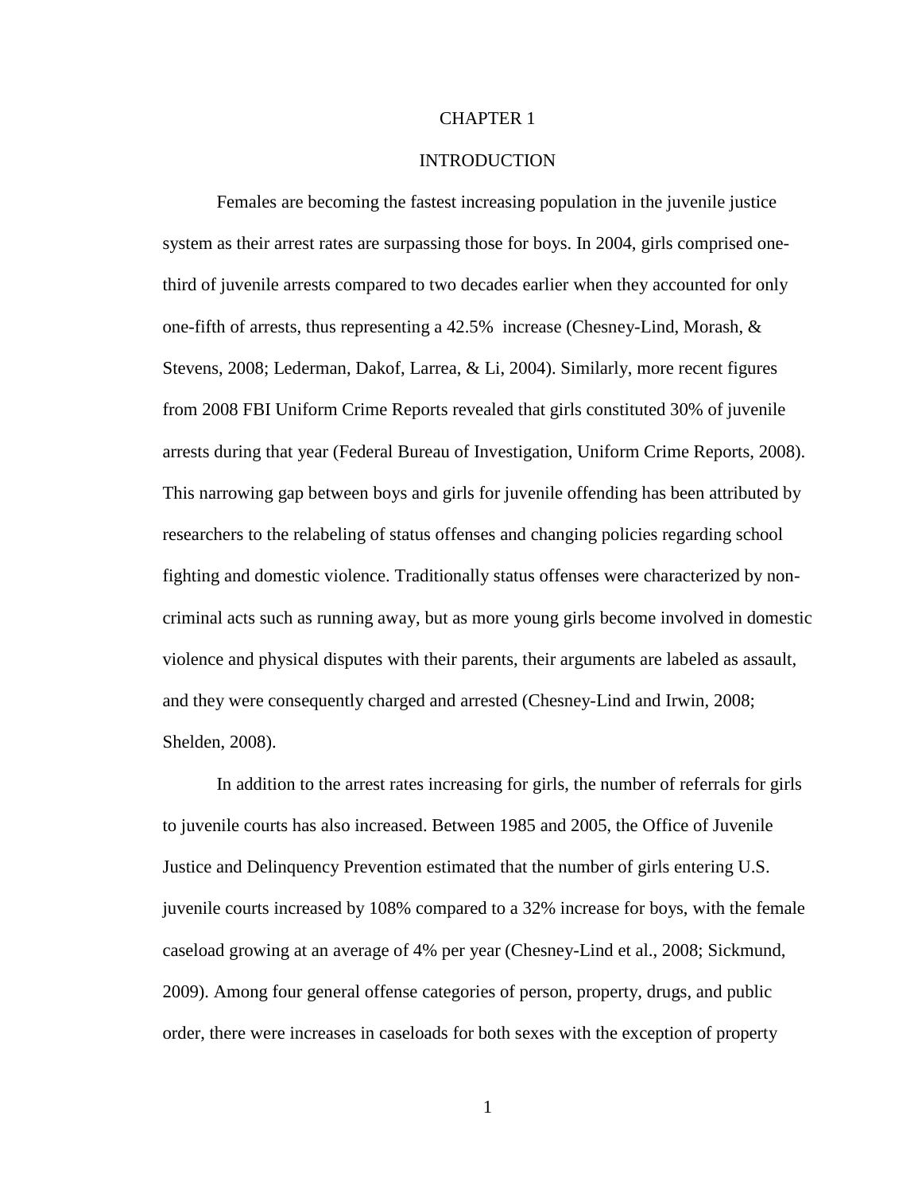# CHAPTER 1

## INTRODUCTION

Females are becoming the fastest increasing population in the juvenile justice system as their arrest rates are surpassing those for boys. In 2004, girls comprised one-third of juvenile arrests compared to two decades earlier when they accounted for only one-fifth of arrests, thus representing a 42.5% increase (Chesney-Lind, Morash, & Stevens, 2008; Lederman, Dakof, Larrea, & Li, 2004). Similarly, more recent figures from 2008 FBI Uniform Crime Reports revealed that girls constituted 30% of juvenile arrests during that year (Federal Bureau of Investigation, Uniform Crime Reports, 2008). This narrowing gap between boys and girls for juvenile offending has been attributed by researchers to the relabeling of status offenses and changing policies regarding school fighting and domestic violence. Traditionally status offenses were characterized by non-criminal acts such as running away, but as more young girls become involved in domestic violence and physical disputes with their parents, their arguments are labeled as assault, and they were consequently charged and arrested (Chesney-Lind and Irwin, 2008; Shelden, 2008).

In addition to the arrest rates increasing for girls, the number of referrals for girls to juvenile courts has also increased. Between 1985 and 2005, the Office of Juvenile Justice and Delinquency Prevention estimated that the number of girls entering U.S. juvenile courts increased by 108% compared to a 32% increase for boys, with the female caseload growing at an average of 4% per year (Chesney-Lind et al., 2008; Sickmund, 2009). Among four general offense categories of person, property, drugs, and public order, there were increases in caseloads for both sexes with the exception of property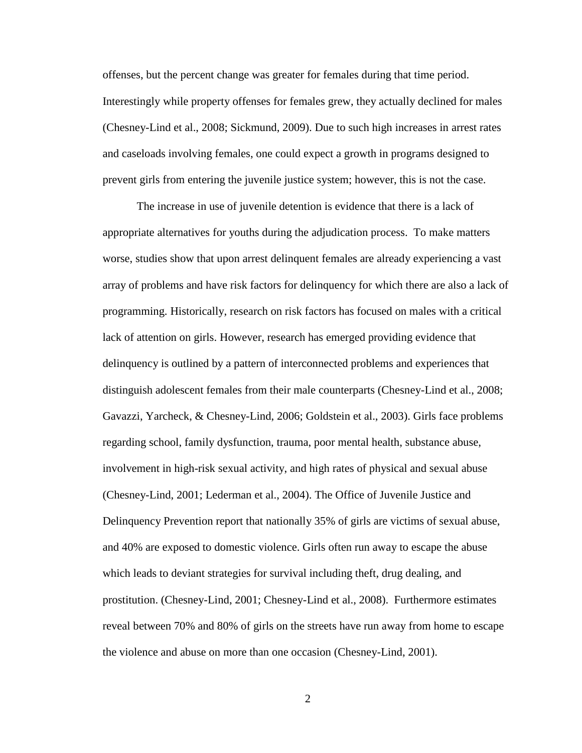offenses, but the percent change was greater for females during that time period. Interestingly while property offenses for females grew, they actually declined for males (Chesney-Lind et al., 2008; Sickmund, 2009). Due to such high increases in arrest rates and caseloads involving females, one could expect a growth in programs designed to prevent girls from entering the juvenile justice system; however, this is not the case.

The increase in use of juvenile detention is evidence that there is a lack of appropriate alternatives for youths during the adjudication process. To make matters worse, studies show that upon arrest delinquent females are already experiencing a vast array of problems and have risk factors for delinquency for which there are also a lack of programming. Historically, research on risk factors has focused on males with a critical lack of attention on girls. However, research has emerged providing evidence that delinquency is outlined by a pattern of interconnected problems and experiences that distinguish adolescent females from their male counterparts (Chesney-Lind et al., 2008; Gavazzi, Yarcheck, & Chesney-Lind, 2006; Goldstein et al., 2003). Girls face problems regarding school, family dysfunction, trauma, poor mental health, substance abuse, involvement in high-risk sexual activity, and high rates of physical and sexual abuse (Chesney-Lind, 2001; Lederman et al., 2004). The Office of Juvenile Justice and Delinquency Prevention report that nationally 35% of girls are victims of sexual abuse, and 40% are exposed to domestic violence. Girls often run away to escape the abuse which leads to deviant strategies for survival including theft, drug dealing, and prostitution. (Chesney-Lind, 2001; Chesney-Lind et al., 2008). Furthermore estimates reveal between 70% and 80% of girls on the streets have run away from home to escape the violence and abuse on more than one occasion (Chesney-Lind, 2001).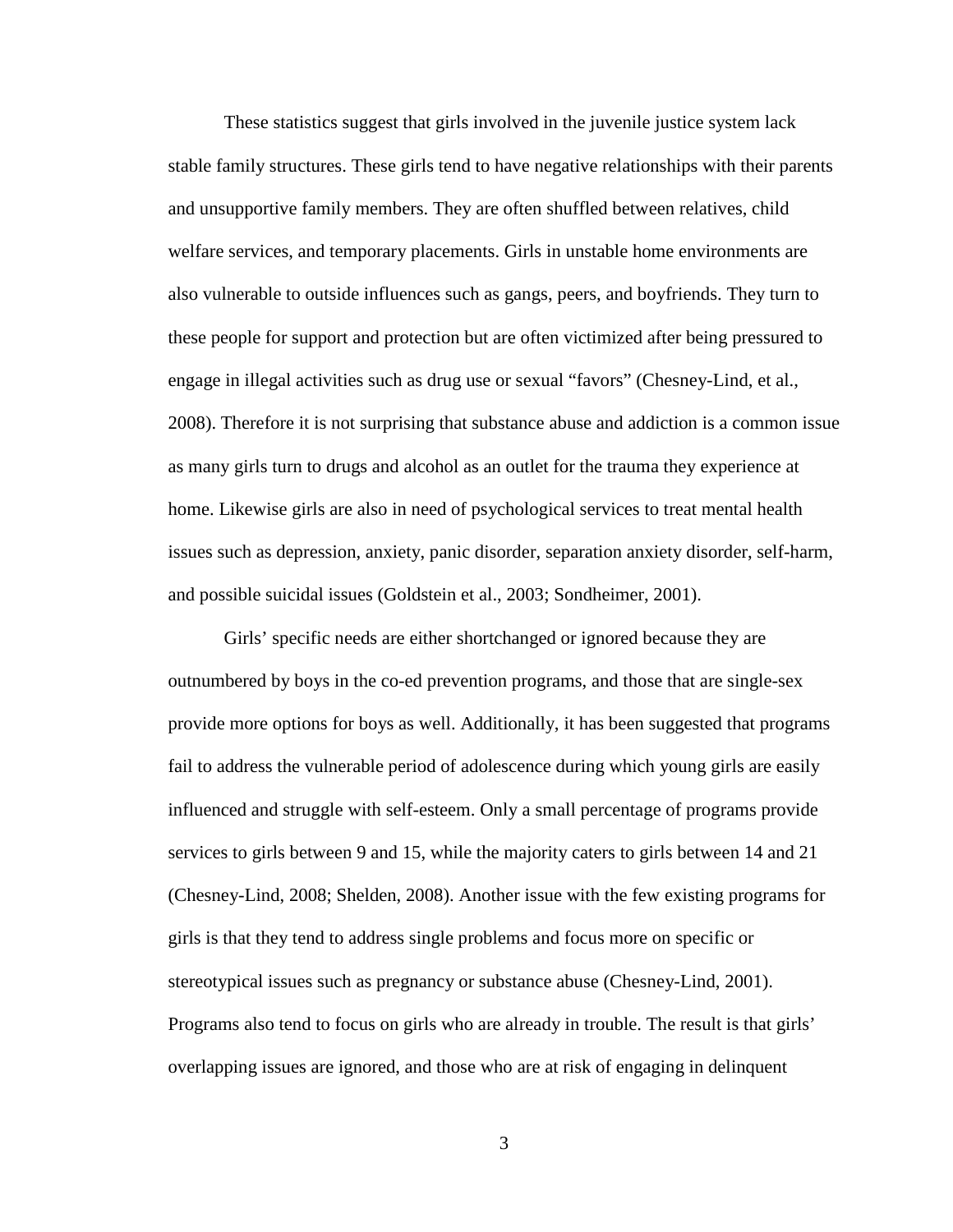These statistics suggest that girls involved in the juvenile justice system lack stable family structures. These girls tend to have negative relationships with their parents and unsupportive family members. They are often shuffled between relatives, child welfare services, and temporary placements. Girls in unstable home environments are also vulnerable to outside influences such as gangs, peers, and boyfriends. They turn to these people for support and protection but are often victimized after being pressured to engage in illegal activities such as drug use or sexual "favors" (Chesney-Lind, et al., 2008). Therefore it is not surprising that substance abuse and addiction is a common issue as many girls turn to drugs and alcohol as an outlet for the trauma they experience at home. Likewise girls are also in need of psychological services to treat mental health issues such as depression, anxiety, panic disorder, separation anxiety disorder, self-harm, and possible suicidal issues (Goldstein et al., 2003; Sondheimer, 2001).

Girls' specific needs are either shortchanged or ignored because they are outnumbered by boys in the co-ed prevention programs, and those that are single-sex provide more options for boys as well. Additionally, it has been suggested that programs fail to address the vulnerable period of adolescence during which young girls are easily influenced and struggle with self-esteem. Only a small percentage of programs provide services to girls between 9 and 15, while the majority caters to girls between 14 and 21 (Chesney-Lind, 2008; Shelden, 2008). Another issue with the few existing programs for girls is that they tend to address single problems and focus more on specific or stereotypical issues such as pregnancy or substance abuse (Chesney-Lind, 2001). Programs also tend to focus on girls who are already in trouble. The result is that girls' overlapping issues are ignored, and those who are at risk of engaging in delinquent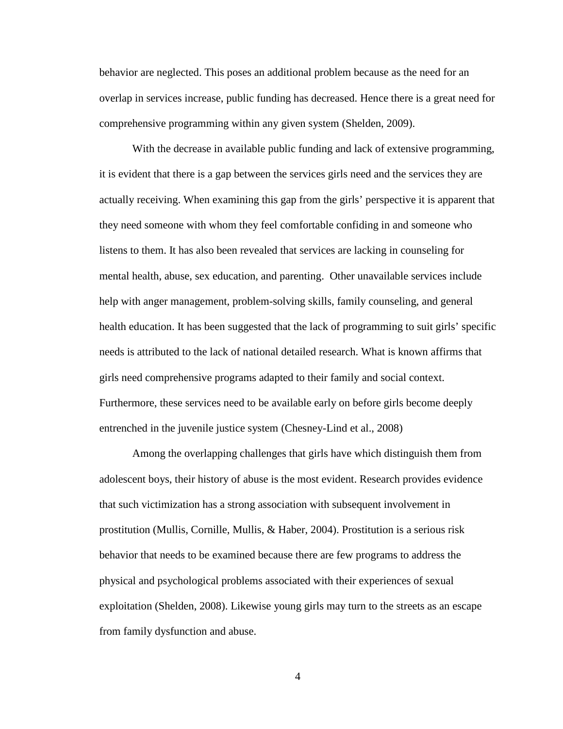behavior are neglected. This poses an additional problem because as the need for an overlap in services increase, public funding has decreased. Hence there is a great need for comprehensive programming within any given system (Shelden, 2009).

With the decrease in available public funding and lack of extensive programming, it is evident that there is a gap between the services girls need and the services they are actually receiving. When examining this gap from the girls' perspective it is apparent that they need someone with whom they feel comfortable confiding in and someone who listens to them. It has also been revealed that services are lacking in counseling for mental health, abuse, sex education, and parenting. Other unavailable services include help with anger management, problem-solving skills, family counseling, and general health education. It has been suggested that the lack of programming to suit girls' specific needs is attributed to the lack of national detailed research. What is known affirms that girls need comprehensive programs adapted to their family and social context. Furthermore, these services need to be available early on before girls become deeply entrenched in the juvenile justice system (Chesney-Lind et al., 2008)

Among the overlapping challenges that girls have which distinguish them from adolescent boys, their history of abuse is the most evident. Research provides evidence that such victimization has a strong association with subsequent involvement in prostitution (Mullis, Cornille, Mullis, & Haber, 2004). Prostitution is a serious risk behavior that needs to be examined because there are few programs to address the physical and psychological problems associated with their experiences of sexual exploitation (Shelden, 2008). Likewise young girls may turn to the streets as an escape from family dysfunction and abuse.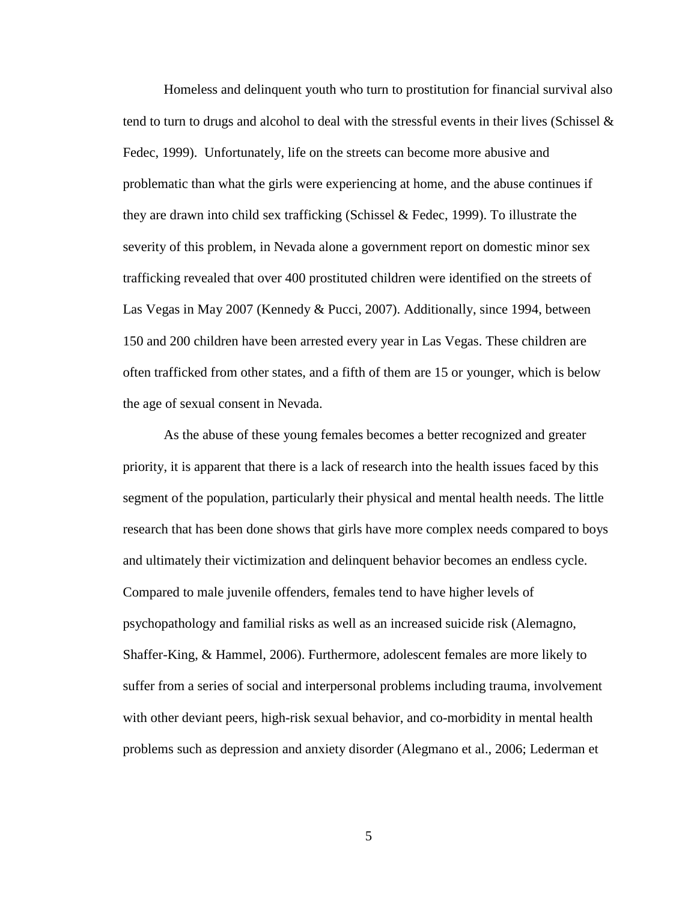Homeless and delinquent youth who turn to prostitution for financial survival also tend to turn to drugs and alcohol to deal with the stressful events in their lives (Schissel & Fedec, 1999). Unfortunately, life on the streets can become more abusive and problematic than what the girls were experiencing at home, and the abuse continues if they are drawn into child sex trafficking (Schissel & Fedec, 1999). To illustrate the severity of this problem, in Nevada alone a government report on domestic minor sex trafficking revealed that over 400 prostituted children were identified on the streets of Las Vegas in May 2007 (Kennedy & Pucci, 2007). Additionally, since 1994, between 150 and 200 children have been arrested every year in Las Vegas. These children are often trafficked from other states, and a fifth of them are 15 or younger, which is below the age of sexual consent in Nevada.

As the abuse of these young females becomes a better recognized and greater priority, it is apparent that there is a lack of research into the health issues faced by this segment of the population, particularly their physical and mental health needs. The little research that has been done shows that girls have more complex needs compared to boys and ultimately their victimization and delinquent behavior becomes an endless cycle. Compared to male juvenile offenders, females tend to have higher levels of psychopathology and familial risks as well as an increased suicide risk (Alemagno, Shaffer-King, & Hammel, 2006). Furthermore, adolescent females are more likely to suffer from a series of social and interpersonal problems including trauma, involvement with other deviant peers, high-risk sexual behavior, and co-morbidity in mental health problems such as depression and anxiety disorder (Alegmano et al., 2006; Lederman et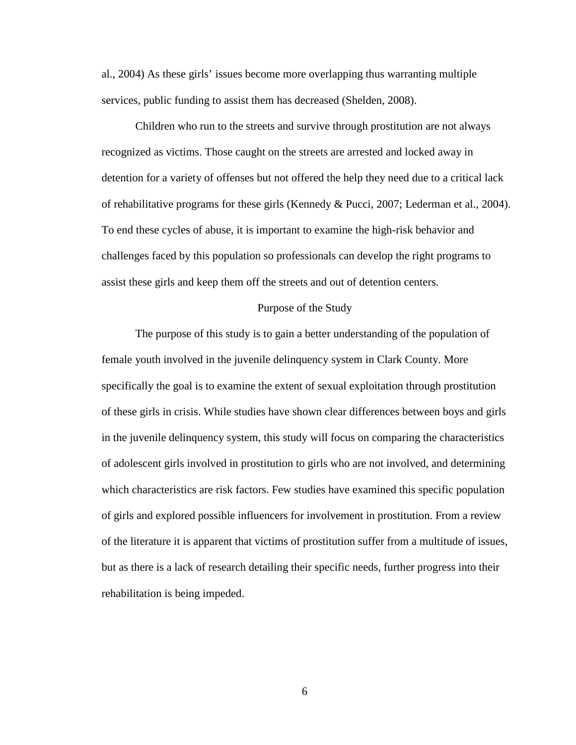al., 2004) As these girls' issues become more overlapping thus warranting multiple services, public funding to assist them has decreased (Shelden, 2008).

Children who run to the streets and survive through prostitution are not always recognized as victims. Those caught on the streets are arrested and locked away in detention for a variety of offenses but not offered the help they need due to a critical lack of rehabilitative programs for these girls (Kennedy & Pucci, 2007; Lederman et al., 2004). To end these cycles of abuse, it is important to examine the high-risk behavior and challenges faced by this population so professionals can develop the right programs to assist these girls and keep them off the streets and out of detention centers.

## Purpose of the Study

The purpose of this study is to gain a better understanding of the population of female youth involved in the juvenile delinquency system in Clark County. More specifically the goal is to examine the extent of sexual exploitation through prostitution of these girls in crisis. While studies have shown clear differences between boys and girls in the juvenile delinquency system, this study will focus on comparing the characteristics of adolescent girls involved in prostitution to girls who are not involved, and determining which characteristics are risk factors. Few studies have examined this specific population of girls and explored possible influencers for involvement in prostitution. From a review of the literature it is apparent that victims of prostitution suffer from a multitude of issues, but as there is a lack of research detailing their specific needs, further progress into their rehabilitation is being impeded.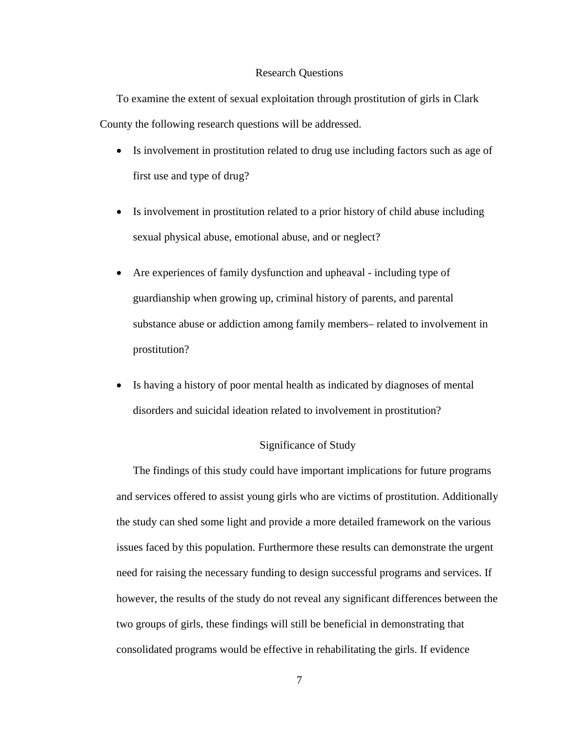## Research Questions

To examine the extent of sexual exploitation through prostitution of girls in Clark County the following research questions will be addressed.

- Is involvement in prostitution related to drug use including factors such as age of first use and type of drug?
- Is involvement in prostitution related to a prior history of child abuse including sexual physical abuse, emotional abuse, and or neglect?
- Are experiences of family dysfunction and upheaval - including type of guardianship when growing up, criminal history of parents, and parental substance abuse or addiction among family members– related to involvement in prostitution?
- Is having a history of poor mental health as indicated by diagnoses of mental disorders and suicidal ideation related to involvement in prostitution?

## Significance of Study

The findings of this study could have important implications for future programs and services offered to assist young girls who are victims of prostitution. Additionally the study can shed some light and provide a more detailed framework on the various issues faced by this population. Furthermore these results can demonstrate the urgent need for raising the necessary funding to design successful programs and services. If however, the results of the study do not reveal any significant differences between the two groups of girls, these findings will still be beneficial in demonstrating that consolidated programs would be effective in rehabilitating the girls. If evidence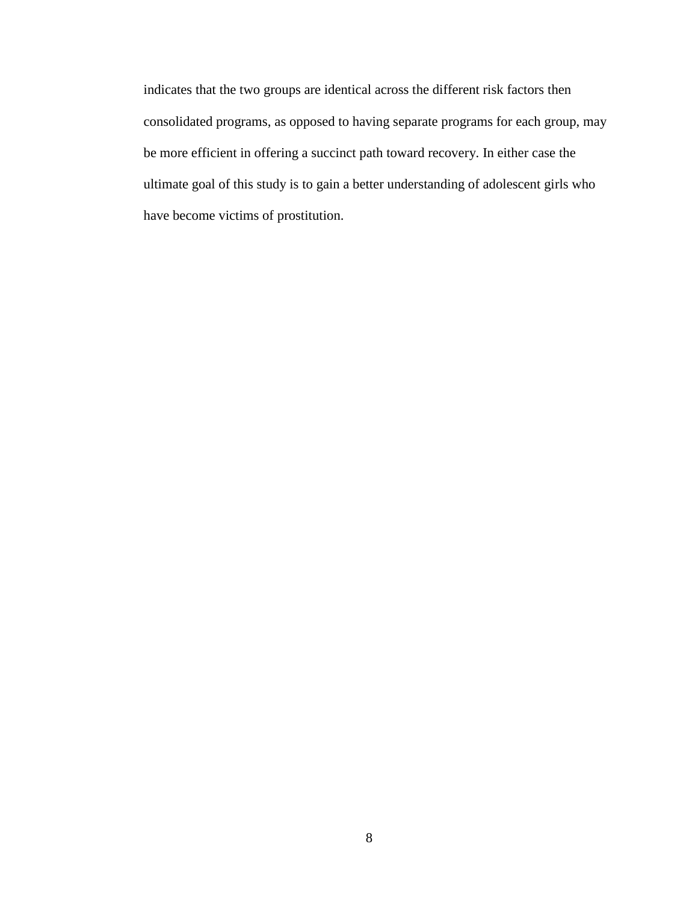indicates that the two groups are identical across the different risk factors then consolidated programs, as opposed to having separate programs for each group, may be more efficient in offering a succinct path toward recovery. In either case the ultimate goal of this study is to gain a better understanding of adolescent girls who have become victims of prostitution.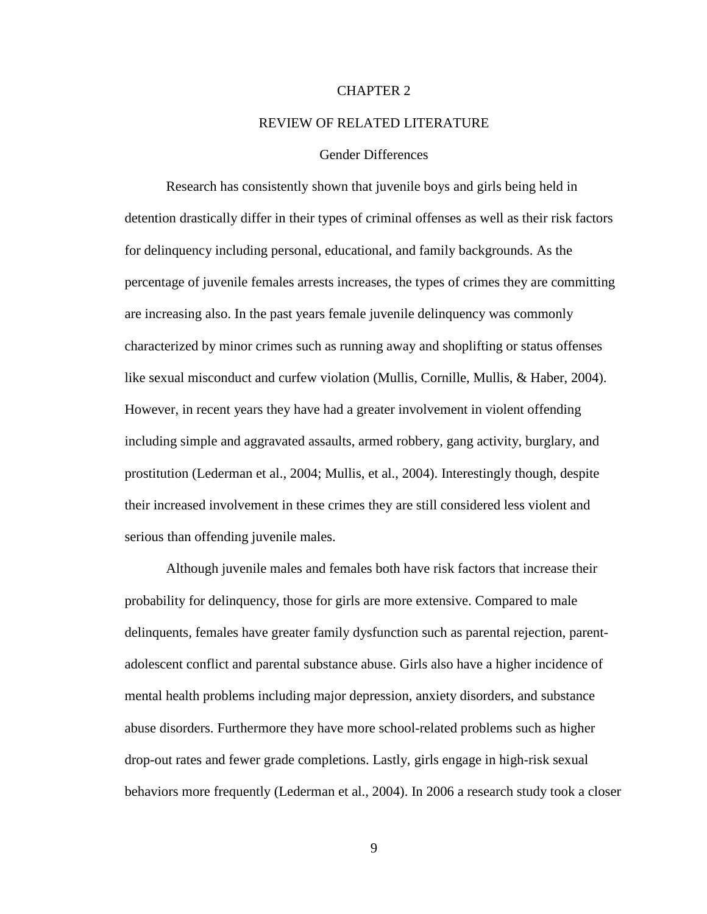# CHAPTER 2

# REVIEW OF RELATED LITERATURE

## Gender Differences

Research has consistently shown that juvenile boys and girls being held in detention drastically differ in their types of criminal offenses as well as their risk factors for delinquency including personal, educational, and family backgrounds. As the percentage of juvenile females arrests increases, the types of crimes they are committing are increasing also. In the past years female juvenile delinquency was commonly characterized by minor crimes such as running away and shoplifting or status offenses like sexual misconduct and curfew violation (Mullis, Cornille, Mullis, & Haber, 2004). However, in recent years they have had a greater involvement in violent offending including simple and aggravated assaults, armed robbery, gang activity, burglary, and prostitution (Lederman et al., 2004; Mullis, et al., 2004). Interestingly though, despite their increased involvement in these crimes they are still considered less violent and serious than offending juvenile males.

Although juvenile males and females both have risk factors that increase their probability for delinquency, those for girls are more extensive. Compared to male delinquents, females have greater family dysfunction such as parental rejection, parent-adolescent conflict and parental substance abuse. Girls also have a higher incidence of mental health problems including major depression, anxiety disorders, and substance abuse disorders. Furthermore they have more school-related problems such as higher drop-out rates and fewer grade completions. Lastly, girls engage in high-risk sexual behaviors more frequently (Lederman et al., 2004). In 2006 a research study took a closer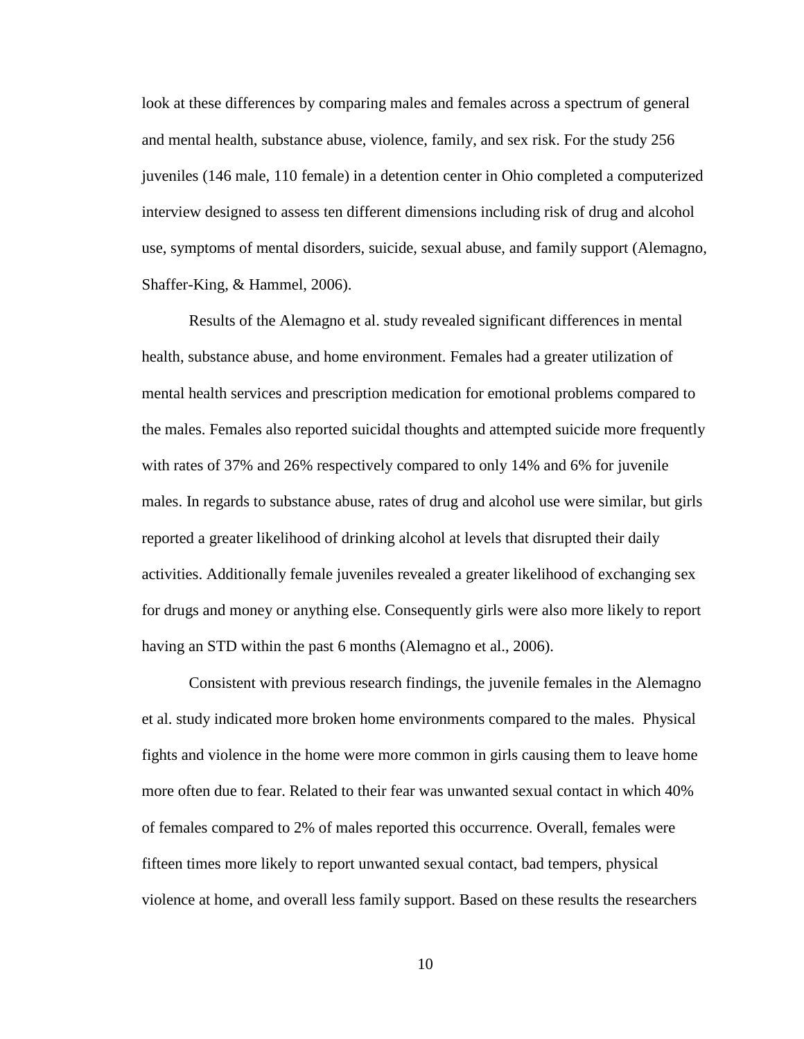look at these differences by comparing males and females across a spectrum of general and mental health, substance abuse, violence, family, and sex risk. For the study 256 juveniles (146 male, 110 female) in a detention center in Ohio completed a computerized interview designed to assess ten different dimensions including risk of drug and alcohol use, symptoms of mental disorders, suicide, sexual abuse, and family support (Alemagno, Shaffer-King, & Hammel, 2006).

Results of the Alemagno et al. study revealed significant differences in mental health, substance abuse, and home environment. Females had a greater utilization of mental health services and prescription medication for emotional problems compared to the males. Females also reported suicidal thoughts and attempted suicide more frequently with rates of 37% and 26% respectively compared to only 14% and 6% for juvenile males. In regards to substance abuse, rates of drug and alcohol use were similar, but girls reported a greater likelihood of drinking alcohol at levels that disrupted their daily activities. Additionally female juveniles revealed a greater likelihood of exchanging sex for drugs and money or anything else. Consequently girls were also more likely to report having an STD within the past 6 months (Alemagno et al., 2006).

Consistent with previous research findings, the juvenile females in the Alemagno et al. study indicated more broken home environments compared to the males. Physical fights and violence in the home were more common in girls causing them to leave home more often due to fear. Related to their fear was unwanted sexual contact in which 40% of females compared to 2% of males reported this occurrence. Overall, females were fifteen times more likely to report unwanted sexual contact, bad tempers, physical violence at home, and overall less family support. Based on these results the researchers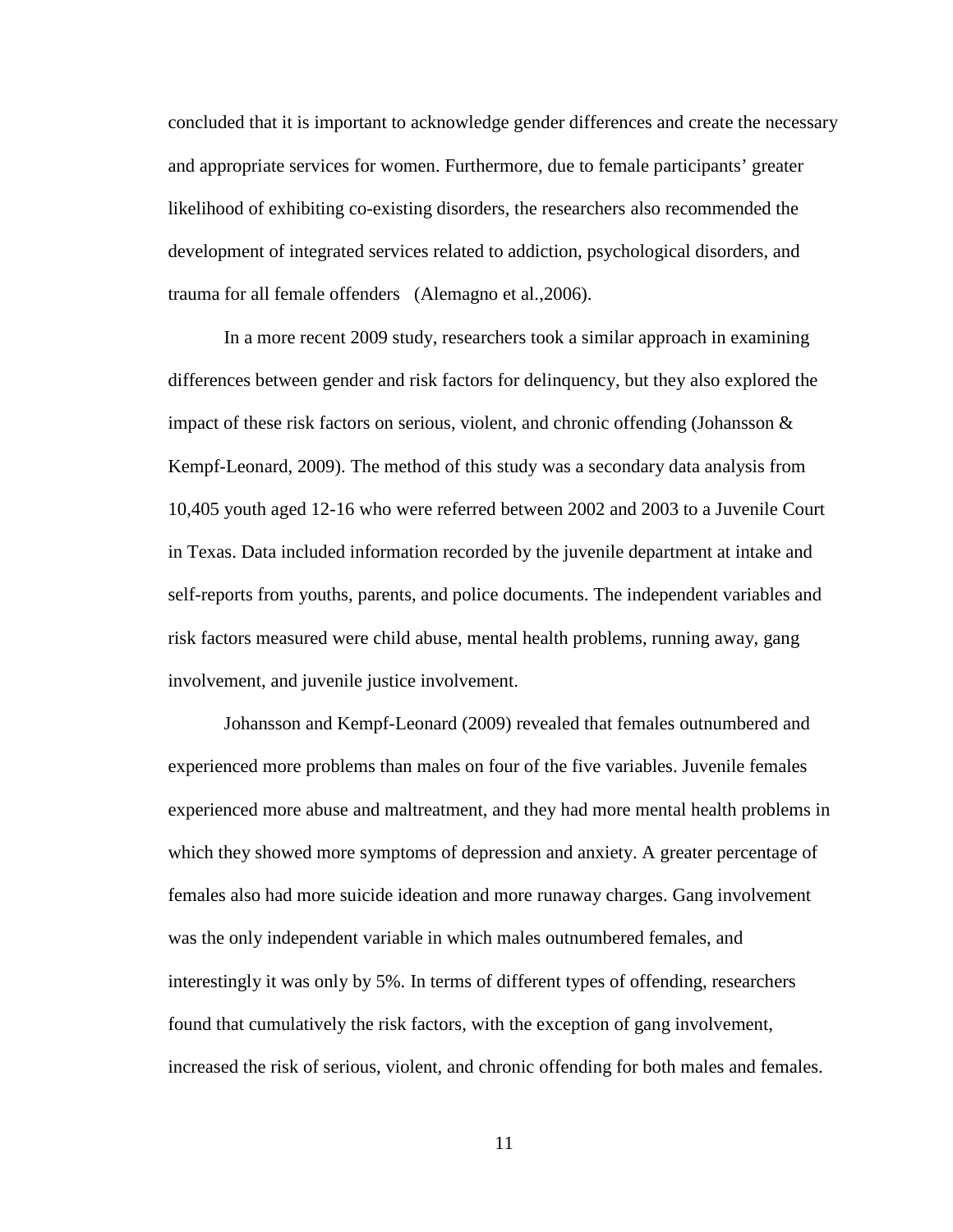concluded that it is important to acknowledge gender differences and create the necessary and appropriate services for women. Furthermore, due to female participants' greater likelihood of exhibiting co-existing disorders, the researchers also recommended the development of integrated services related to addiction, psychological disorders, and trauma for all female offenders (Alemagno et al.,2006).

In a more recent 2009 study, researchers took a similar approach in examining differences between gender and risk factors for delinquency, but they also explored the impact of these risk factors on serious, violent, and chronic offending (Johansson & Kempf-Leonard, 2009). The method of this study was a secondary data analysis from 10,405 youth aged 12-16 who were referred between 2002 and 2003 to a Juvenile Court in Texas. Data included information recorded by the juvenile department at intake and self-reports from youths, parents, and police documents. The independent variables and risk factors measured were child abuse, mental health problems, running away, gang involvement, and juvenile justice involvement.

Johansson and Kempf-Leonard (2009) revealed that females outnumbered and experienced more problems than males on four of the five variables. Juvenile females experienced more abuse and maltreatment, and they had more mental health problems in which they showed more symptoms of depression and anxiety. A greater percentage of females also had more suicide ideation and more runaway charges. Gang involvement was the only independent variable in which males outnumbered females, and interestingly it was only by 5%. In terms of different types of offending, researchers found that cumulatively the risk factors, with the exception of gang involvement, increased the risk of serious, violent, and chronic offending for both males and females.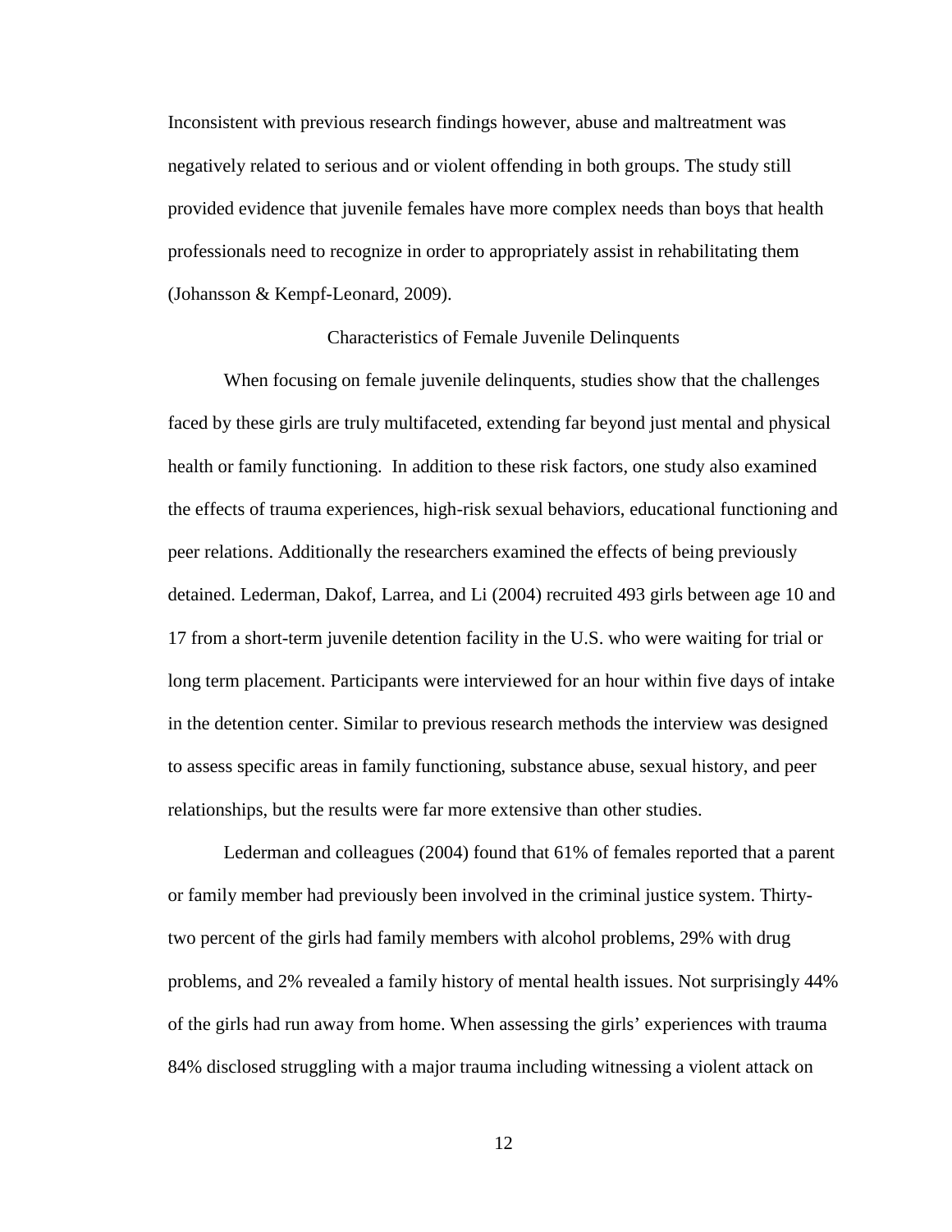Inconsistent with previous research findings however, abuse and maltreatment was negatively related to serious and or violent offending in both groups. The study still provided evidence that juvenile females have more complex needs than boys that health professionals need to recognize in order to appropriately assist in rehabilitating them (Johansson & Kempf-Leonard, 2009).

## Characteristics of Female Juvenile Delinquents

When focusing on female juvenile delinquents, studies show that the challenges faced by these girls are truly multifaceted, extending far beyond just mental and physical health or family functioning. In addition to these risk factors, one study also examined the effects of trauma experiences, high-risk sexual behaviors, educational functioning and peer relations. Additionally the researchers examined the effects of being previously detained. Lederman, Dakof, Larrea, and Li (2004) recruited 493 girls between age 10 and 17 from a short-term juvenile detention facility in the U.S. who were waiting for trial or long term placement. Participants were interviewed for an hour within five days of intake in the detention center. Similar to previous research methods the interview was designed to assess specific areas in family functioning, substance abuse, sexual history, and peer relationships, but the results were far more extensive than other studies.

Lederman and colleagues (2004) found that 61% of females reported that a parent or family member had previously been involved in the criminal justice system. Thirty-two percent of the girls had family members with alcohol problems, 29% with drug problems, and 2% revealed a family history of mental health issues. Not surprisingly 44% of the girls had run away from home. When assessing the girls' experiences with trauma 84% disclosed struggling with a major trauma including witnessing a violent attack on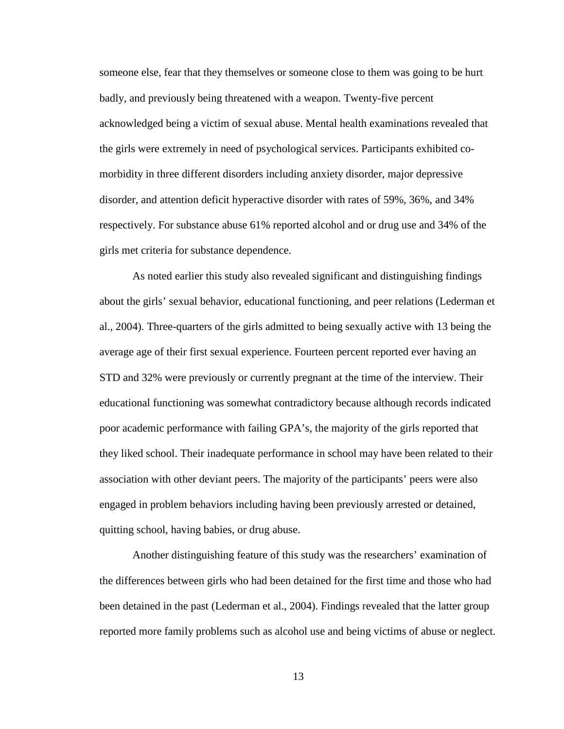someone else, fear that they themselves or someone close to them was going to be hurt badly, and previously being threatened with a weapon. Twenty-five percent acknowledged being a victim of sexual abuse. Mental health examinations revealed that the girls were extremely in need of psychological services. Participants exhibited co-morbidity in three different disorders including anxiety disorder, major depressive disorder, and attention deficit hyperactive disorder with rates of 59%, 36%, and 34% respectively. For substance abuse 61% reported alcohol and or drug use and 34% of the girls met criteria for substance dependence.

As noted earlier this study also revealed significant and distinguishing findings about the girls' sexual behavior, educational functioning, and peer relations (Lederman et al., 2004). Three-quarters of the girls admitted to being sexually active with 13 being the average age of their first sexual experience. Fourteen percent reported ever having an STD and 32% were previously or currently pregnant at the time of the interview. Their educational functioning was somewhat contradictory because although records indicated poor academic performance with failing GPA's, the majority of the girls reported that they liked school. Their inadequate performance in school may have been related to their association with other deviant peers. The majority of the participants' peers were also engaged in problem behaviors including having been previously arrested or detained, quitting school, having babies, or drug abuse.

Another distinguishing feature of this study was the researchers' examination of the differences between girls who had been detained for the first time and those who had been detained in the past (Lederman et al., 2004). Findings revealed that the latter group reported more family problems such as alcohol use and being victims of abuse or neglect.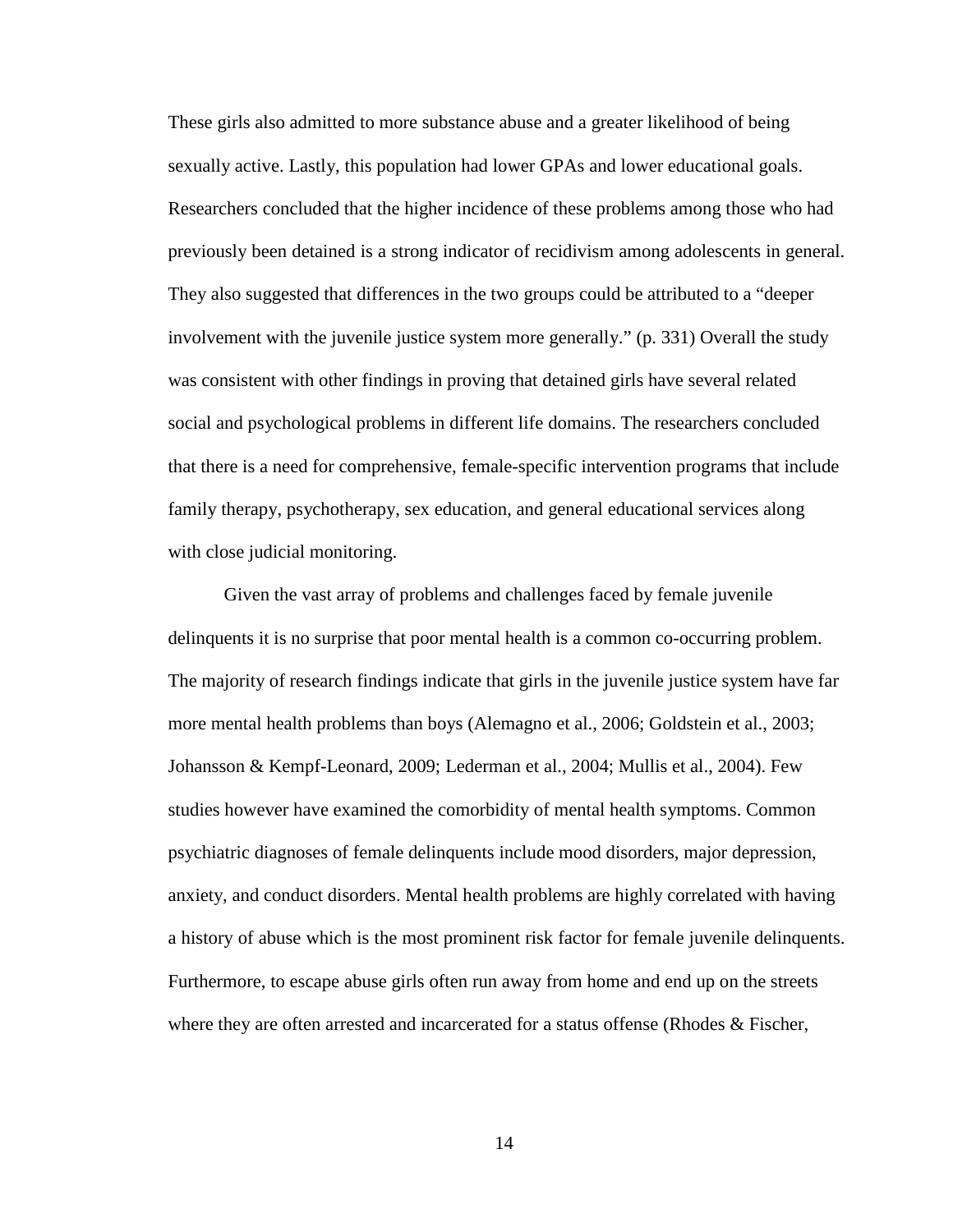These girls also admitted to more substance abuse and a greater likelihood of being sexually active. Lastly, this population had lower GPAs and lower educational goals. Researchers concluded that the higher incidence of these problems among those who had previously been detained is a strong indicator of recidivism among adolescents in general. They also suggested that differences in the two groups could be attributed to a "deeper involvement with the juvenile justice system more generally." (p. 331) Overall the study was consistent with other findings in proving that detained girls have several related social and psychological problems in different life domains. The researchers concluded that there is a need for comprehensive, female-specific intervention programs that include family therapy, psychotherapy, sex education, and general educational services along with close judicial monitoring.

Given the vast array of problems and challenges faced by female juvenile delinquents it is no surprise that poor mental health is a common co-occurring problem. The majority of research findings indicate that girls in the juvenile justice system have far more mental health problems than boys (Alemagno et al., 2006; Goldstein et al., 2003; Johansson & Kempf-Leonard, 2009; Lederman et al., 2004; Mullis et al., 2004). Few studies however have examined the comorbidity of mental health symptoms. Common psychiatric diagnoses of female delinquents include mood disorders, major depression, anxiety, and conduct disorders. Mental health problems are highly correlated with having a history of abuse which is the most prominent risk factor for female juvenile delinquents. Furthermore, to escape abuse girls often run away from home and end up on the streets where they are often arrested and incarcerated for a status offense (Rhodes & Fischer,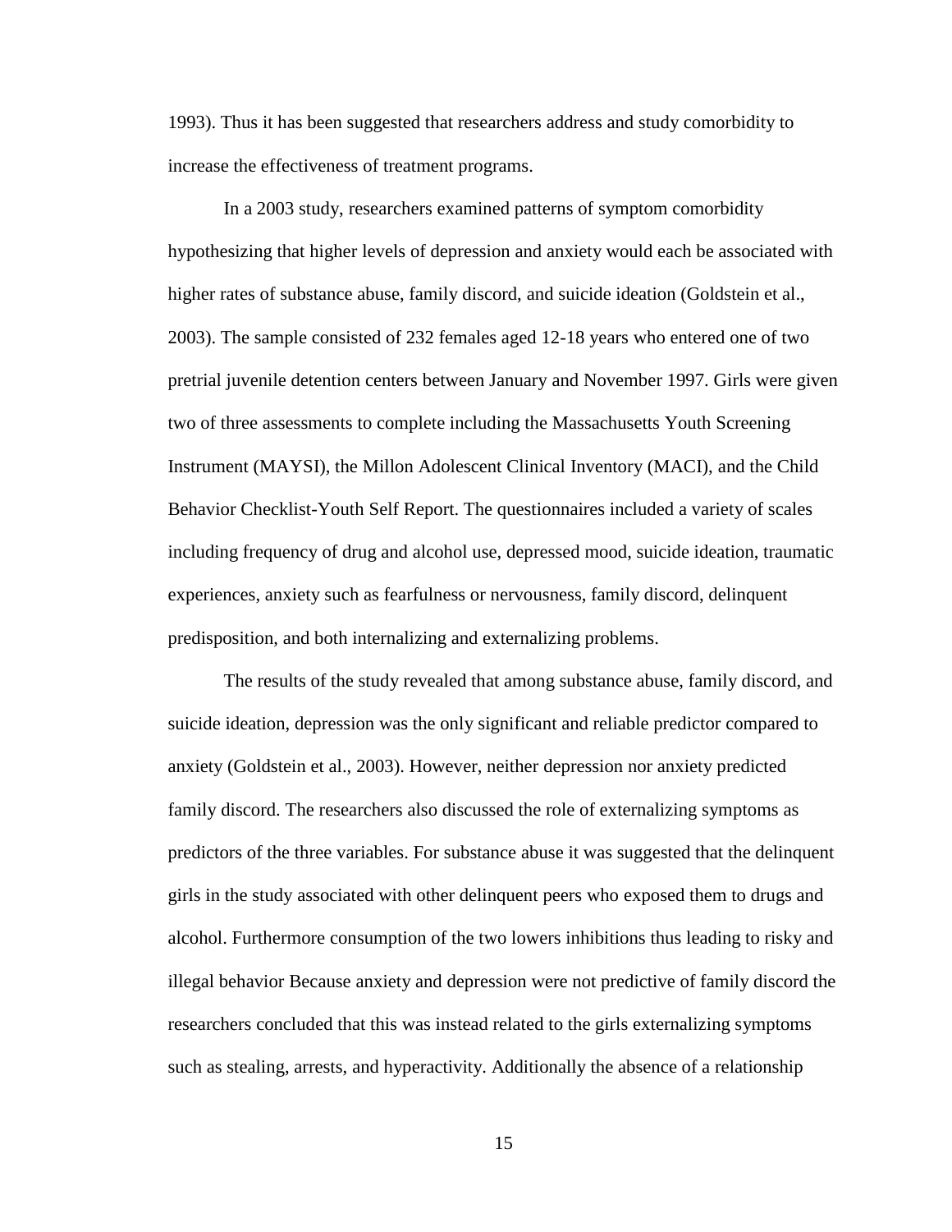1993). Thus it has been suggested that researchers address and study comorbidity to increase the effectiveness of treatment programs.

In a 2003 study, researchers examined patterns of symptom comorbidity hypothesizing that higher levels of depression and anxiety would each be associated with higher rates of substance abuse, family discord, and suicide ideation (Goldstein et al., 2003). The sample consisted of 232 females aged 12-18 years who entered one of two pretrial juvenile detention centers between January and November 1997. Girls were given two of three assessments to complete including the Massachusetts Youth Screening Instrument (MAYSI), the Millon Adolescent Clinical Inventory (MACI), and the Child Behavior Checklist-Youth Self Report. The questionnaires included a variety of scales including frequency of drug and alcohol use, depressed mood, suicide ideation, traumatic experiences, anxiety such as fearfulness or nervousness, family discord, delinquent predisposition, and both internalizing and externalizing problems.

The results of the study revealed that among substance abuse, family discord, and suicide ideation, depression was the only significant and reliable predictor compared to anxiety (Goldstein et al., 2003). However, neither depression nor anxiety predicted family discord. The researchers also discussed the role of externalizing symptoms as predictors of the three variables. For substance abuse it was suggested that the delinquent girls in the study associated with other delinquent peers who exposed them to drugs and alcohol. Furthermore consumption of the two lowers inhibitions thus leading to risky and illegal behavior Because anxiety and depression were not predictive of family discord the researchers concluded that this was instead related to the girls externalizing symptoms such as stealing, arrests, and hyperactivity. Additionally the absence of a relationship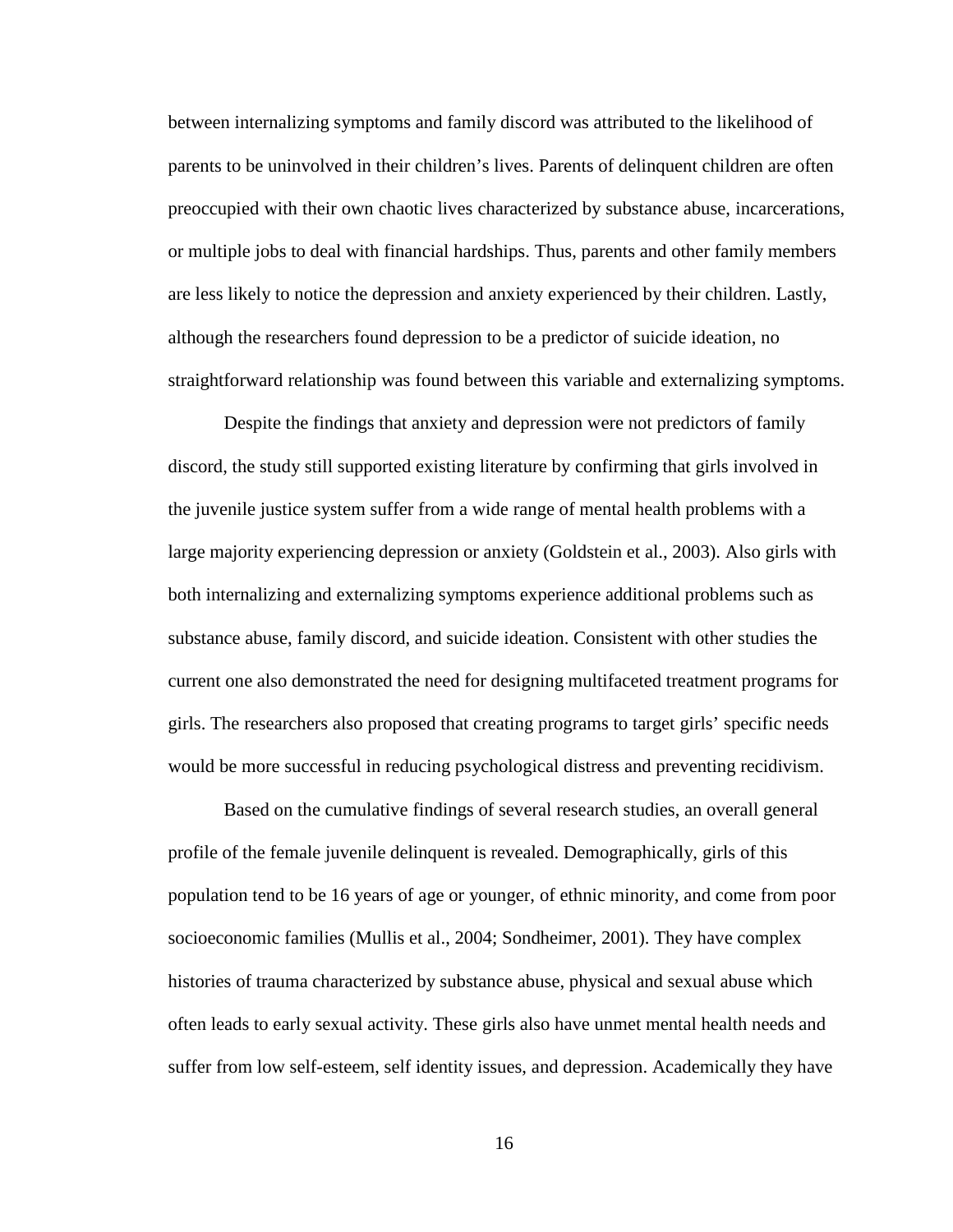between internalizing symptoms and family discord was attributed to the likelihood of parents to be uninvolved in their children's lives. Parents of delinquent children are often preoccupied with their own chaotic lives characterized by substance abuse, incarcerations, or multiple jobs to deal with financial hardships. Thus, parents and other family members are less likely to notice the depression and anxiety experienced by their children. Lastly, although the researchers found depression to be a predictor of suicide ideation, no straightforward relationship was found between this variable and externalizing symptoms.

Despite the findings that anxiety and depression were not predictors of family discord, the study still supported existing literature by confirming that girls involved in the juvenile justice system suffer from a wide range of mental health problems with a large majority experiencing depression or anxiety (Goldstein et al., 2003). Also girls with both internalizing and externalizing symptoms experience additional problems such as substance abuse, family discord, and suicide ideation. Consistent with other studies the current one also demonstrated the need for designing multifaceted treatment programs for girls. The researchers also proposed that creating programs to target girls' specific needs would be more successful in reducing psychological distress and preventing recidivism.

Based on the cumulative findings of several research studies, an overall general profile of the female juvenile delinquent is revealed. Demographically, girls of this population tend to be 16 years of age or younger, of ethnic minority, and come from poor socioeconomic families (Mullis et al., 2004; Sondheimer, 2001). They have complex histories of trauma characterized by substance abuse, physical and sexual abuse which often leads to early sexual activity. These girls also have unmet mental health needs and suffer from low self-esteem, self identity issues, and depression. Academically they have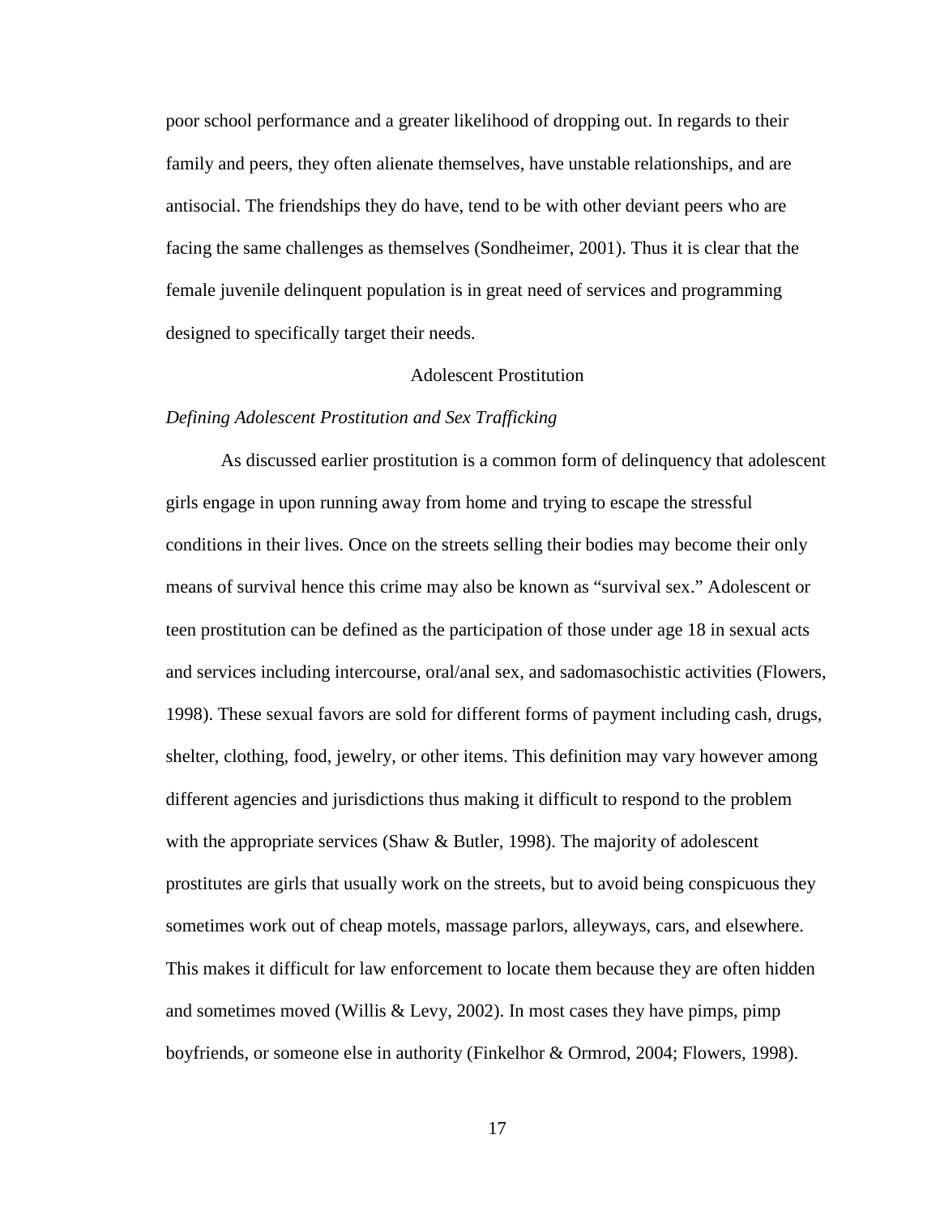poor school performance and a greater likelihood of dropping out. In regards to their family and peers, they often alienate themselves, have unstable relationships, and are antisocial. The friendships they do have, tend to be with other deviant peers who are facing the same challenges as themselves (Sondheimer, 2001). Thus it is clear that the female juvenile delinquent population is in great need of services and programming designed to specifically target their needs.

## Adolescent Prostitution

### *Defining Adolescent Prostitution and Sex Trafficking*

As discussed earlier prostitution is a common form of delinquency that adolescent girls engage in upon running away from home and trying to escape the stressful conditions in their lives. Once on the streets selling their bodies may become their only means of survival hence this crime may also be known as "survival sex." Adolescent or teen prostitution can be defined as the participation of those under age 18 in sexual acts and services including intercourse, oral/anal sex, and sadomasochistic activities (Flowers, 1998). These sexual favors are sold for different forms of payment including cash, drugs, shelter, clothing, food, jewelry, or other items. This definition may vary however among different agencies and jurisdictions thus making it difficult to respond to the problem with the appropriate services (Shaw & Butler, 1998). The majority of adolescent prostitutes are girls that usually work on the streets, but to avoid being conspicuous they sometimes work out of cheap motels, massage parlors, alleyways, cars, and elsewhere. This makes it difficult for law enforcement to locate them because they are often hidden and sometimes moved (Willis & Levy, 2002). In most cases they have pimps, pimp boyfriends, or someone else in authority (Finkelhor & Ormrod, 2004; Flowers, 1998).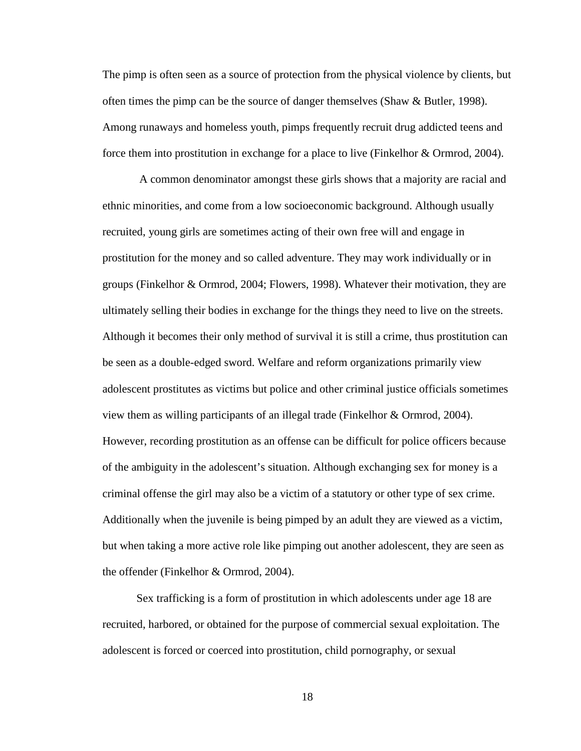The pimp is often seen as a source of protection from the physical violence by clients, but often times the pimp can be the source of danger themselves (Shaw & Butler, 1998). Among runaways and homeless youth, pimps frequently recruit drug addicted teens and force them into prostitution in exchange for a place to live (Finkelhor & Ormrod, 2004).

A common denominator amongst these girls shows that a majority are racial and ethnic minorities, and come from a low socioeconomic background. Although usually recruited, young girls are sometimes acting of their own free will and engage in prostitution for the money and so called adventure. They may work individually or in groups (Finkelhor & Ormrod, 2004; Flowers, 1998). Whatever their motivation, they are ultimately selling their bodies in exchange for the things they need to live on the streets. Although it becomes their only method of survival it is still a crime, thus prostitution can be seen as a double-edged sword. Welfare and reform organizations primarily view adolescent prostitutes as victims but police and other criminal justice officials sometimes view them as willing participants of an illegal trade (Finkelhor & Ormrod, 2004). However, recording prostitution as an offense can be difficult for police officers because of the ambiguity in the adolescent's situation. Although exchanging sex for money is a criminal offense the girl may also be a victim of a statutory or other type of sex crime. Additionally when the juvenile is being pimped by an adult they are viewed as a victim, but when taking a more active role like pimping out another adolescent, they are seen as the offender (Finkelhor & Ormrod, 2004).

Sex trafficking is a form of prostitution in which adolescents under age 18 are recruited, harbored, or obtained for the purpose of commercial sexual exploitation. The adolescent is forced or coerced into prostitution, child pornography, or sexual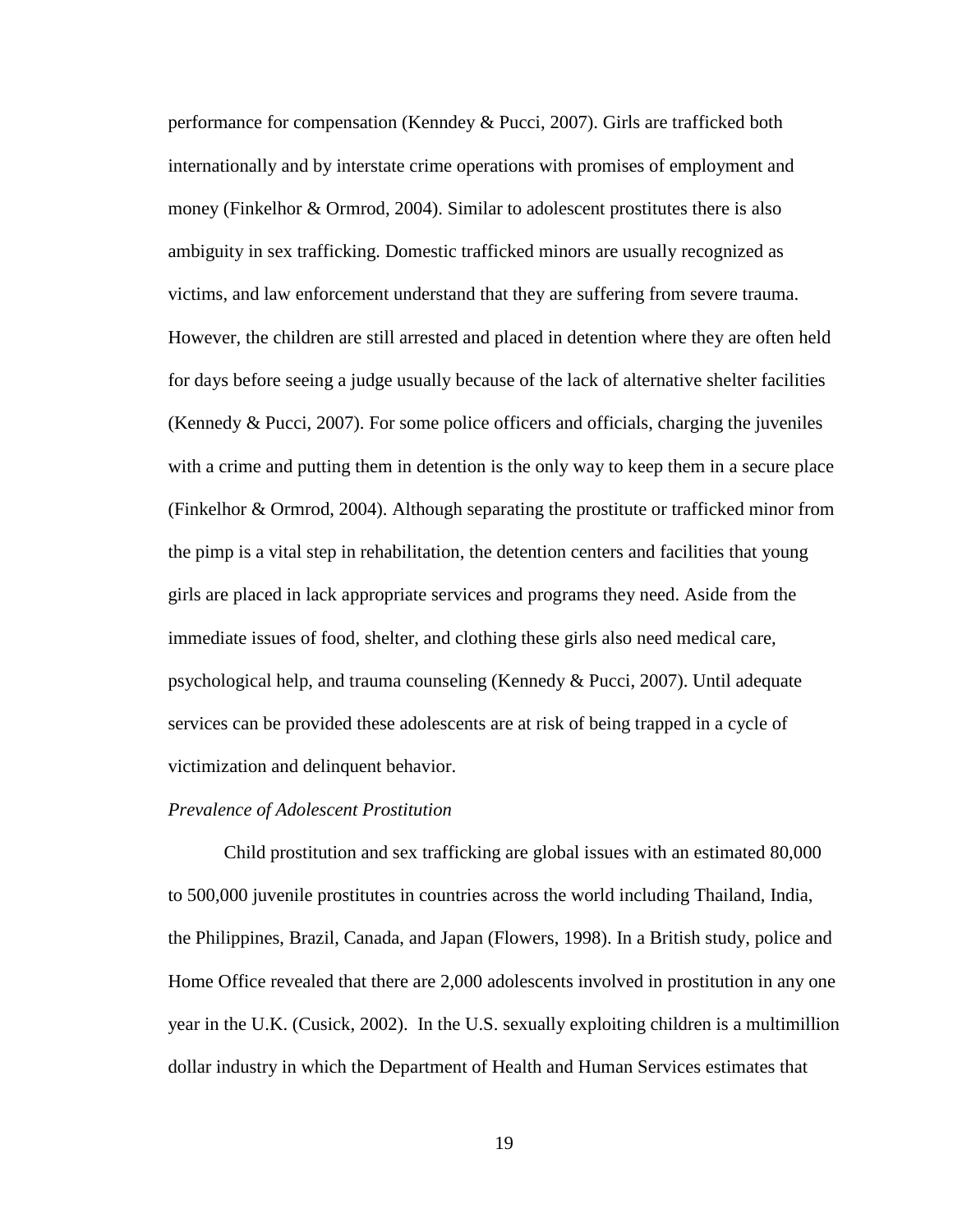performance for compensation (Kenndey & Pucci, 2007). Girls are trafficked both internationally and by interstate crime operations with promises of employment and money (Finkelhor & Ormrod, 2004). Similar to adolescent prostitutes there is also ambiguity in sex trafficking. Domestic trafficked minors are usually recognized as victims, and law enforcement understand that they are suffering from severe trauma. However, the children are still arrested and placed in detention where they are often held for days before seeing a judge usually because of the lack of alternative shelter facilities (Kennedy & Pucci, 2007). For some police officers and officials, charging the juveniles with a crime and putting them in detention is the only way to keep them in a secure place (Finkelhor & Ormrod, 2004). Although separating the prostitute or trafficked minor from the pimp is a vital step in rehabilitation, the detention centers and facilities that young girls are placed in lack appropriate services and programs they need. Aside from the immediate issues of food, shelter, and clothing these girls also need medical care, psychological help, and trauma counseling (Kennedy & Pucci, 2007). Until adequate services can be provided these adolescents are at risk of being trapped in a cycle of victimization and delinquent behavior.

*Prevalence of Adolescent Prostitution*

Child prostitution and sex trafficking are global issues with an estimated 80,000 to 500,000 juvenile prostitutes in countries across the world including Thailand, India, the Philippines, Brazil, Canada, and Japan (Flowers, 1998). In a British study, police and Home Office revealed that there are 2,000 adolescents involved in prostitution in any one year in the U.K. (Cusick, 2002). In the U.S. sexually exploiting children is a multimillion dollar industry in which the Department of Health and Human Services estimates that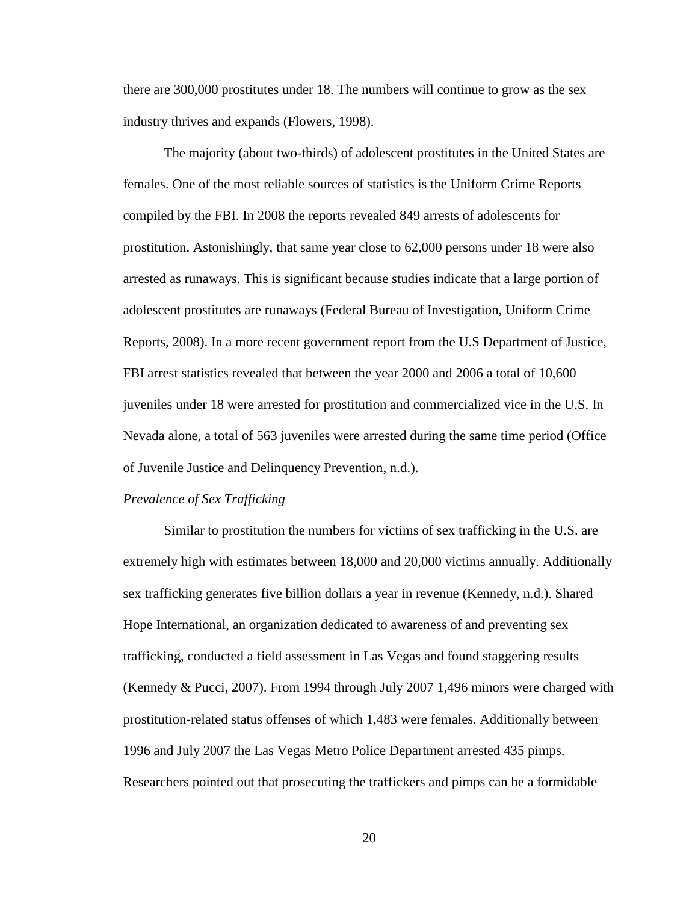there are 300,000 prostitutes under 18. The numbers will continue to grow as the sex industry thrives and expands (Flowers, 1998).

The majority (about two-thirds) of adolescent prostitutes in the United States are females. One of the most reliable sources of statistics is the Uniform Crime Reports compiled by the FBI. In 2008 the reports revealed 849 arrests of adolescents for prostitution. Astonishingly, that same year close to 62,000 persons under 18 were also arrested as runaways. This is significant because studies indicate that a large portion of adolescent prostitutes are runaways (Federal Bureau of Investigation, Uniform Crime Reports, 2008). In a more recent government report from the U.S Department of Justice, FBI arrest statistics revealed that between the year 2000 and 2006 a total of 10,600 juveniles under 18 were arrested for prostitution and commercialized vice in the U.S. In Nevada alone, a total of 563 juveniles were arrested during the same time period (Office of Juvenile Justice and Delinquency Prevention, n.d.).

*Prevalence of Sex Trafficking*

Similar to prostitution the numbers for victims of sex trafficking in the U.S. are extremely high with estimates between 18,000 and 20,000 victims annually. Additionally sex trafficking generates five billion dollars a year in revenue (Kennedy, n.d.). Shared Hope International, an organization dedicated to awareness of and preventing sex trafficking, conducted a field assessment in Las Vegas and found staggering results (Kennedy & Pucci, 2007). From 1994 through July 2007 1,496 minors were charged with prostitution-related status offenses of which 1,483 were females. Additionally between 1996 and July 2007 the Las Vegas Metro Police Department arrested 435 pimps. Researchers pointed out that prosecuting the traffickers and pimps can be a formidable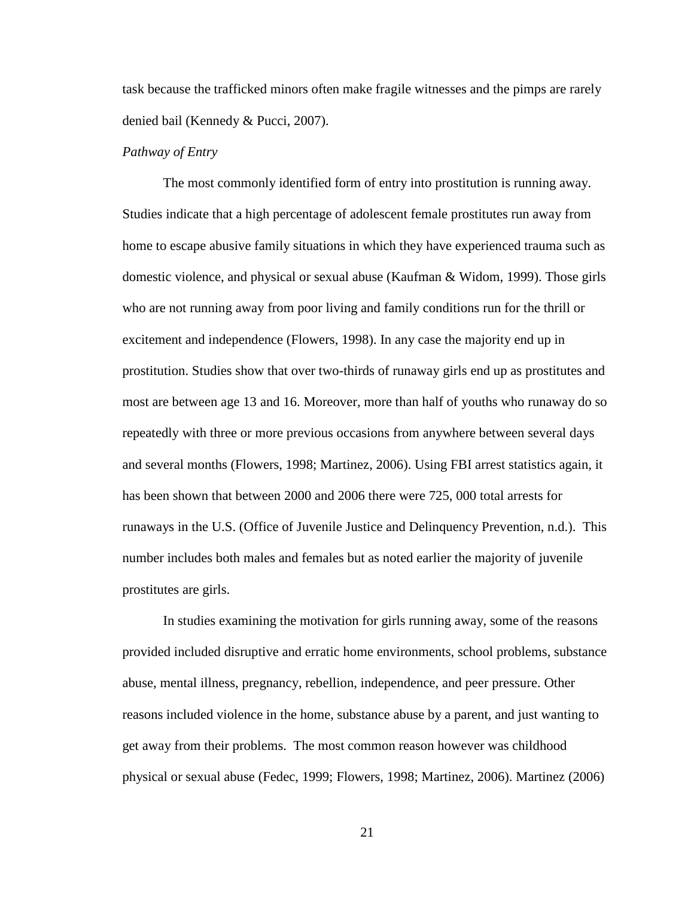task because the trafficked minors often make fragile witnesses and the pimps are rarely denied bail (Kennedy & Pucci, 2007).

*Pathway of Entry*

The most commonly identified form of entry into prostitution is running away. Studies indicate that a high percentage of adolescent female prostitutes run away from home to escape abusive family situations in which they have experienced trauma such as domestic violence, and physical or sexual abuse (Kaufman & Widom, 1999). Those girls who are not running away from poor living and family conditions run for the thrill or excitement and independence (Flowers, 1998). In any case the majority end up in prostitution. Studies show that over two-thirds of runaway girls end up as prostitutes and most are between age 13 and 16. Moreover, more than half of youths who runaway do so repeatedly with three or more previous occasions from anywhere between several days and several months (Flowers, 1998; Martinez, 2006). Using FBI arrest statistics again, it has been shown that between 2000 and 2006 there were 725, 000 total arrests for runaways in the U.S. (Office of Juvenile Justice and Delinquency Prevention, n.d.). This number includes both males and females but as noted earlier the majority of juvenile prostitutes are girls.

In studies examining the motivation for girls running away, some of the reasons provided included disruptive and erratic home environments, school problems, substance abuse, mental illness, pregnancy, rebellion, independence, and peer pressure. Other reasons included violence in the home, substance abuse by a parent, and just wanting to get away from their problems. The most common reason however was childhood physical or sexual abuse (Fedec, 1999; Flowers, 1998; Martinez, 2006). Martinez (2006)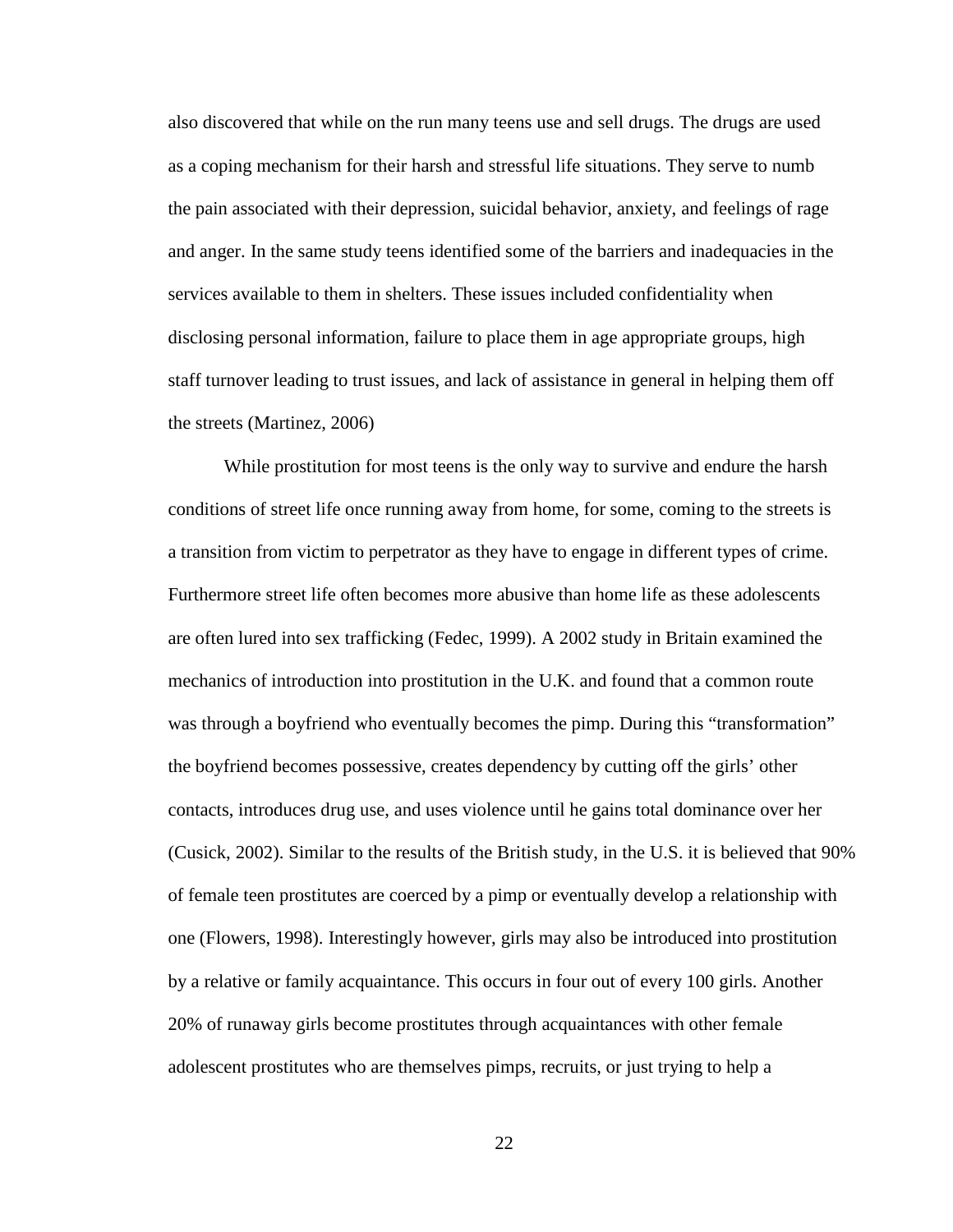also discovered that while on the run many teens use and sell drugs. The drugs are used as a coping mechanism for their harsh and stressful life situations. They serve to numb the pain associated with their depression, suicidal behavior, anxiety, and feelings of rage and anger. In the same study teens identified some of the barriers and inadequacies in the services available to them in shelters. These issues included confidentiality when disclosing personal information, failure to place them in age appropriate groups, high staff turnover leading to trust issues, and lack of assistance in general in helping them off the streets (Martinez, 2006)

While prostitution for most teens is the only way to survive and endure the harsh conditions of street life once running away from home, for some, coming to the streets is a transition from victim to perpetrator as they have to engage in different types of crime. Furthermore street life often becomes more abusive than home life as these adolescents are often lured into sex trafficking (Fedec, 1999). A 2002 study in Britain examined the mechanics of introduction into prostitution in the U.K. and found that a common route was through a boyfriend who eventually becomes the pimp. During this "transformation" the boyfriend becomes possessive, creates dependency by cutting off the girls' other contacts, introduces drug use, and uses violence until he gains total dominance over her (Cusick, 2002). Similar to the results of the British study, in the U.S. it is believed that 90% of female teen prostitutes are coerced by a pimp or eventually develop a relationship with one (Flowers, 1998). Interestingly however, girls may also be introduced into prostitution by a relative or family acquaintance. This occurs in four out of every 100 girls. Another 20% of runaway girls become prostitutes through acquaintances with other female adolescent prostitutes who are themselves pimps, recruits, or just trying to help a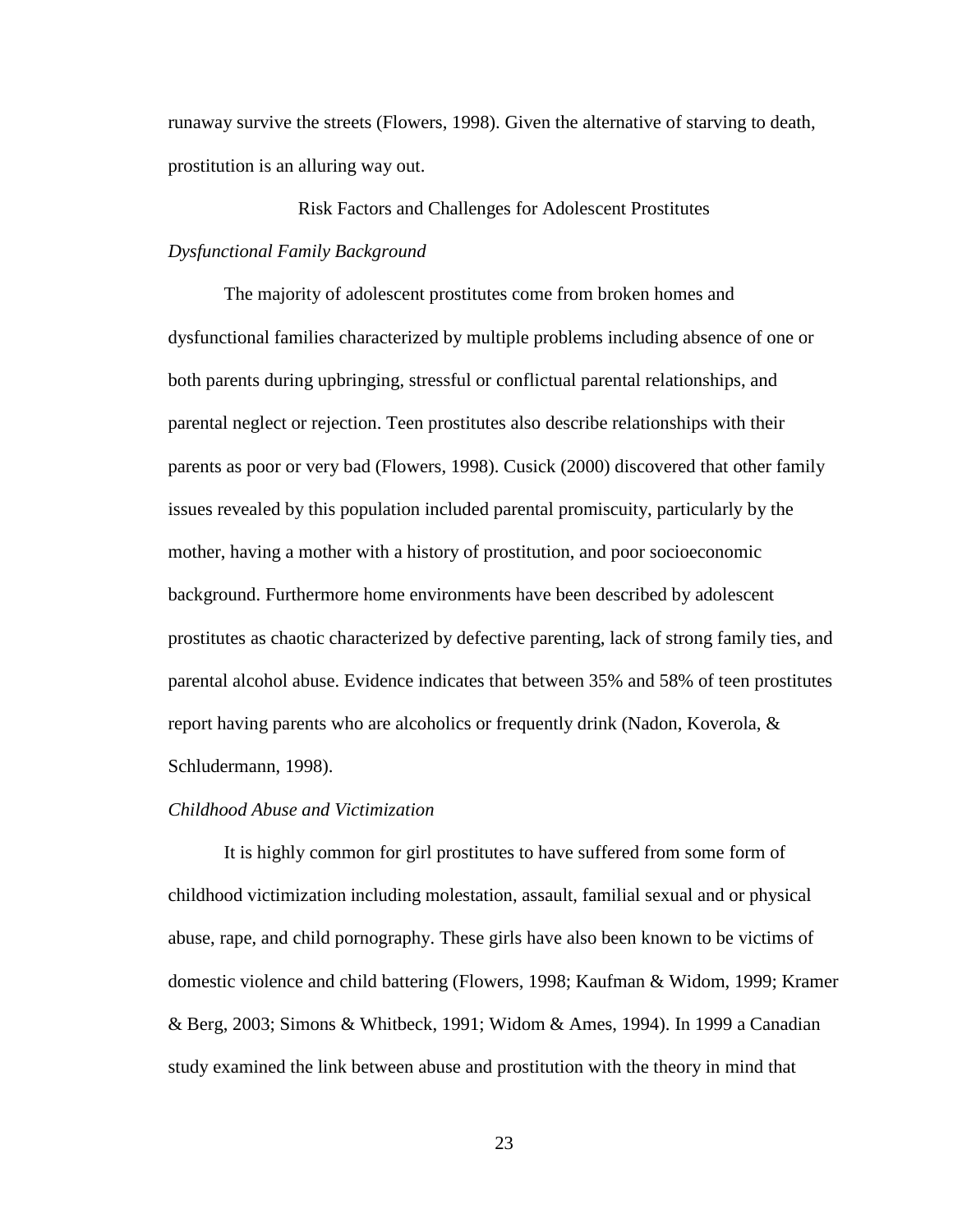runaway survive the streets (Flowers, 1998). Given the alternative of starving to death, prostitution is an alluring way out.

## Risk Factors and Challenges for Adolescent Prostitutes

### *Dysfunctional Family Background*

The majority of adolescent prostitutes come from broken homes and dysfunctional families characterized by multiple problems including absence of one or both parents during upbringing, stressful or conflictual parental relationships, and parental neglect or rejection. Teen prostitutes also describe relationships with their parents as poor or very bad (Flowers, 1998). Cusick (2000) discovered that other family issues revealed by this population included parental promiscuity, particularly by the mother, having a mother with a history of prostitution, and poor socioeconomic background. Furthermore home environments have been described by adolescent prostitutes as chaotic characterized by defective parenting, lack of strong family ties, and parental alcohol abuse. Evidence indicates that between 35% and 58% of teen prostitutes report having parents who are alcoholics or frequently drink (Nadon, Koverola, & Schludermann, 1998).

### *Childhood Abuse and Victimization*

It is highly common for girl prostitutes to have suffered from some form of childhood victimization including molestation, assault, familial sexual and or physical abuse, rape, and child pornography. These girls have also been known to be victims of domestic violence and child battering (Flowers, 1998; Kaufman & Widom, 1999; Kramer & Berg, 2003; Simons & Whitbeck, 1991; Widom & Ames, 1994). In 1999 a Canadian study examined the link between abuse and prostitution with the theory in mind that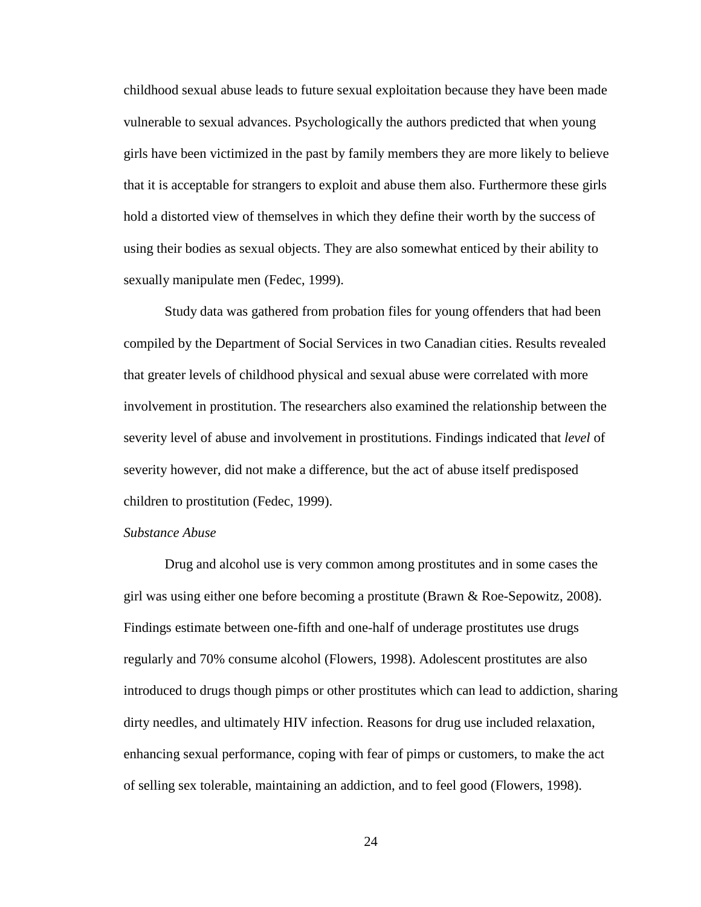childhood sexual abuse leads to future sexual exploitation because they have been made vulnerable to sexual advances. Psychologically the authors predicted that when young girls have been victimized in the past by family members they are more likely to believe that it is acceptable for strangers to exploit and abuse them also. Furthermore these girls hold a distorted view of themselves in which they define their worth by the success of using their bodies as sexual objects. They are also somewhat enticed by their ability to sexually manipulate men (Fedec, 1999).

Study data was gathered from probation files for young offenders that had been compiled by the Department of Social Services in two Canadian cities. Results revealed that greater levels of childhood physical and sexual abuse were correlated with more involvement in prostitution. The researchers also examined the relationship between the severity level of abuse and involvement in prostitutions. Findings indicated that *level* of severity however, did not make a difference, but the act of abuse itself predisposed children to prostitution (Fedec, 1999).

*Substance Abuse*

Drug and alcohol use is very common among prostitutes and in some cases the girl was using either one before becoming a prostitute (Brawn & Roe-Sepowitz, 2008). Findings estimate between one-fifth and one-half of underage prostitutes use drugs regularly and 70% consume alcohol (Flowers, 1998). Adolescent prostitutes are also introduced to drugs though pimps or other prostitutes which can lead to addiction, sharing dirty needles, and ultimately HIV infection. Reasons for drug use included relaxation, enhancing sexual performance, coping with fear of pimps or customers, to make the act of selling sex tolerable, maintaining an addiction, and to feel good (Flowers, 1998).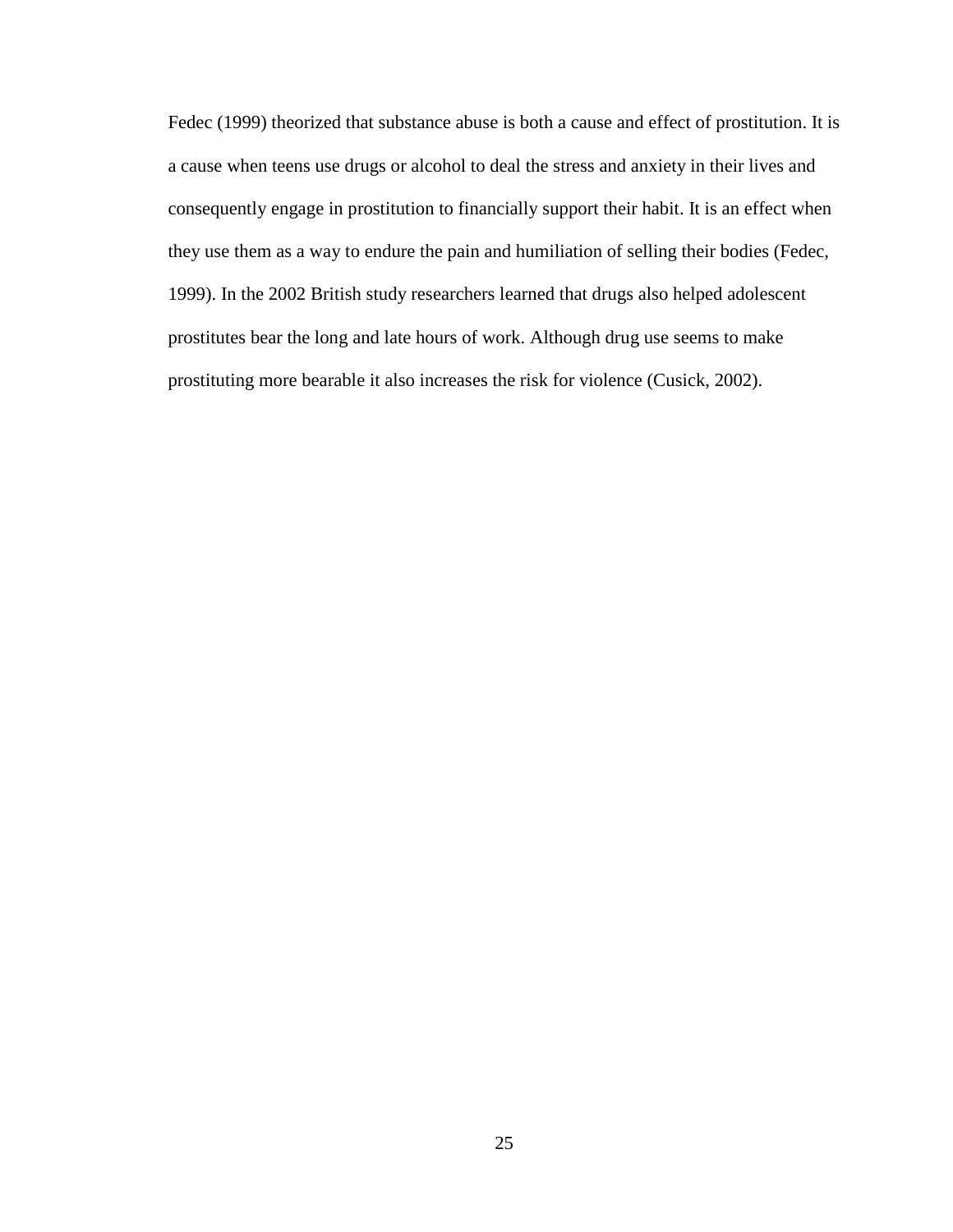Fedec (1999) theorized that substance abuse is both a cause and effect of prostitution. It is a cause when teens use drugs or alcohol to deal the stress and anxiety in their lives and consequently engage in prostitution to financially support their habit. It is an effect when they use them as a way to endure the pain and humiliation of selling their bodies (Fedec, 1999). In the 2002 British study researchers learned that drugs also helped adolescent prostitutes bear the long and late hours of work. Although drug use seems to make prostituting more bearable it also increases the risk for violence (Cusick, 2002).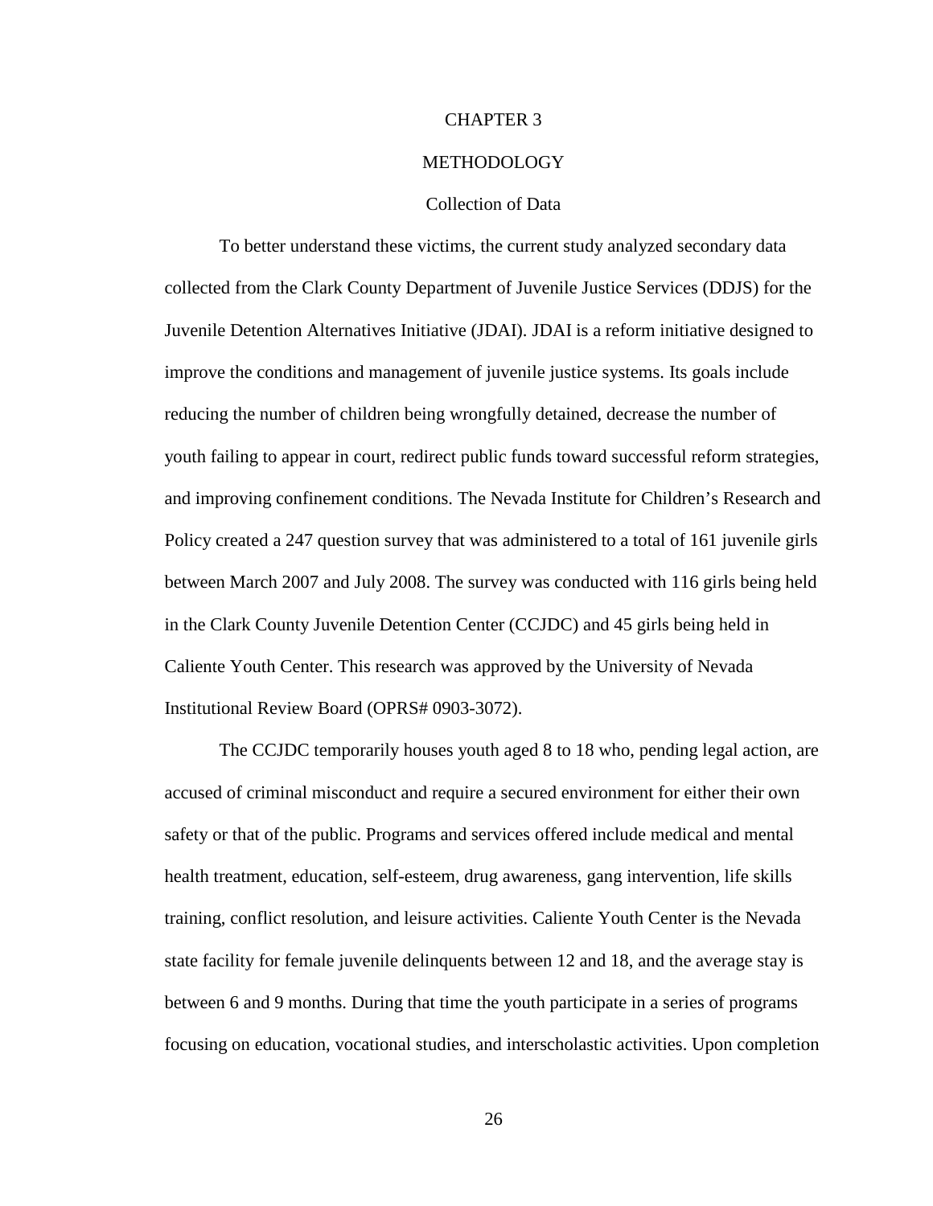# CHAPTER 3

# METHODOLOGY

## Collection of Data

To better understand these victims, the current study analyzed secondary data collected from the Clark County Department of Juvenile Justice Services (DDJS) for the Juvenile Detention Alternatives Initiative (JDAI). JDAI is a reform initiative designed to improve the conditions and management of juvenile justice systems. Its goals include reducing the number of children being wrongfully detained, decrease the number of youth failing to appear in court, redirect public funds toward successful reform strategies, and improving confinement conditions. The Nevada Institute for Children's Research and Policy created a 247 question survey that was administered to a total of 161 juvenile girls between March 2007 and July 2008. The survey was conducted with 116 girls being held in the Clark County Juvenile Detention Center (CCJDC) and 45 girls being held in Caliente Youth Center. This research was approved by the University of Nevada Institutional Review Board (OPRS# 0903-3072).

The CCJDC temporarily houses youth aged 8 to 18 who, pending legal action, are accused of criminal misconduct and require a secured environment for either their own safety or that of the public. Programs and services offered include medical and mental health treatment, education, self-esteem, drug awareness, gang intervention, life skills training, conflict resolution, and leisure activities. Caliente Youth Center is the Nevada state facility for female juvenile delinquents between 12 and 18, and the average stay is between 6 and 9 months. During that time the youth participate in a series of programs focusing on education, vocational studies, and interscholastic activities. Upon completion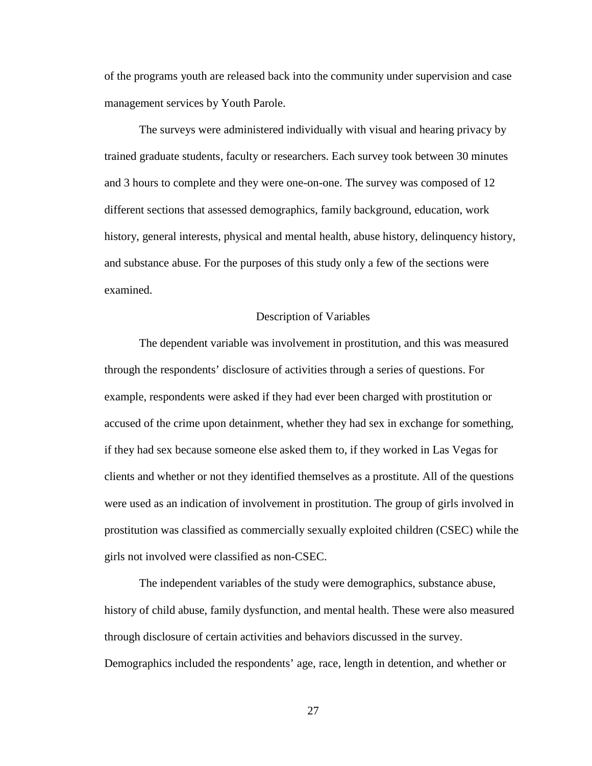of the programs youth are released back into the community under supervision and case management services by Youth Parole.

The surveys were administered individually with visual and hearing privacy by trained graduate students, faculty or researchers. Each survey took between 30 minutes and 3 hours to complete and they were one-on-one. The survey was composed of 12 different sections that assessed demographics, family background, education, work history, general interests, physical and mental health, abuse history, delinquency history, and substance abuse. For the purposes of this study only a few of the sections were examined.

## Description of Variables

The dependent variable was involvement in prostitution, and this was measured through the respondents' disclosure of activities through a series of questions. For example, respondents were asked if they had ever been charged with prostitution or accused of the crime upon detainment, whether they had sex in exchange for something, if they had sex because someone else asked them to, if they worked in Las Vegas for clients and whether or not they identified themselves as a prostitute. All of the questions were used as an indication of involvement in prostitution. The group of girls involved in prostitution was classified as commercially sexually exploited children (CSEC) while the girls not involved were classified as non-CSEC.

The independent variables of the study were demographics, substance abuse, history of child abuse, family dysfunction, and mental health. These were also measured through disclosure of certain activities and behaviors discussed in the survey. Demographics included the respondents' age, race, length in detention, and whether or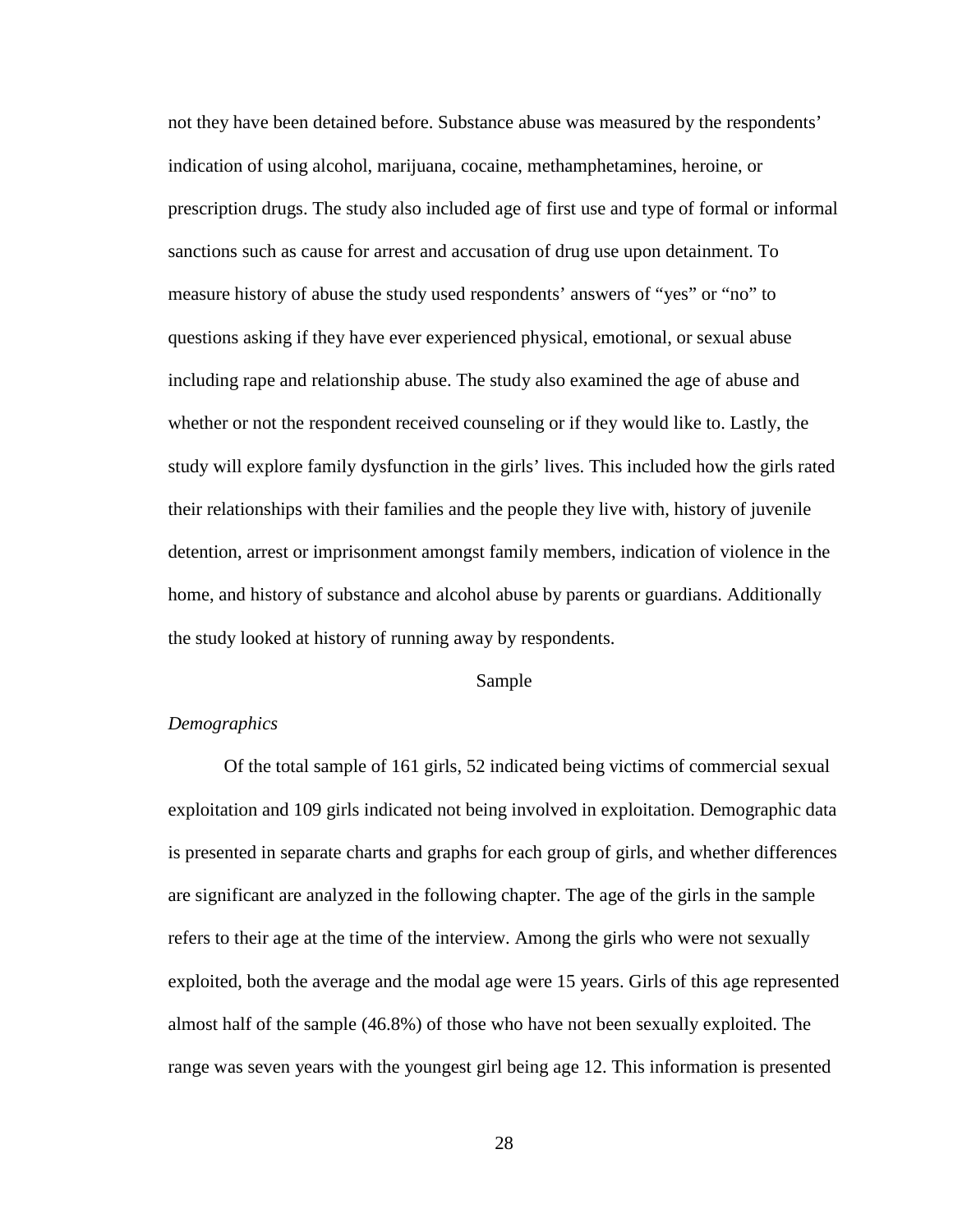not they have been detained before. Substance abuse was measured by the respondents' indication of using alcohol, marijuana, cocaine, methamphetamines, heroine, or prescription drugs. The study also included age of first use and type of formal or informal sanctions such as cause for arrest and accusation of drug use upon detainment. To measure history of abuse the study used respondents' answers of "yes" or "no" to questions asking if they have ever experienced physical, emotional, or sexual abuse including rape and relationship abuse. The study also examined the age of abuse and whether or not the respondent received counseling or if they would like to. Lastly, the study will explore family dysfunction in the girls' lives. This included how the girls rated their relationships with their families and the people they live with, history of juvenile detention, arrest or imprisonment amongst family members, indication of violence in the home, and history of substance and alcohol abuse by parents or guardians. Additionally the study looked at history of running away by respondents.

## Sample

### *Demographics*

Of the total sample of 161 girls, 52 indicated being victims of commercial sexual exploitation and 109 girls indicated not being involved in exploitation. Demographic data is presented in separate charts and graphs for each group of girls, and whether differences are significant are analyzed in the following chapter. The age of the girls in the sample refers to their age at the time of the interview. Among the girls who were not sexually exploited, both the average and the modal age were 15 years. Girls of this age represented almost half of the sample (46.8%) of those who have not been sexually exploited. The range was seven years with the youngest girl being age 12. This information is presented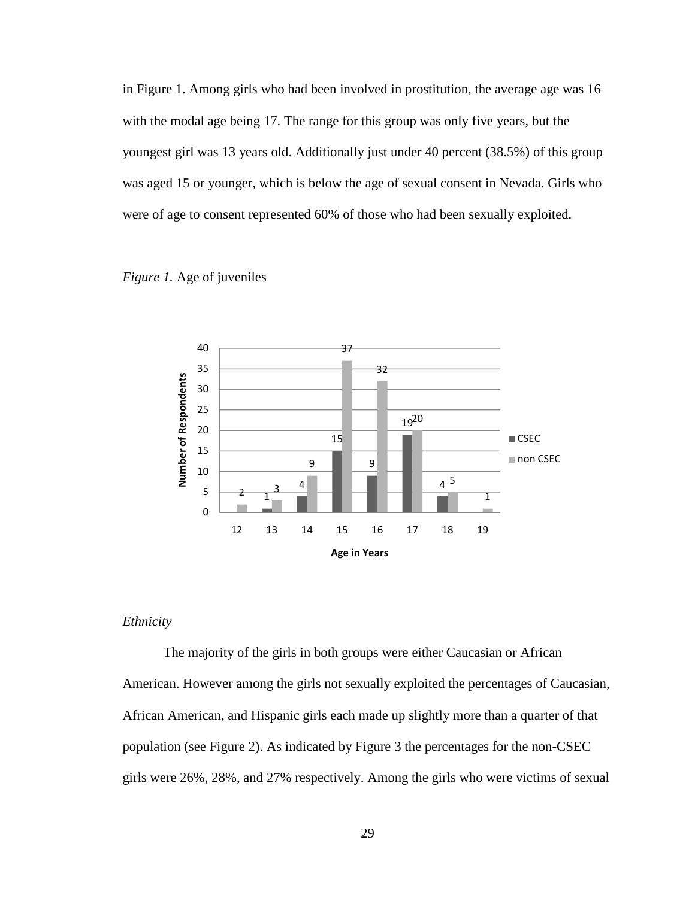in Figure 1. Among girls who had been involved in prostitution, the average age was 16 with the modal age being 17. The range for this group was only five years, but the youngest girl was 13 years old. Additionally just under 40 percent (38.5%) of this group was aged 15 or younger, which is below the age of sexual consent in Nevada. Girls who were of age to consent represented 60% of those who had been sexually exploited.

*Figure 1.* Age of juveniles

| Age in Years | CSEC | non CSEC |
|---|---|---|
| 12 | | 2 |
| 13 | 1 | 3 |
| 14 | 4 | 9 |
| 15 | 15 | 37 |
| 16 | 9 | 32 |
| 17 | 19 | 20 |
| 18 | 4 | 5 |
| 19 | | 1 |

*Ethnicity*

The majority of the girls in both groups were either Caucasian or African American. However among the girls not sexually exploited the percentages of Caucasian, African American, and Hispanic girls each made up slightly more than a quarter of that population (see Figure 2). As indicated by Figure 3 the percentages for the non-CSEC girls were 26%, 28%, and 27% respectively. Among the girls who were victims of sexual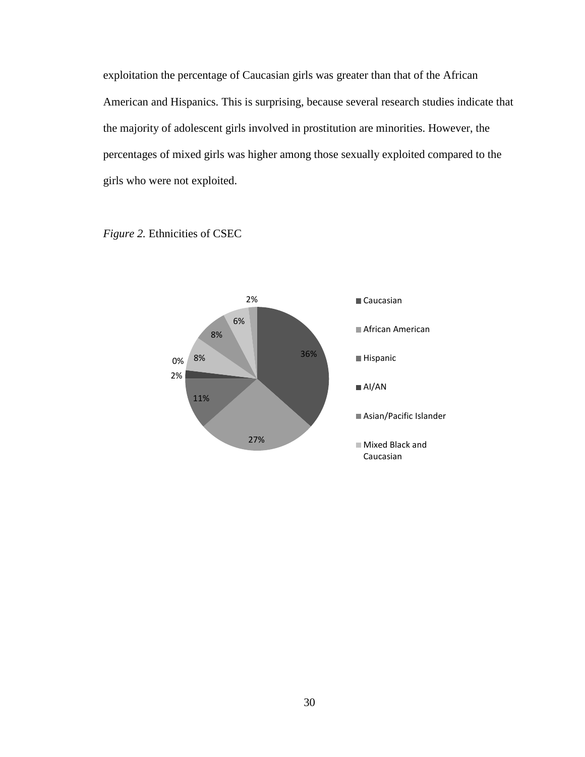exploitation the percentage of Caucasian girls was greater than that of the African American and Hispanics. This is surprising, because several research studies indicate that the majority of adolescent girls involved in prostitution are minorities. However, the percentages of mixed girls was higher among those sexually exploited compared to the girls who were not exploited.

*Figure 2.* Ethnicities of CSEC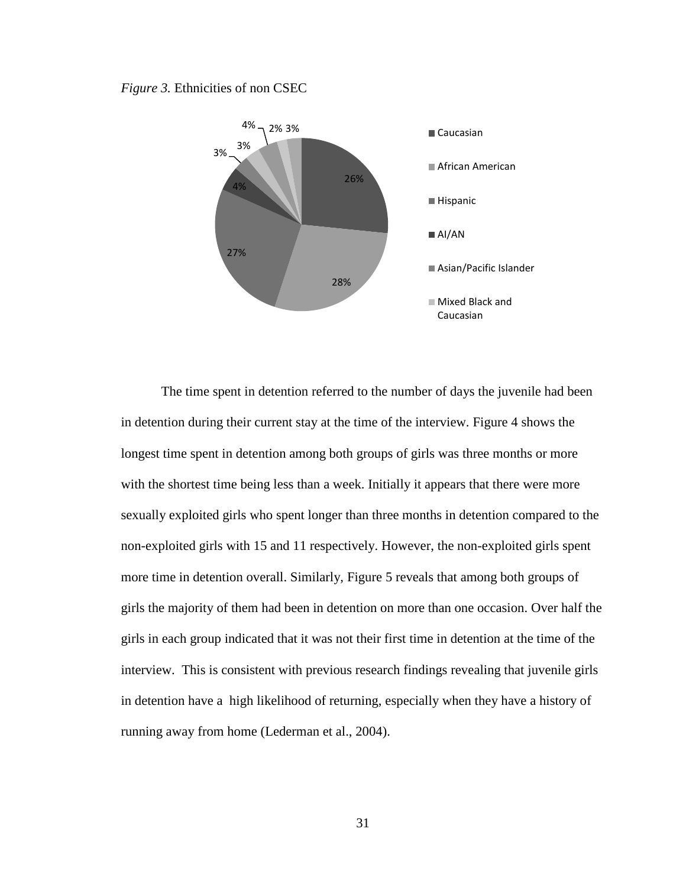*Figure 3.* Ethnicities of non CSEC

The time spent in detention referred to the number of days the juvenile had been in detention during their current stay at the time of the interview. Figure 4 shows the longest time spent in detention among both groups of girls was three months or more with the shortest time being less than a week. Initially it appears that there were more sexually exploited girls who spent longer than three months in detention compared to the non-exploited girls with 15 and 11 respectively. However, the non-exploited girls spent more time in detention overall. Similarly, Figure 5 reveals that among both groups of girls the majority of them had been in detention on more than one occasion. Over half the girls in each group indicated that it was not their first time in detention at the time of the interview. This is consistent with previous research findings revealing that juvenile girls in detention have a high likelihood of returning, especially when they have a history of running away from home (Lederman et al., 2004).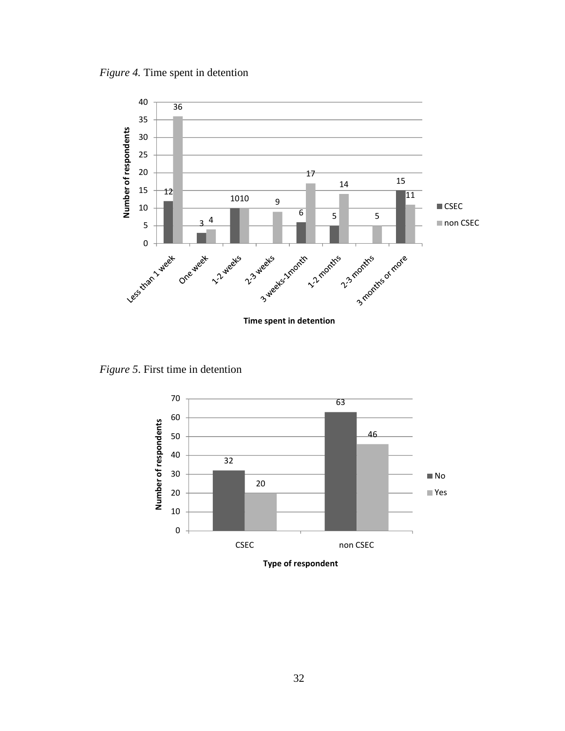*Figure 4.* Time spent in detention

| Time spent in detention | CSEC | non CSEC |
|---|---|---|
| Less than 1 week | 12 | 36 |
| One week | 3 | 4 |
| 1-2 weeks | 10 | 10 |
| 2-3 weeks | | 9 |
| 3 weeks-1month | 6 | 17 |
| 1-2 months | 5 | 14 |
| 2-3 months | | 5 |
| 3 months or more | 15 | 11 |

*Figure 5*. First time in detention

| Type of respondent | No | Yes |
|---|---|---|
| CSEC | 32 | 20 |
| non CSEC | 63 | 46 |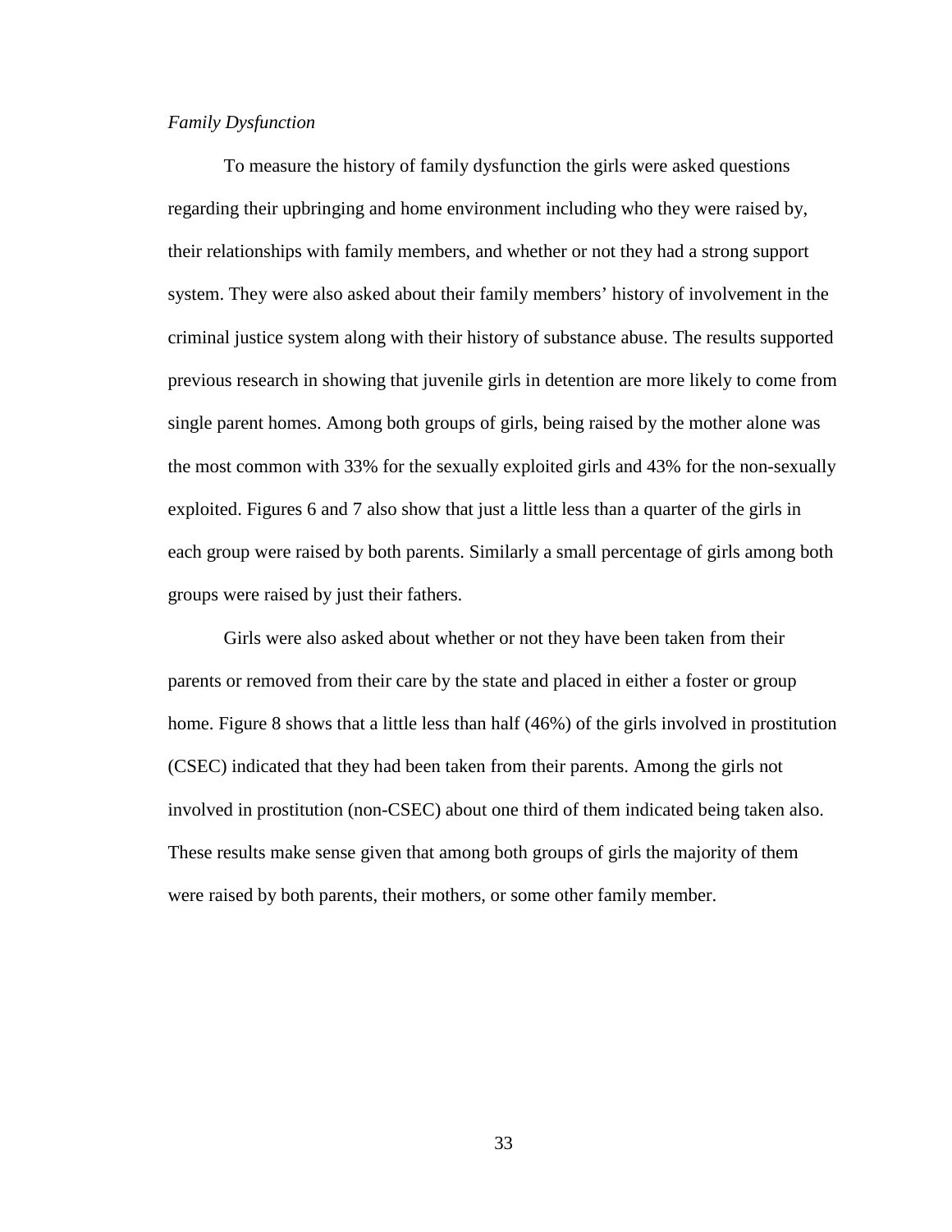*Family Dysfunction*

To measure the history of family dysfunction the girls were asked questions regarding their upbringing and home environment including who they were raised by, their relationships with family members, and whether or not they had a strong support system. They were also asked about their family members' history of involvement in the criminal justice system along with their history of substance abuse. The results supported previous research in showing that juvenile girls in detention are more likely to come from single parent homes. Among both groups of girls, being raised by the mother alone was the most common with 33% for the sexually exploited girls and 43% for the non-sexually exploited. Figures 6 and 7 also show that just a little less than a quarter of the girls in each group were raised by both parents. Similarly a small percentage of girls among both groups were raised by just their fathers.

Girls were also asked about whether or not they have been taken from their parents or removed from their care by the state and placed in either a foster or group home. Figure 8 shows that a little less than half (46%) of the girls involved in prostitution (CSEC) indicated that they had been taken from their parents. Among the girls not involved in prostitution (non-CSEC) about one third of them indicated being taken also. These results make sense given that among both groups of girls the majority of them were raised by both parents, their mothers, or some other family member.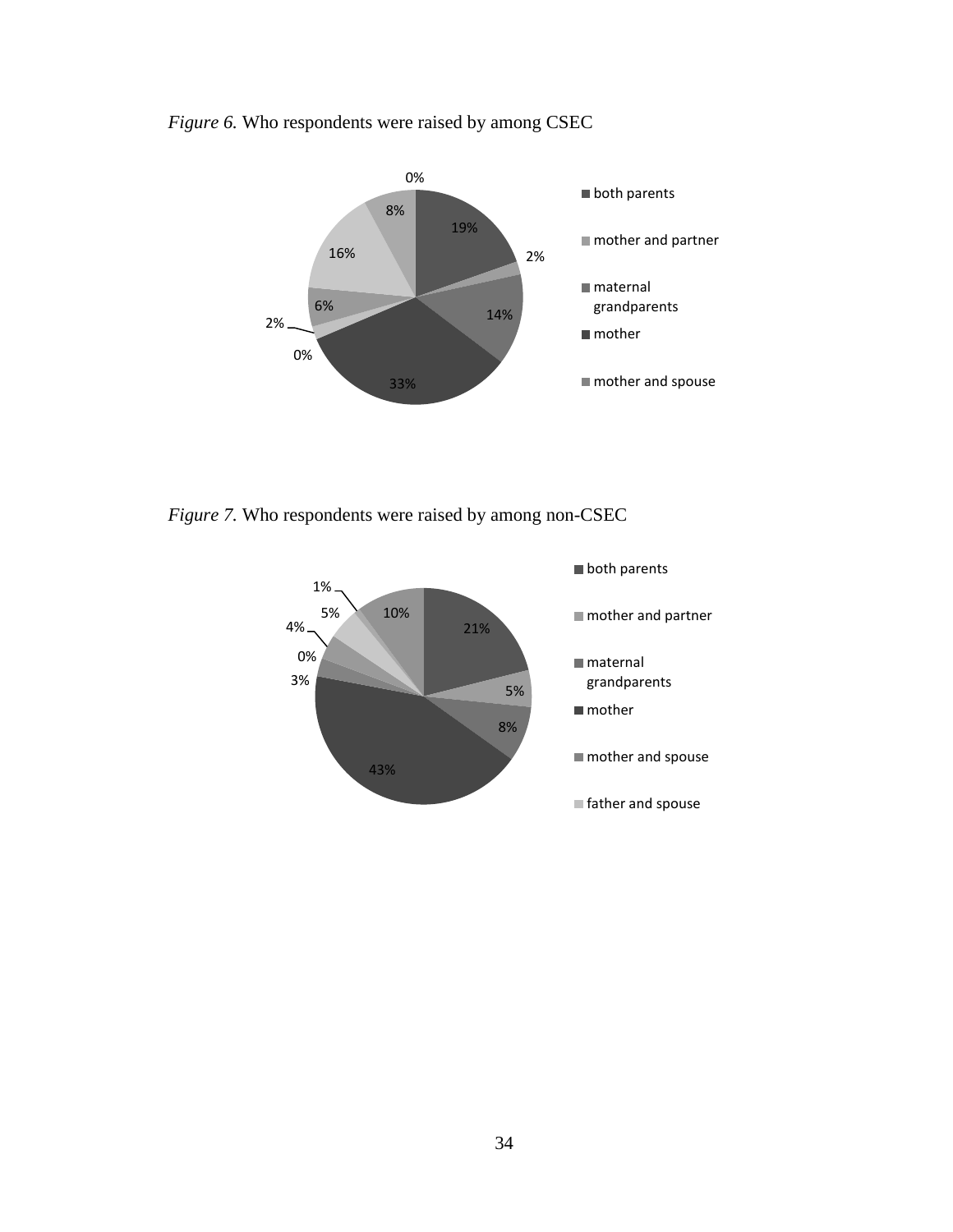*Figure 6.* Who respondents were raised by among CSEC

| Category | Percentage |
| --- | --- |
| both parents | 19% |
| mother and partner | 2% |
| maternal grandparents | 14% |
| mother | 33% |
| mother and spouse | |

Other values shown in chart: 0%, 2%, 6%, 16%, 8%, 0%

*Figure 7.* Who respondents were raised by among non-CSEC

| Category | Percentage |
| --- | --- |
| both parents | 21% |
| mother and partner | 5% |
| maternal grandparents | 8% |
| mother | 43% |
| mother and spouse | |
| father and spouse | |

Other values shown in chart: 3%, 0%, 4%, 5%, 1%, 10%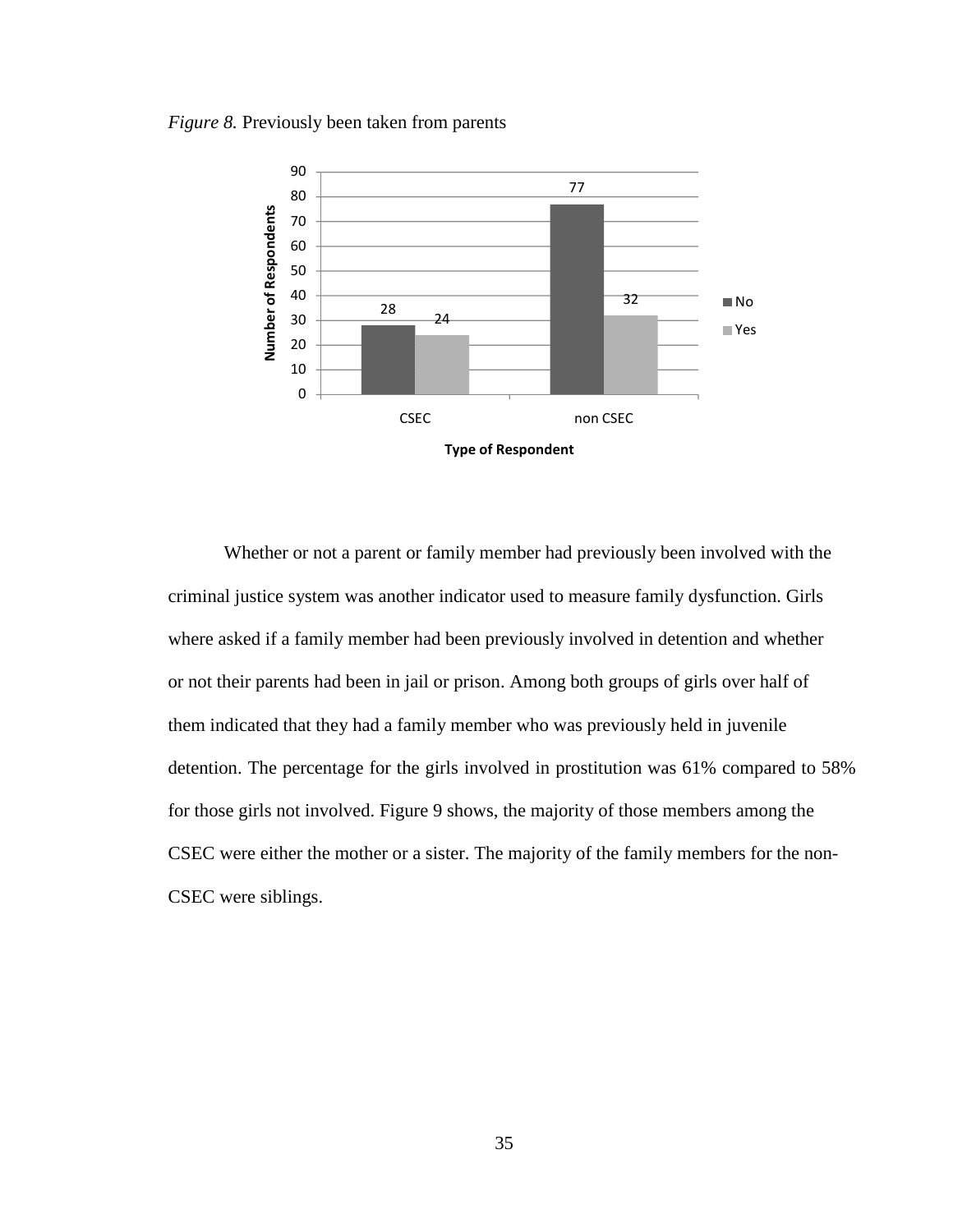*Figure 8.* Previously been taken from parents

| Type of Respondent | No | Yes |
|---|---|---|
| CSEC | 28 | 24 |
| non CSEC | 77 | 32 |

Whether or not a parent or family member had previously been involved with the criminal justice system was another indicator used to measure family dysfunction. Girls where asked if a family member had been previously involved in detention and whether or not their parents had been in jail or prison. Among both groups of girls over half of them indicated that they had a family member who was previously held in juvenile detention. The percentage for the girls involved in prostitution was 61% compared to 58% for those girls not involved. Figure 9 shows, the majority of those members among the CSEC were either the mother or a sister. The majority of the family members for the non-CSEC were siblings.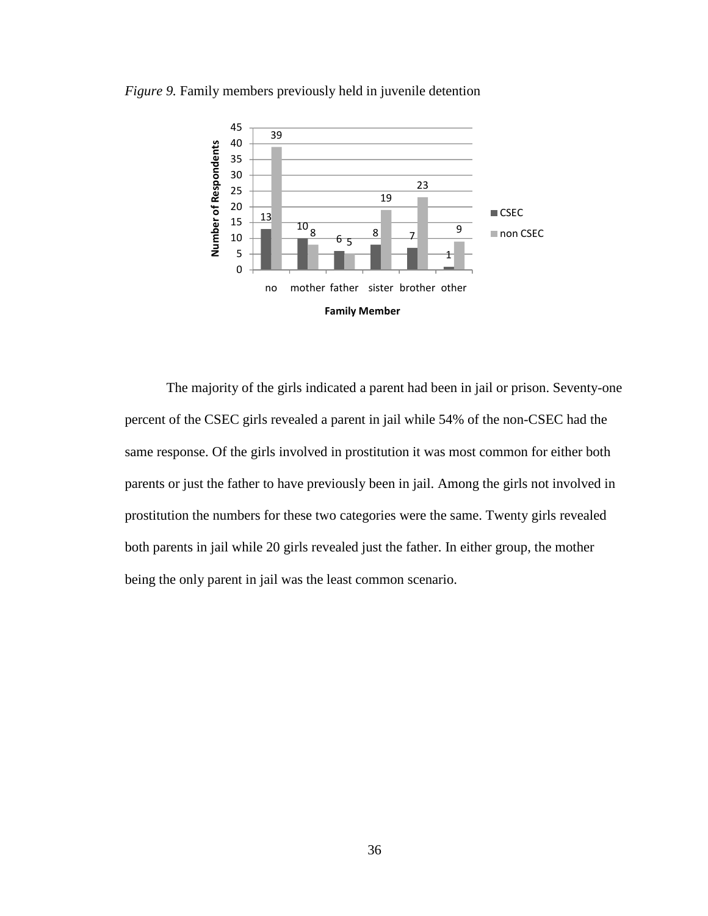*Figure 9.* Family members previously held in juvenile detention

| Family Member | CSEC | non CSEC |
|---|---|---|
| no | 13 | 39 |
| mother | 10 | 8 |
| father | 6 | 5 |
| sister | 8 | 19 |
| brother | 7 | 23 |
| other | 1 | 9 |

The majority of the girls indicated a parent had been in jail or prison. Seventy-one percent of the CSEC girls revealed a parent in jail while 54% of the non-CSEC had the same response. Of the girls involved in prostitution it was most common for either both parents or just the father to have previously been in jail. Among the girls not involved in prostitution the numbers for these two categories were the same. Twenty girls revealed both parents in jail while 20 girls revealed just the father. In either group, the mother being the only parent in jail was the least common scenario.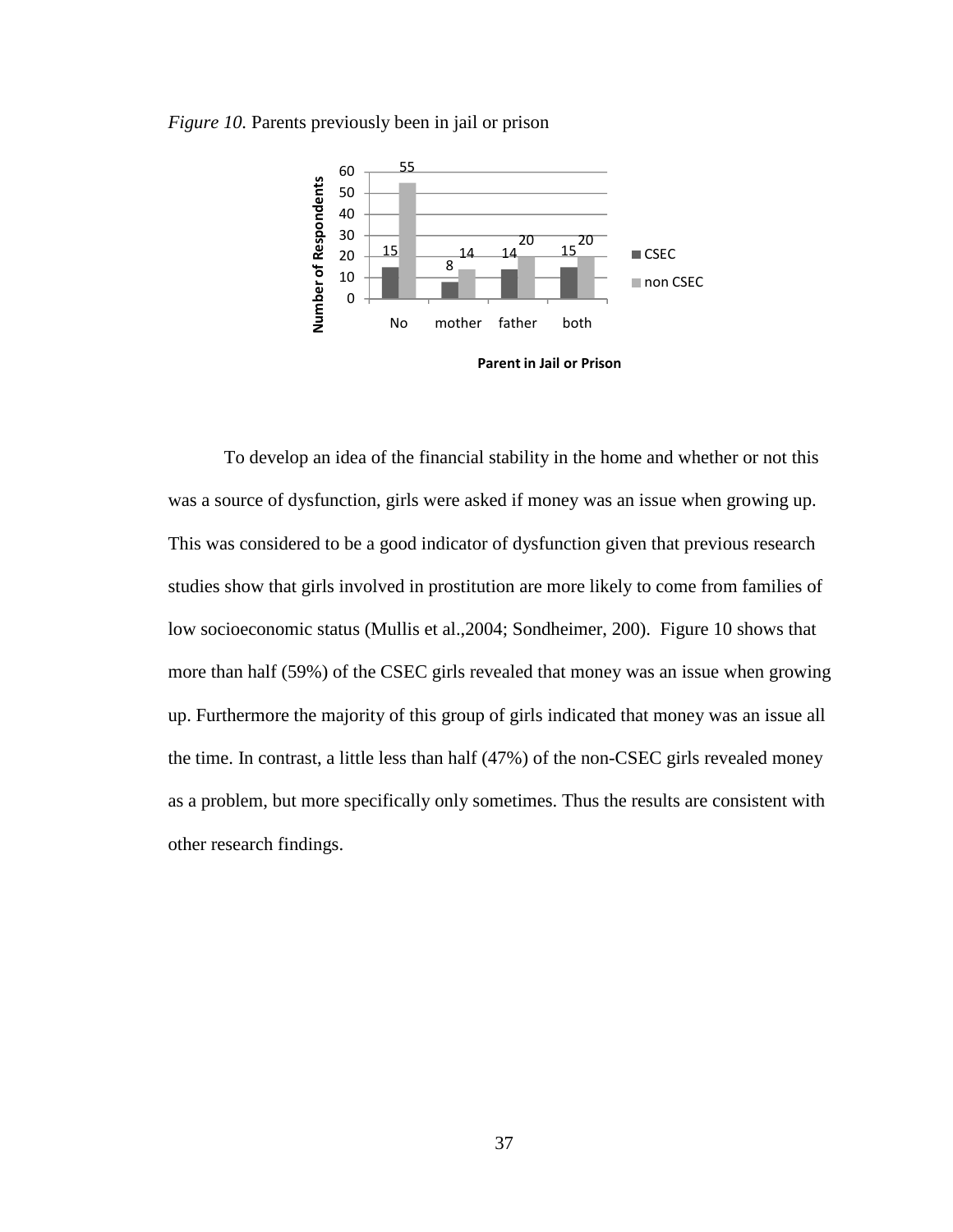*Figure 10.* Parents previously been in jail or prison

To develop an idea of the financial stability in the home and whether or not this was a source of dysfunction, girls were asked if money was an issue when growing up. This was considered to be a good indicator of dysfunction given that previous research studies show that girls involved in prostitution are more likely to come from families of low socioeconomic status (Mullis et al.,2004; Sondheimer, 200). Figure 10 shows that more than half (59%) of the CSEC girls revealed that money was an issue when growing up. Furthermore the majority of this group of girls indicated that money was an issue all the time. In contrast, a little less than half (47%) of the non-CSEC girls revealed money as a problem, but more specifically only sometimes. Thus the results are consistent with other research findings.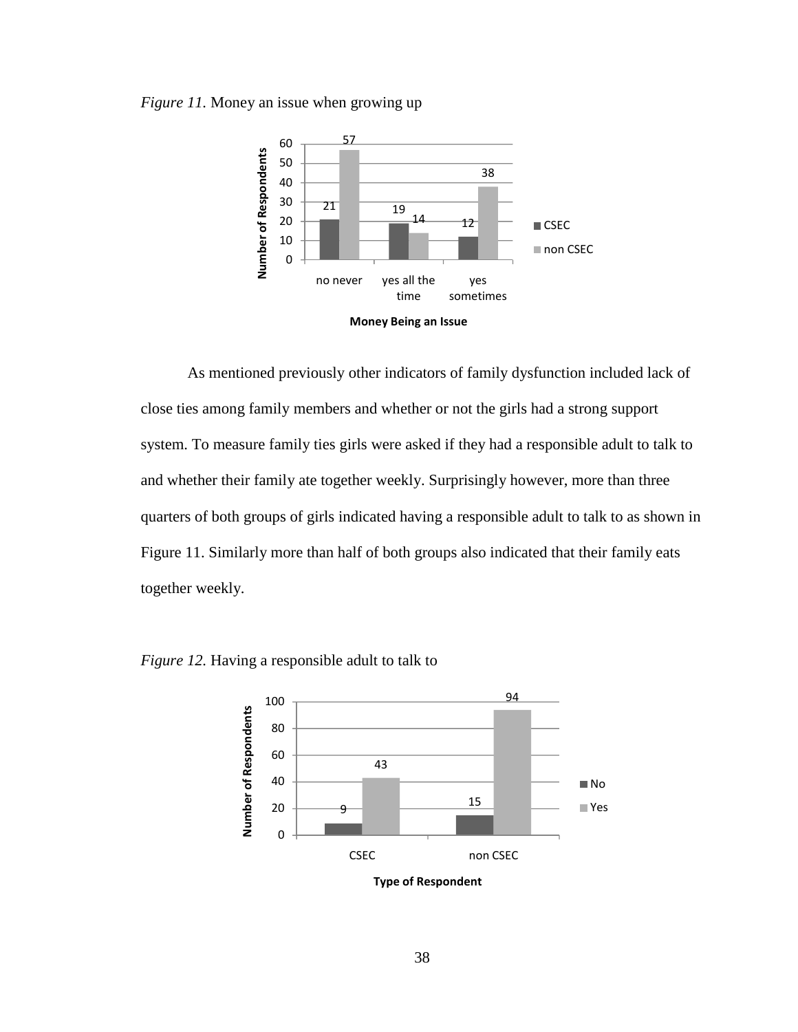*Figure 11.* Money an issue when growing up

| Money Being an Issue | CSEC | non CSEC |
|---|---|---|
| no never | 21 | 57 |
| yes all the time | 19 | 14 |
| yes sometimes | 12 | 38 |

As mentioned previously other indicators of family dysfunction included lack of close ties among family members and whether or not the girls had a strong support system. To measure family ties girls were asked if they had a responsible adult to talk to and whether their family ate together weekly. Surprisingly however, more than three quarters of both groups of girls indicated having a responsible adult to talk to as shown in Figure 11. Similarly more than half of both groups also indicated that their family eats together weekly.

*Figure 12.* Having a responsible adult to talk to

| Type of Respondent | No | Yes |
|---|---|---|
| CSEC | 9 | 43 |
| non CSEC | 15 | 94 |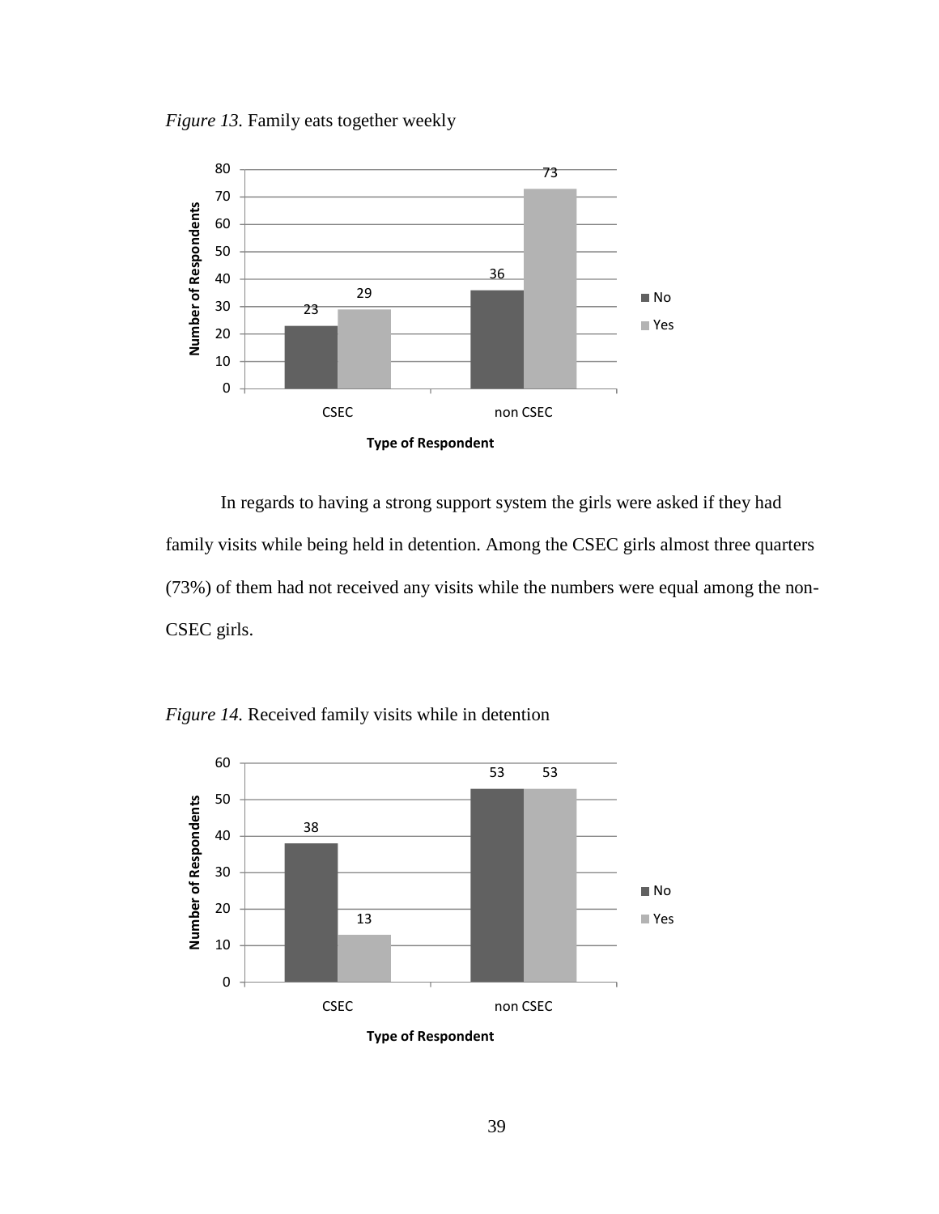*Figure 13.* Family eats together weekly

In regards to having a strong support system the girls were asked if they had family visits while being held in detention. Among the CSEC girls almost three quarters (73%) of them had not received any visits while the numbers were equal among the non-CSEC girls.

*Figure 14.* Received family visits while in detention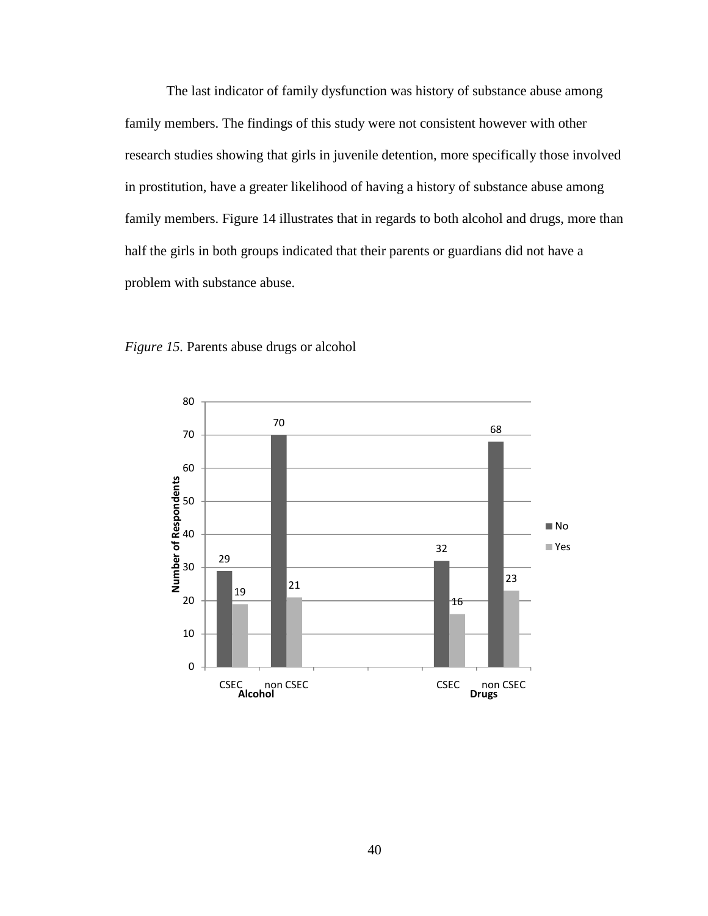The last indicator of family dysfunction was history of substance abuse among family members. The findings of this study were not consistent however with other research studies showing that girls in juvenile detention, more specifically those involved in prostitution, have a greater likelihood of having a history of substance abuse among family members. Figure 14 illustrates that in regards to both alcohol and drugs, more than half the girls in both groups indicated that their parents or guardians did not have a problem with substance abuse.

*Figure 15.* Parents abuse drugs or alcohol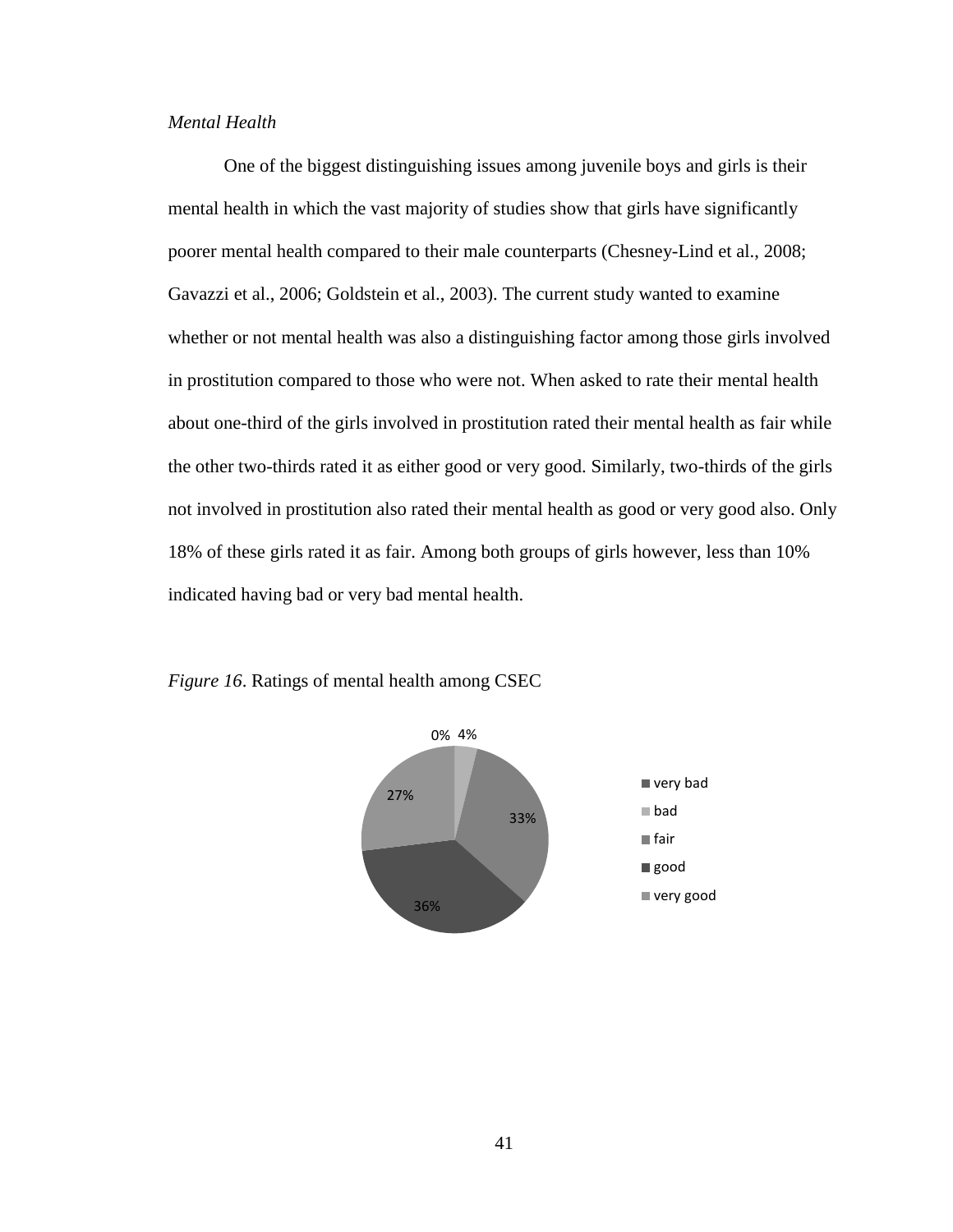*Mental Health*

One of the biggest distinguishing issues among juvenile boys and girls is their mental health in which the vast majority of studies show that girls have significantly poorer mental health compared to their male counterparts (Chesney-Lind et al., 2008; Gavazzi et al., 2006; Goldstein et al., 2003). The current study wanted to examine whether or not mental health was also a distinguishing factor among those girls involved in prostitution compared to those who were not. When asked to rate their mental health about one-third of the girls involved in prostitution rated their mental health as fair while the other two-thirds rated it as either good or very good. Similarly, two-thirds of the girls not involved in prostitution also rated their mental health as good or very good also. Only 18% of these girls rated it as fair. Among both groups of girls however, less than 10% indicated having bad or very bad mental health.

*Figure 16*. Ratings of mental health among CSEC

| Rating | Percentage |
| --- | --- |
| very bad | 0% |
| bad | 4% |
| fair | 33% |
| good | 36% |
| very good | 27% |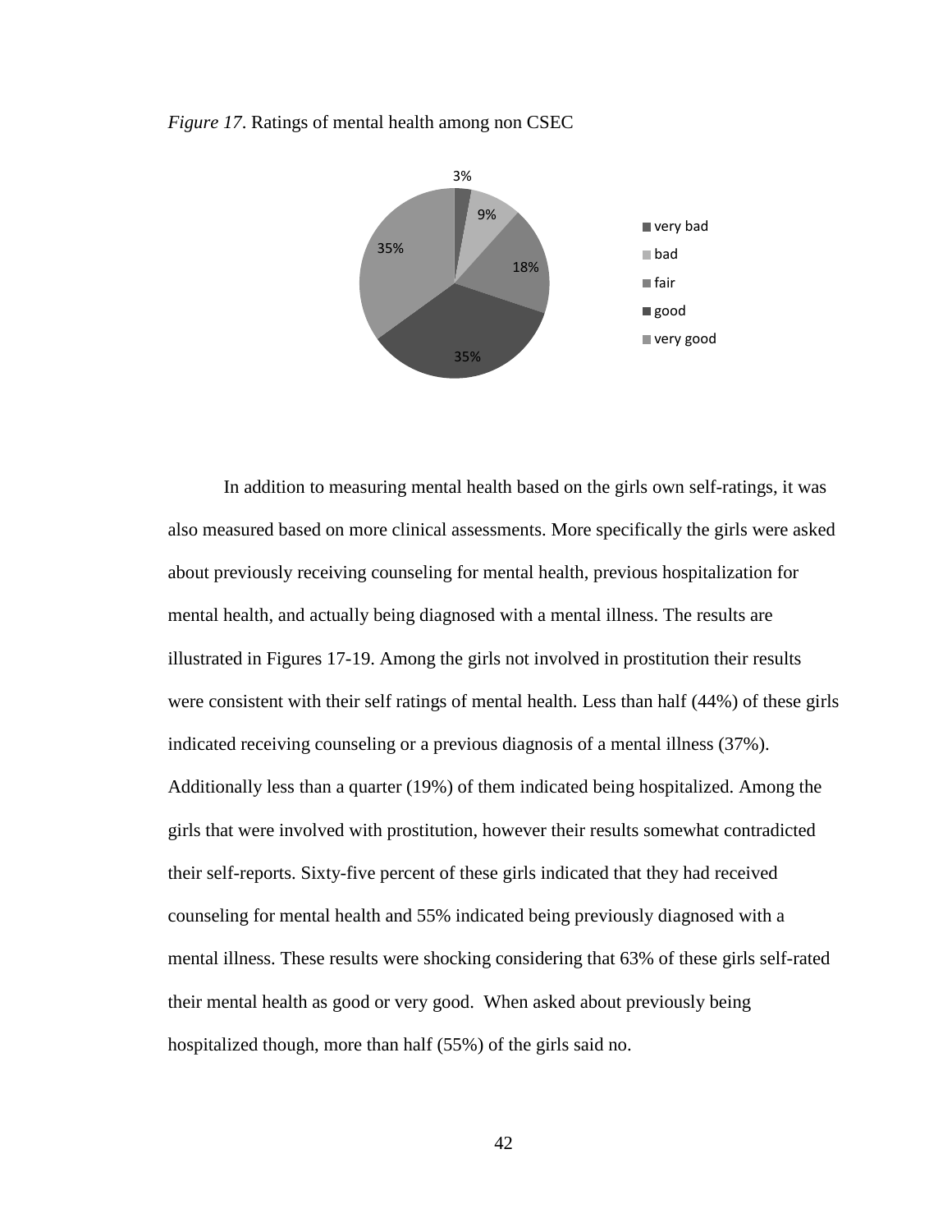*Figure 17*. Ratings of mental health among non CSEC

In addition to measuring mental health based on the girls own self-ratings, it was also measured based on more clinical assessments. More specifically the girls were asked about previously receiving counseling for mental health, previous hospitalization for mental health, and actually being diagnosed with a mental illness. The results are illustrated in Figures 17-19. Among the girls not involved in prostitution their results were consistent with their self ratings of mental health. Less than half (44%) of these girls indicated receiving counseling or a previous diagnosis of a mental illness (37%). Additionally less than a quarter (19%) of them indicated being hospitalized. Among the girls that were involved with prostitution, however their results somewhat contradicted their self-reports. Sixty-five percent of these girls indicated that they had received counseling for mental health and 55% indicated being previously diagnosed with a mental illness. These results were shocking considering that 63% of these girls self-rated their mental health as good or very good. When asked about previously being hospitalized though, more than half (55%) of the girls said no.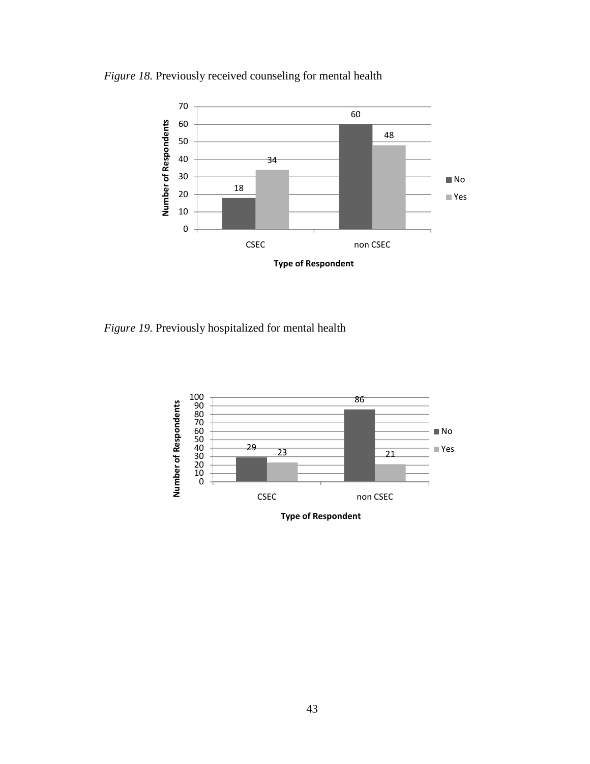*Figure 18.* Previously received counseling for mental health

| Type of Respondent | No | Yes |
|---|---|---|
| CSEC | 18 | 34 |
| non CSEC | 60 | 48 |

*Figure 19.* Previously hospitalized for mental health

| Type of Respondent | No | Yes |
|---|---|---|
| CSEC | 29 | 23 |
| non CSEC | 86 | 21 |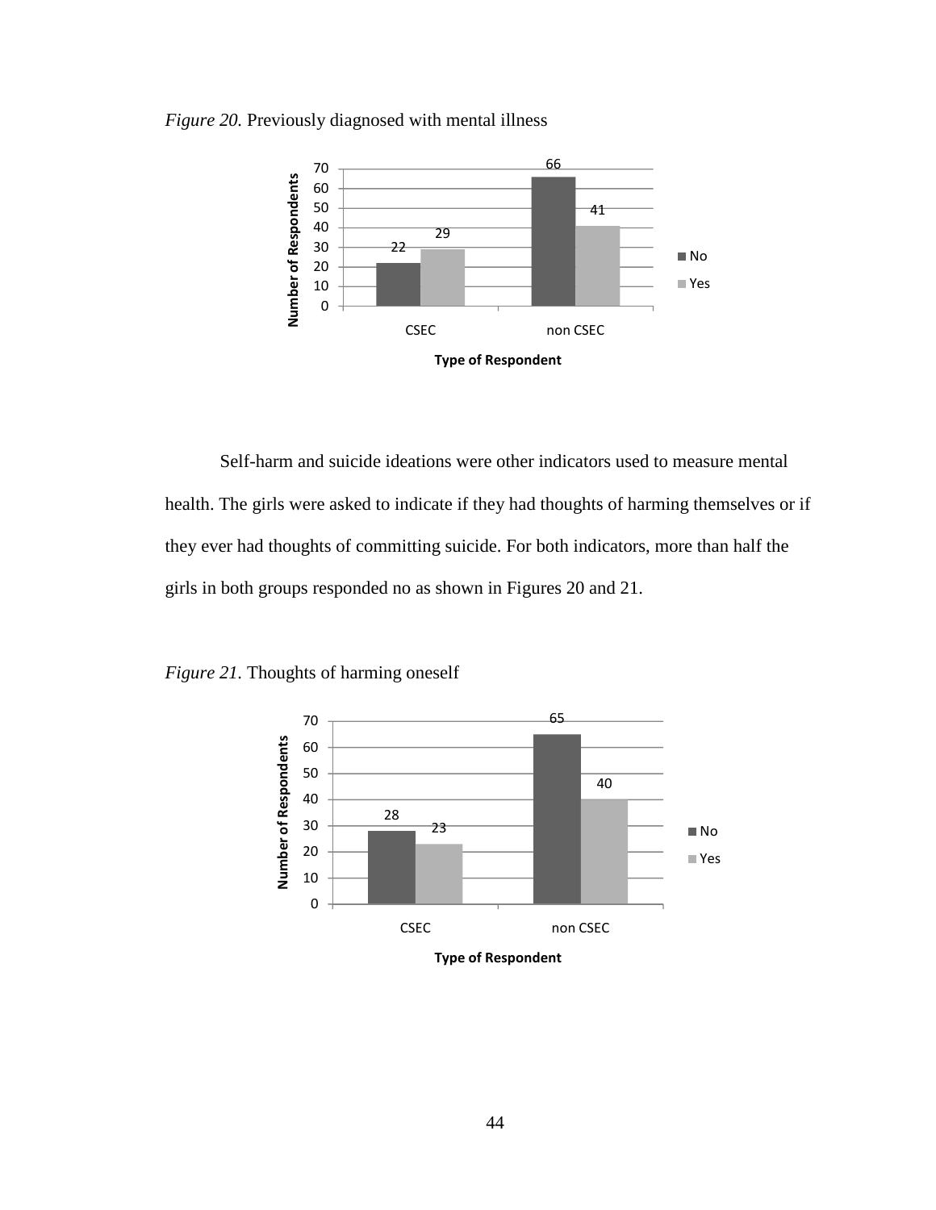*Figure 20.* Previously diagnosed with mental illness

| Type of Respondent | No | Yes |
| --- | --- | --- |
| CSEC | 22 | 29 |
| non CSEC | 66 | 41 |

Self-harm and suicide ideations were other indicators used to measure mental health. The girls were asked to indicate if they had thoughts of harming themselves or if they ever had thoughts of committing suicide. For both indicators, more than half the girls in both groups responded no as shown in Figures 20 and 21.

*Figure 21.* Thoughts of harming oneself

| Type of Respondent | No | Yes |
| --- | --- | --- |
| CSEC | 28 | 23 |
| non CSEC | 65 | 40 |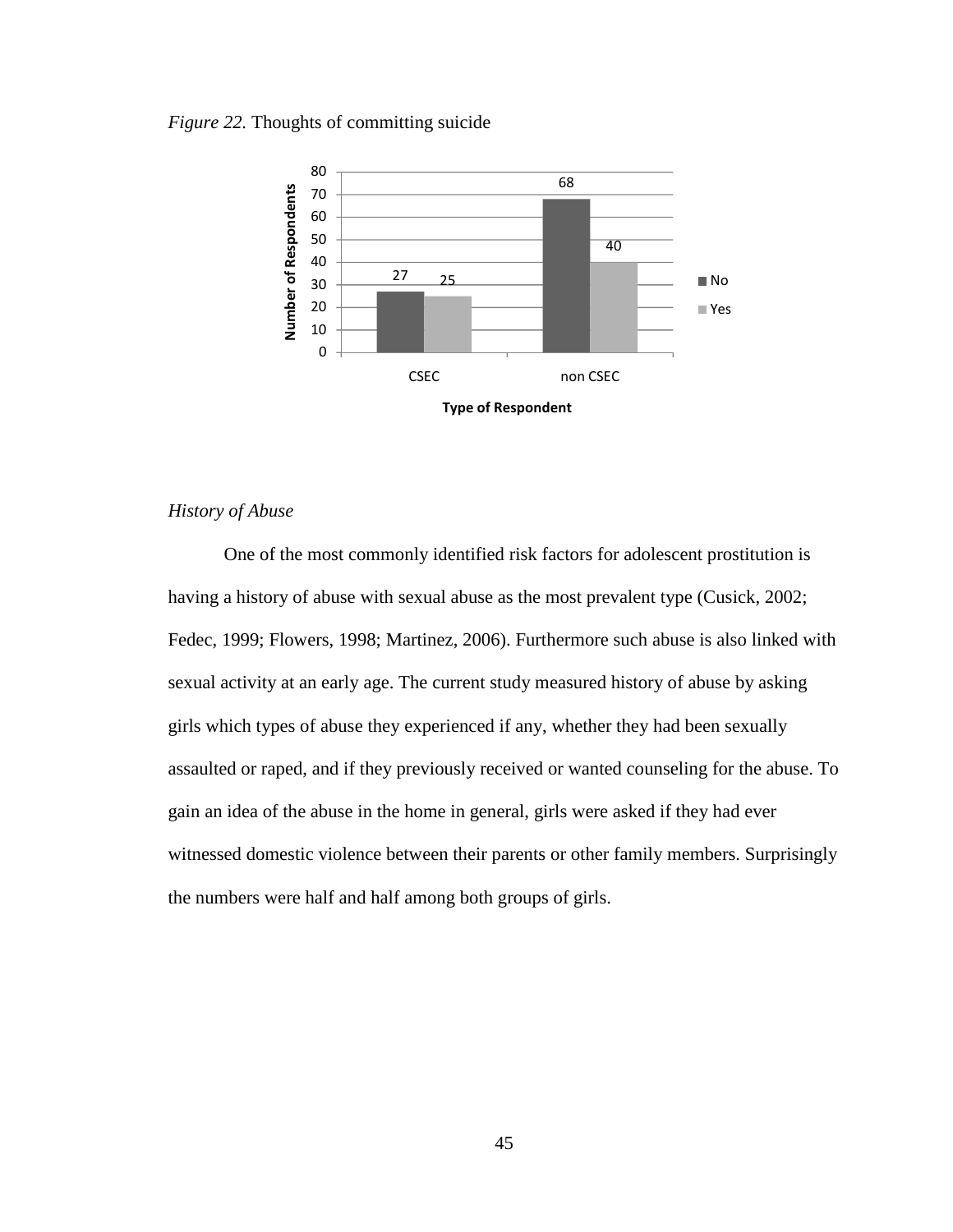*Figure 22.* Thoughts of committing suicide

| Type of Respondent | No | Yes |
|---|---|---|
| CSEC | 27 | 25 |
| non CSEC | 68 | 40 |

*History of Abuse*

One of the most commonly identified risk factors for adolescent prostitution is having a history of abuse with sexual abuse as the most prevalent type (Cusick, 2002; Fedec, 1999; Flowers, 1998; Martinez, 2006). Furthermore such abuse is also linked with sexual activity at an early age. The current study measured history of abuse by asking girls which types of abuse they experienced if any, whether they had been sexually assaulted or raped, and if they previously received or wanted counseling for the abuse. To gain an idea of the abuse in the home in general, girls were asked if they had ever witnessed domestic violence between their parents or other family members. Surprisingly the numbers were half and half among both groups of girls.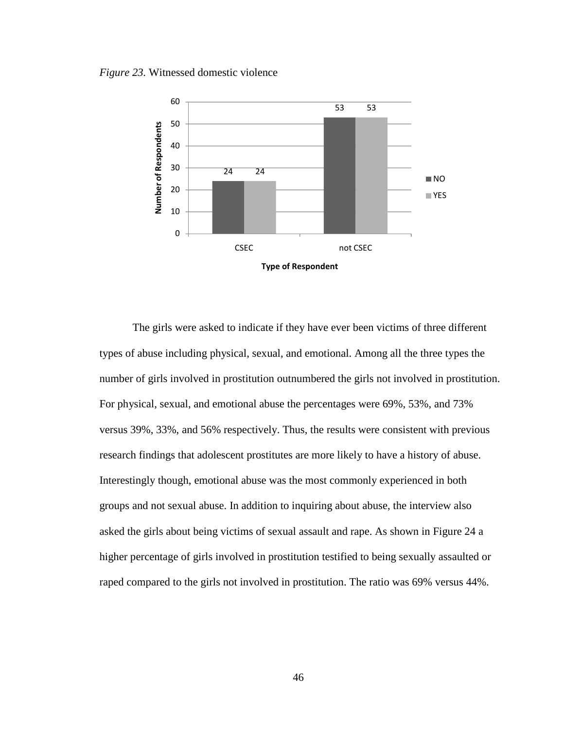*Figure 23.* Witnessed domestic violence

| Type of Respondent | NO | YES |
|---|---|---|
| CSEC | 24 | 24 |
| not CSEC | 53 | 53 |

The girls were asked to indicate if they have ever been victims of three different types of abuse including physical, sexual, and emotional. Among all the three types the number of girls involved in prostitution outnumbered the girls not involved in prostitution. For physical, sexual, and emotional abuse the percentages were 69%, 53%, and 73% versus 39%, 33%, and 56% respectively. Thus, the results were consistent with previous research findings that adolescent prostitutes are more likely to have a history of abuse. Interestingly though, emotional abuse was the most commonly experienced in both groups and not sexual abuse. In addition to inquiring about abuse, the interview also asked the girls about being victims of sexual assault and rape. As shown in Figure 24 a higher percentage of girls involved in prostitution testified to being sexually assaulted or raped compared to the girls not involved in prostitution. The ratio was 69% versus 44%.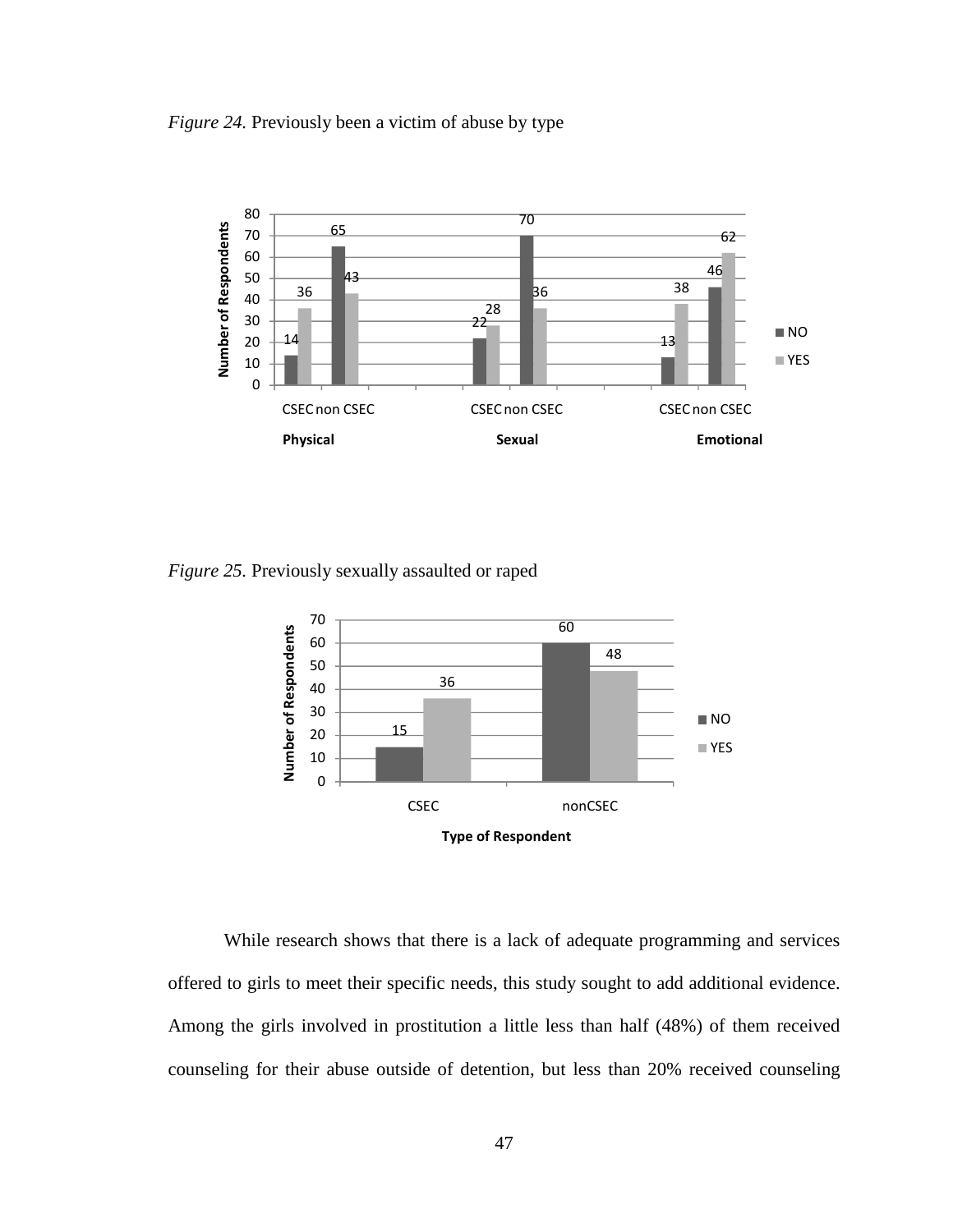*Figure 24.* Previously been a victim of abuse by type

| | Physical CSEC | Physical non CSEC | Sexual CSEC | Sexual non CSEC | Emotional CSEC | Emotional non CSEC |
|---|---|---|---|---|---|---|
| NO | 14 | 65 | 22 | 70 | 13 | 46 |
| YES | 36 | 43 | 28 | 36 | 38 | 62 |

*Figure 25.* Previously sexually assaulted or raped

| Type of Respondent | NO | YES |
|---|---|---|
| CSEC | 15 | 36 |
| nonCSEC | 60 | 48 |

While research shows that there is a lack of adequate programming and services offered to girls to meet their specific needs, this study sought to add additional evidence. Among the girls involved in prostitution a little less than half (48%) of them received counseling for their abuse outside of detention, but less than 20% received counseling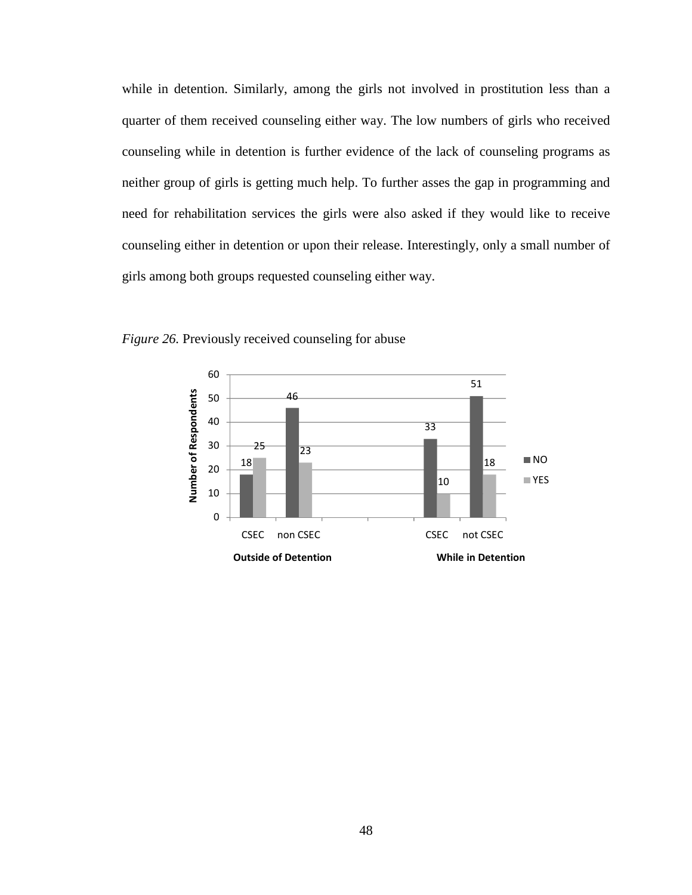while in detention. Similarly, among the girls not involved in prostitution less than a quarter of them received counseling either way. The low numbers of girls who received counseling while in detention is further evidence of the lack of counseling programs as neither group of girls is getting much help. To further asses the gap in programming and need for rehabilitation services the girls were also asked if they would like to receive counseling either in detention or upon their release. Interestingly, only a small number of girls among both groups requested counseling either way.

*Figure 26.* Previously received counseling for abuse

| | Outside of Detention: CSEC | Outside of Detention: non CSEC | While in Detention: CSEC | While in Detention: not CSEC |
|---|---|---|---|---|
| NO | 18 | 46 | 33 | 51 |
| YES | 25 | 23 | 10 | 18 |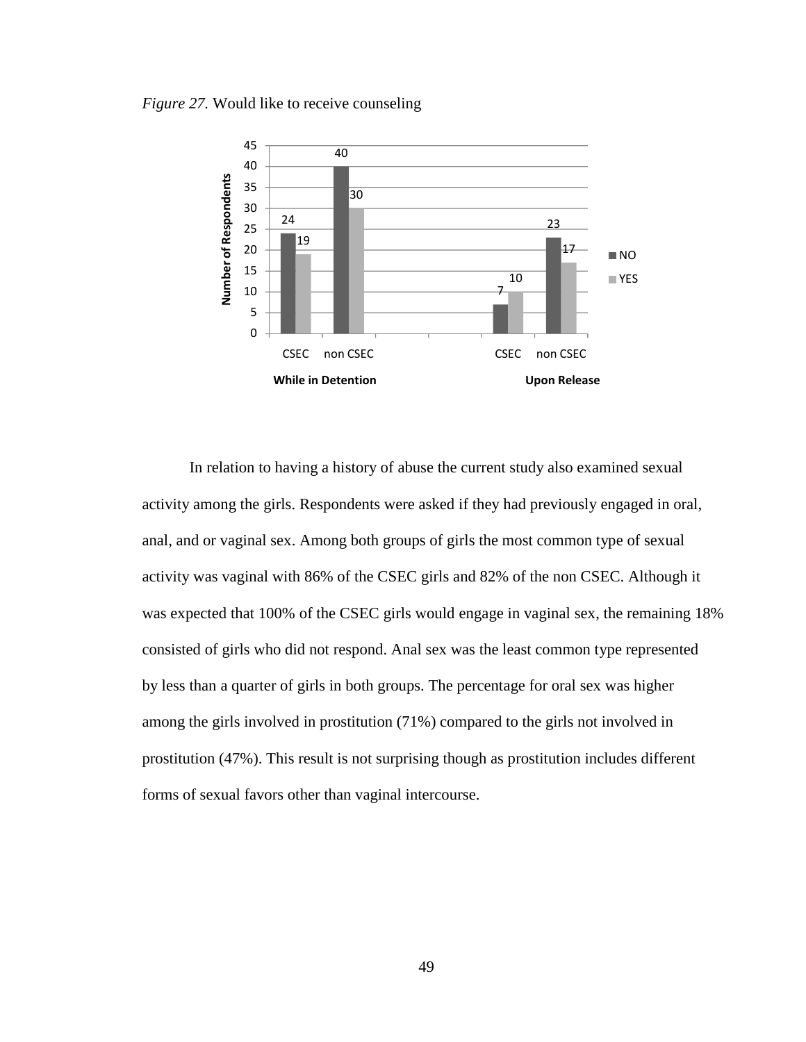*Figure 27.* Would like to receive counseling

In relation to having a history of abuse the current study also examined sexual activity among the girls. Respondents were asked if they had previously engaged in oral, anal, and or vaginal sex. Among both groups of girls the most common type of sexual activity was vaginal with 86% of the CSEC girls and 82% of the non CSEC. Although it was expected that 100% of the CSEC girls would engage in vaginal sex, the remaining 18% consisted of girls who did not respond. Anal sex was the least common type represented by less than a quarter of girls in both groups. The percentage for oral sex was higher among the girls involved in prostitution (71%) compared to the girls not involved in prostitution (47%). This result is not surprising though as prostitution includes different forms of sexual favors other than vaginal intercourse.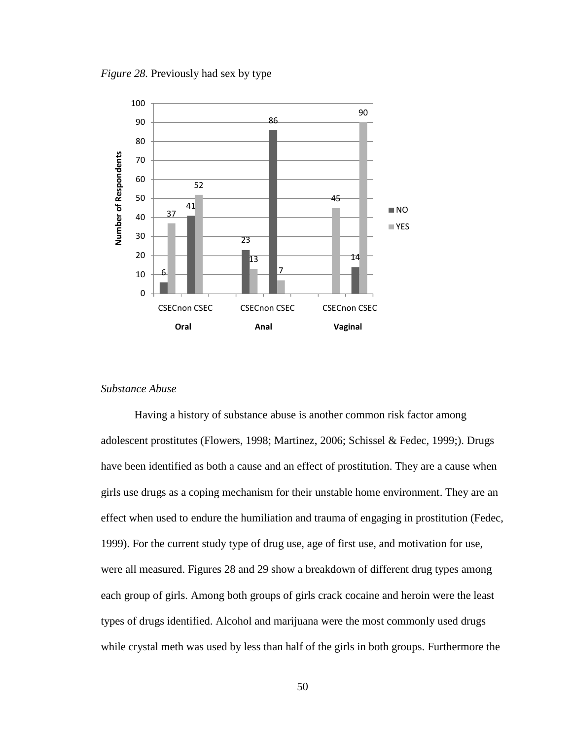*Figure 28.* Previously had sex by type

*Substance Abuse*

Having a history of substance abuse is another common risk factor among adolescent prostitutes (Flowers, 1998; Martinez, 2006; Schissel & Fedec, 1999;). Drugs have been identified as both a cause and an effect of prostitution. They are a cause when girls use drugs as a coping mechanism for their unstable home environment. They are an effect when used to endure the humiliation and trauma of engaging in prostitution (Fedec, 1999). For the current study type of drug use, age of first use, and motivation for use, were all measured. Figures 28 and 29 show a breakdown of different drug types among each group of girls. Among both groups of girls crack cocaine and heroin were the least types of drugs identified. Alcohol and marijuana were the most commonly used drugs while crystal meth was used by less than half of the girls in both groups. Furthermore the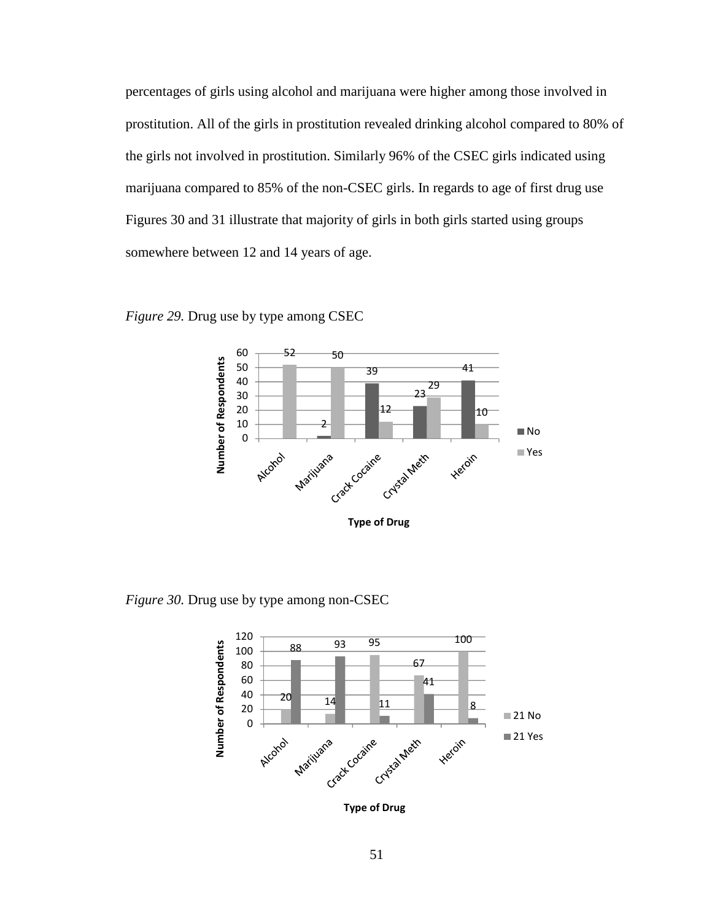percentages of girls using alcohol and marijuana were higher among those involved in prostitution. All of the girls in prostitution revealed drinking alcohol compared to 80% of the girls not involved in prostitution. Similarly 96% of the CSEC girls indicated using marijuana compared to 85% of the non-CSEC girls. In regards to age of first drug use Figures 30 and 31 illustrate that majority of girls in both girls started using groups somewhere between 12 and 14 years of age.

*Figure 29.* Drug use by type among CSEC

| Type of Drug | No | Yes |
|---|---|---|
| Alcohol | | 52 |
| Marijuana | 2 | 50 |
| Crack Cocaine | 39 | 12 |
| Crystal Meth | 23 | 29 |
| Heroin | 41 | 10 |

*Figure 30.* Drug use by type among non-CSEC

| Type of Drug | 21 No | 21 Yes |
|---|---|---|
| Alcohol | 20 | 88 |
| Marijuana | 14 | 93 |
| Crack Cocaine | 95 | 11 |
| Crystal Meth | 67 | 41 |
| Heroin | 100 | 8 |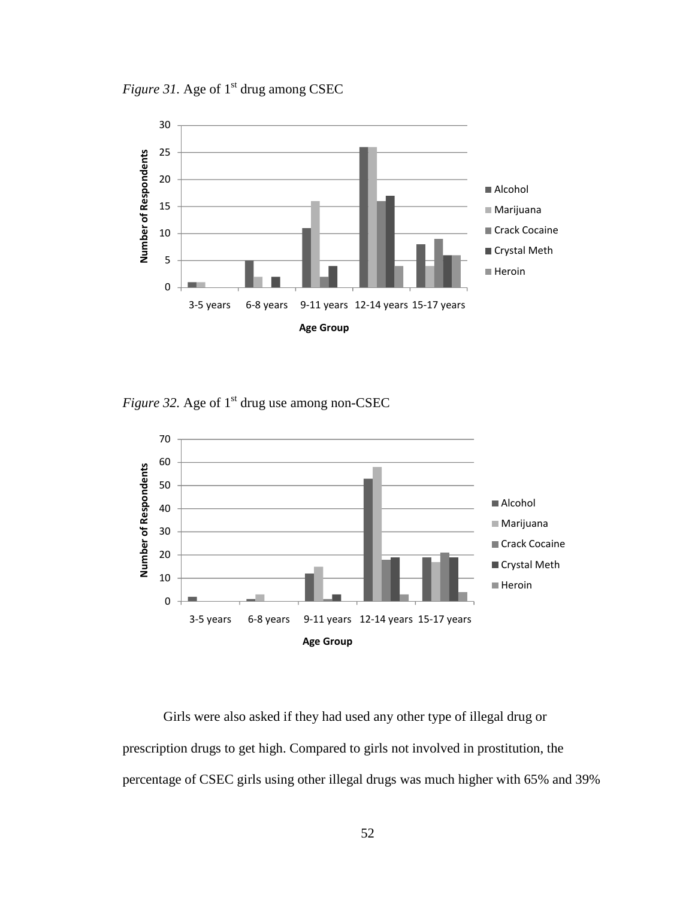*Figure 31.* Age of 1st drug among CSEC

*Figure 32.* Age of 1st drug use among non-CSEC

Girls were also asked if they had used any other type of illegal drug or prescription drugs to get high. Compared to girls not involved in prostitution, the percentage of CSEC girls using other illegal drugs was much higher with 65% and 39%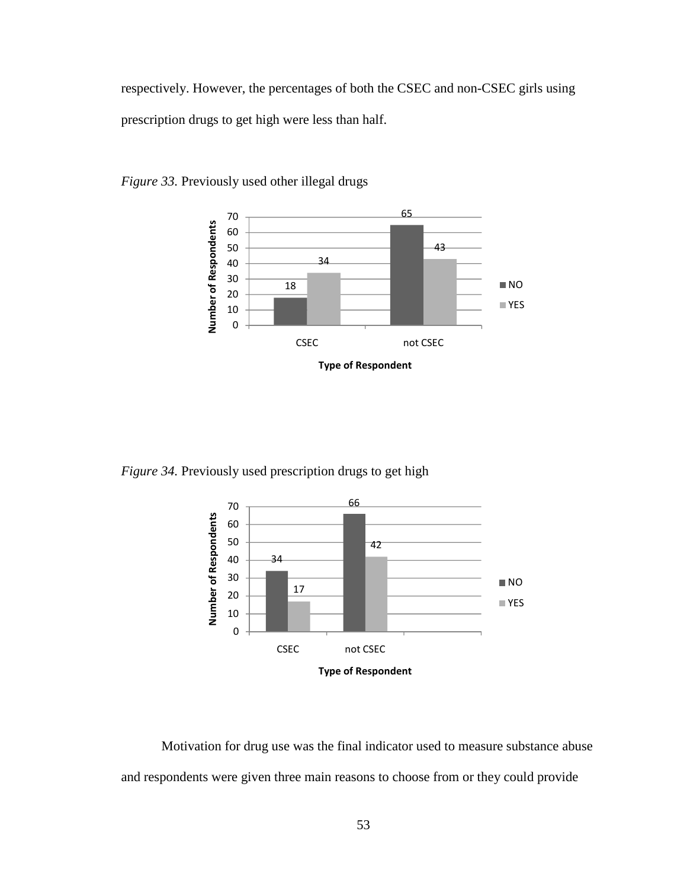respectively. However, the percentages of both the CSEC and non-CSEC girls using prescription drugs to get high were less than half.

*Figure 33.* Previously used other illegal drugs

| Type of Respondent | NO | YES |
|---|---|---|
| CSEC | 18 | 34 |
| not CSEC | 65 | 43 |

*Figure 34.* Previously used prescription drugs to get high

| Type of Respondent | NO | YES |
|---|---|---|
| CSEC | 34 | 17 |
| not CSEC | 66 | 42 |

Motivation for drug use was the final indicator used to measure substance abuse and respondents were given three main reasons to choose from or they could provide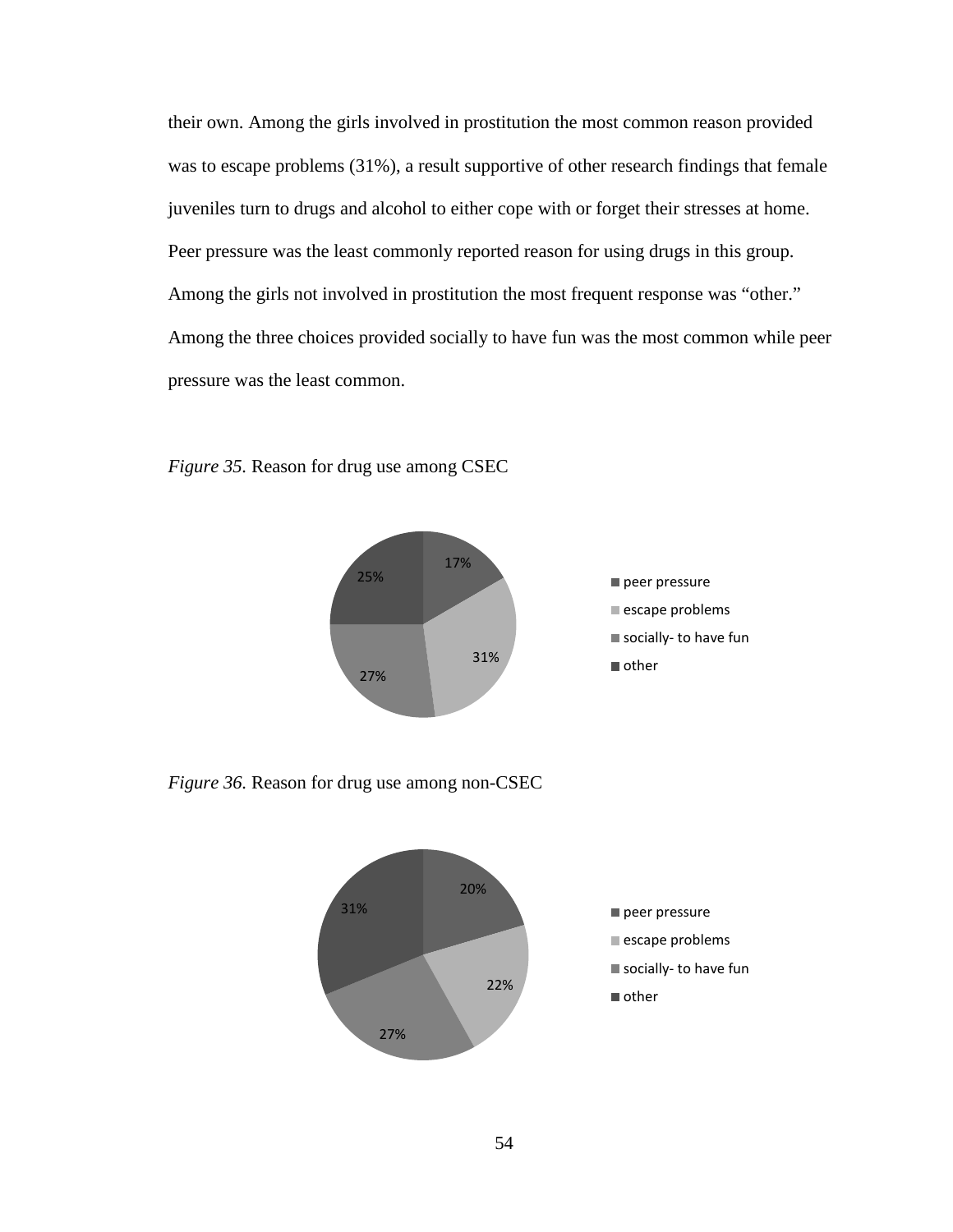their own. Among the girls involved in prostitution the most common reason provided was to escape problems (31%), a result supportive of other research findings that female juveniles turn to drugs and alcohol to either cope with or forget their stresses at home. Peer pressure was the least commonly reported reason for using drugs in this group. Among the girls not involved in prostitution the most frequent response was “other.” Among the three choices provided socially to have fun was the most common while peer pressure was the least common.

*Figure 35*. Reason for drug use among CSEC

| Reason | Percentage |
|---|---|
| peer pressure | 17% |
| escape problems | 31% |
| socially- to have fun | 27% |
| other | 25% |

*Figure 36.* Reason for drug use among non-CSEC

| Reason | Percentage |
|---|---|
| peer pressure | 20% |
| escape problems | 22% |
| socially- to have fun | 27% |
| other | 31% |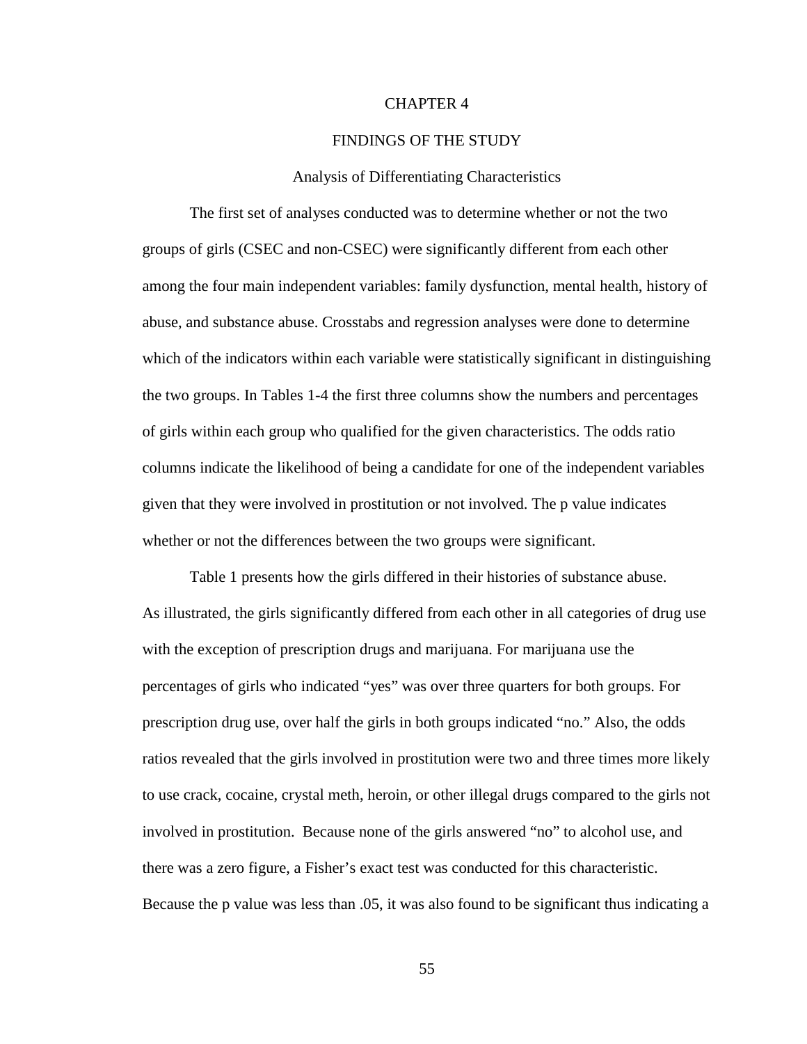# CHAPTER 4

## FINDINGS OF THE STUDY

### Analysis of Differentiating Characteristics

The first set of analyses conducted was to determine whether or not the two groups of girls (CSEC and non-CSEC) were significantly different from each other among the four main independent variables: family dysfunction, mental health, history of abuse, and substance abuse. Crosstabs and regression analyses were done to determine which of the indicators within each variable were statistically significant in distinguishing the two groups. In Tables 1-4 the first three columns show the numbers and percentages of girls within each group who qualified for the given characteristics. The odds ratio columns indicate the likelihood of being a candidate for one of the independent variables given that they were involved in prostitution or not involved. The p value indicates whether or not the differences between the two groups were significant.

Table 1 presents how the girls differed in their histories of substance abuse. As illustrated, the girls significantly differed from each other in all categories of drug use with the exception of prescription drugs and marijuana. For marijuana use the percentages of girls who indicated "yes" was over three quarters for both groups. For prescription drug use, over half the girls in both groups indicated "no." Also, the odds ratios revealed that the girls involved in prostitution were two and three times more likely to use crack, cocaine, crystal meth, heroin, or other illegal drugs compared to the girls not involved in prostitution. Because none of the girls answered "no" to alcohol use, and there was a zero figure, a Fisher's exact test was conducted for this characteristic. Because the p value was less than .05, it was also found to be significant thus indicating a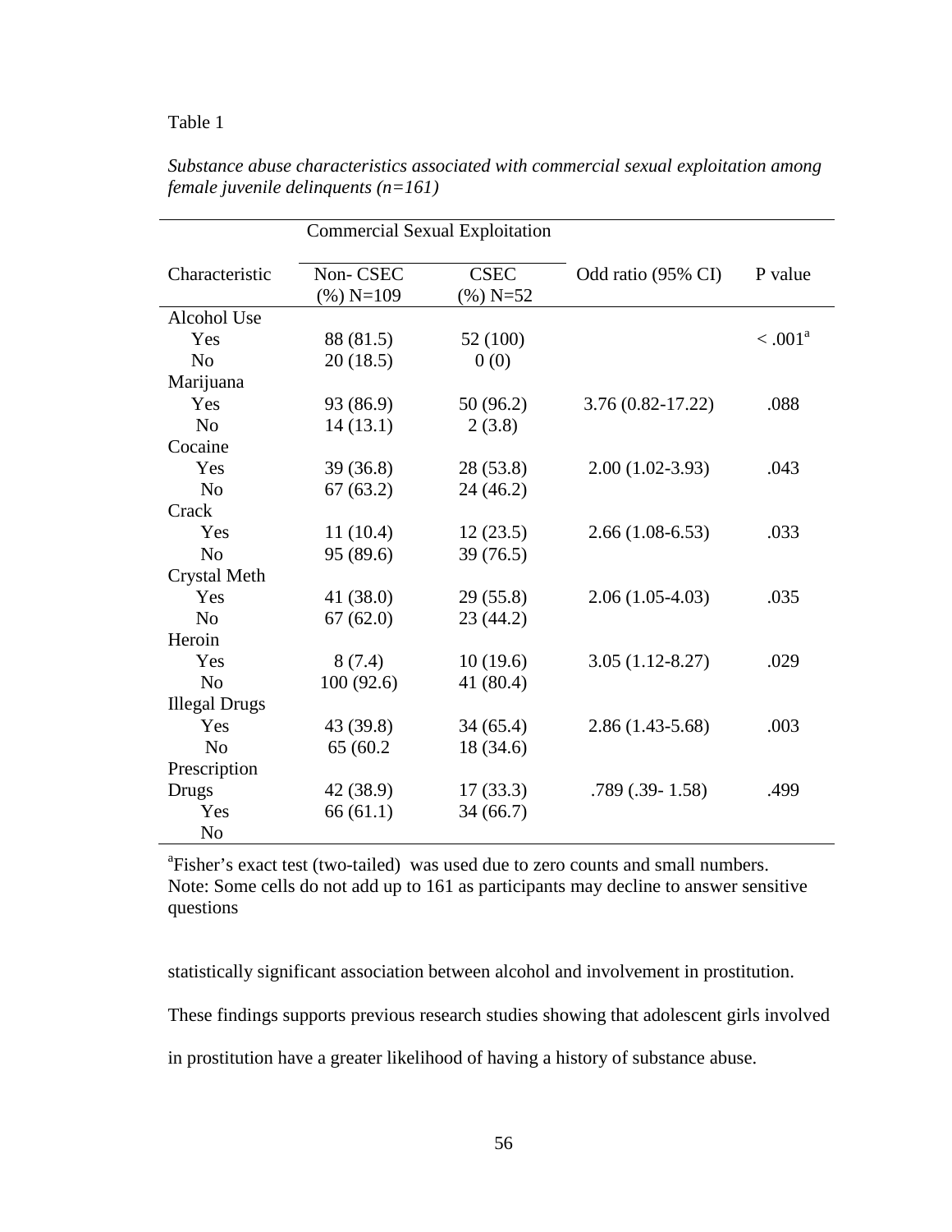Table 1

*Substance abuse characteristics associated with commercial sexual exploitation among female juvenile delinquents (n=161)*

| | Commercial Sexual Exploitation | | | |
|---|---|---|---|---|
| Characteristic | Non- CSEC (%) N=109 | CSEC (%) N=52 | Odd ratio (95% CI) | P value |
| Alcohol Use | | | | |
| Yes | 88 (81.5) | 52 (100) | | < .001[a] |
| No | 20 (18.5) | 0 (0) | | |
| Marijuana | | | | |
| Yes | 93 (86.9) | 50 (96.2) | 3.76 (0.82-17.22) | .088 |
| No | 14 (13.1) | 2 (3.8) | | |
| Cocaine | | | | |
| Yes | 39 (36.8) | 28 (53.8) | 2.00 (1.02-3.93) | .043 |
| No | 67 (63.2) | 24 (46.2) | | |
| Crack | | | | |
| Yes | 11 (10.4) | 12 (23.5) | 2.66 (1.08-6.53) | .033 |
| No | 95 (89.6) | 39 (76.5) | | |
| Crystal Meth | | | | |
| Yes | 41 (38.0) | 29 (55.8) | 2.06 (1.05-4.03) | .035 |
| No | 67 (62.0) | 23 (44.2) | | |
| Heroin | | | | |
| Yes | 8 (7.4) | 10 (19.6) | 3.05 (1.12-8.27) | .029 |
| No | 100 (92.6) | 41 (80.4) | | |
| Illegal Drugs | | | | |
| Yes | 43 (39.8) | 34 (65.4) | 2.86 (1.43-5.68) | .003 |
| No | 65 (60.2 | 18 (34.6) | | |
| Prescription Drugs | 42 (38.9) | 17 (33.3) | .789 (.39- 1.58) | .499 |
| Yes | 66 (61.1) | 34 (66.7) | | |
| No | | | | |

[a]Fisher's exact test (two-tailed) was used due to zero counts and small numbers.
Note: Some cells do not add up to 161 as participants may decline to answer sensitive questions

statistically significant association between alcohol and involvement in prostitution. These findings supports previous research studies showing that adolescent girls involved in prostitution have a greater likelihood of having a history of substance abuse.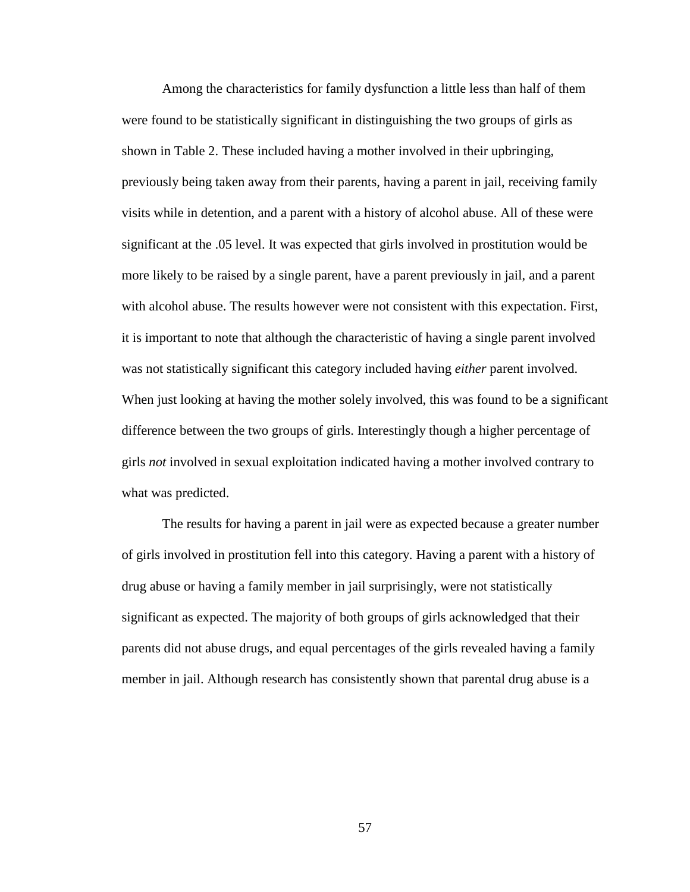Among the characteristics for family dysfunction a little less than half of them were found to be statistically significant in distinguishing the two groups of girls as shown in Table 2. These included having a mother involved in their upbringing, previously being taken away from their parents, having a parent in jail, receiving family visits while in detention, and a parent with a history of alcohol abuse. All of these were significant at the .05 level. It was expected that girls involved in prostitution would be more likely to be raised by a single parent, have a parent previously in jail, and a parent with alcohol abuse. The results however were not consistent with this expectation. First, it is important to note that although the characteristic of having a single parent involved was not statistically significant this category included having *either* parent involved. When just looking at having the mother solely involved, this was found to be a significant difference between the two groups of girls. Interestingly though a higher percentage of girls *not* involved in sexual exploitation indicated having a mother involved contrary to what was predicted.

The results for having a parent in jail were as expected because a greater number of girls involved in prostitution fell into this category. Having a parent with a history of drug abuse or having a family member in jail surprisingly, were not statistically significant as expected. The majority of both groups of girls acknowledged that their parents did not abuse drugs, and equal percentages of the girls revealed having a family member in jail. Although research has consistently shown that parental drug abuse is a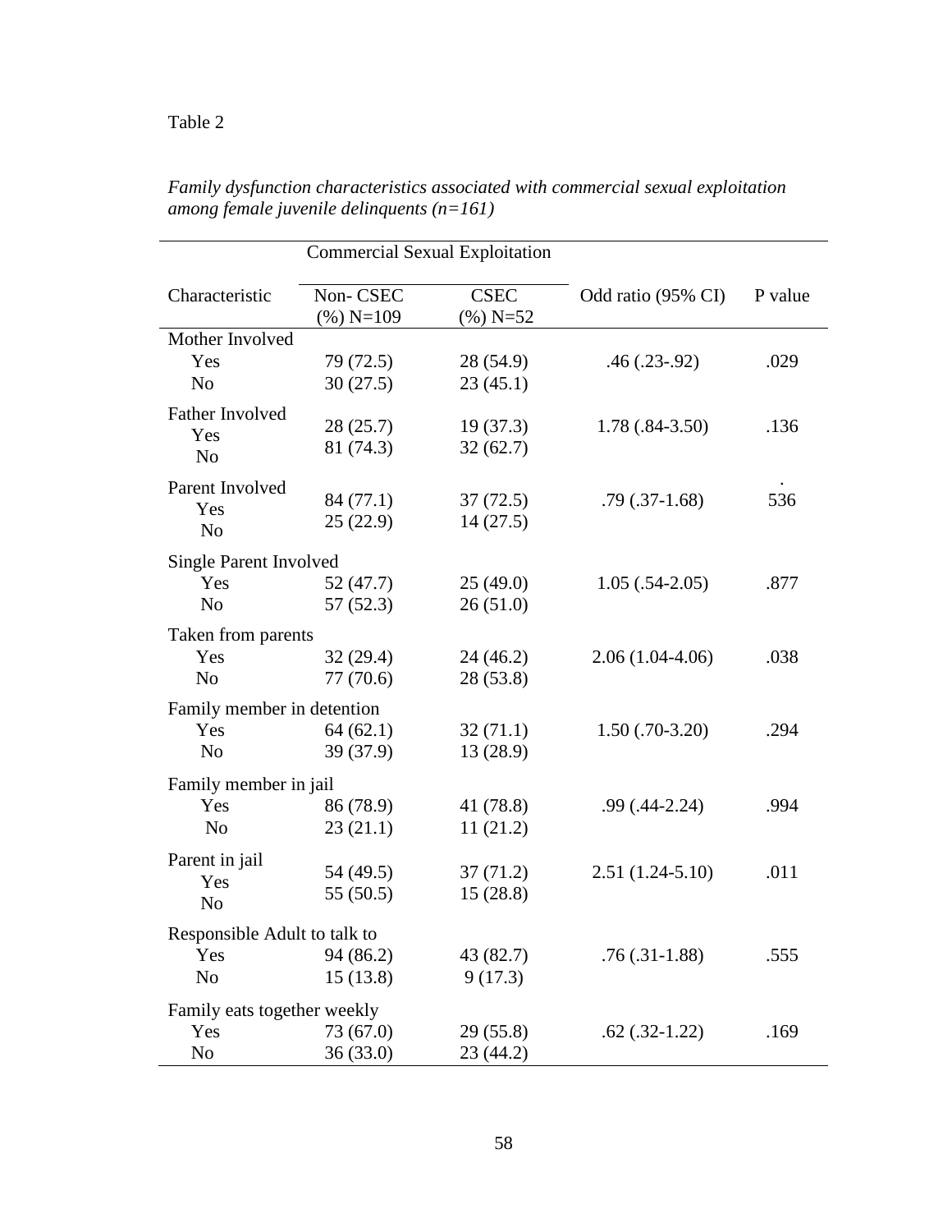Table 2

*Family dysfunction characteristics associated with commercial sexual exploitation among female juvenile delinquents (n=161)*

| | Commercial Sexual Exploitation | | | |
|---|---|---|---|---|
| Characteristic | Non- CSEC (%) N=109 | CSEC (%) N=52 | Odd ratio (95% CI) | P value |
| Mother Involved | | | | |
| Yes | 79 (72.5) | 28 (54.9) | .46 (.23-.92) | .029 |
| No | 30 (27.5) | 23 (45.1) | | |
| Father Involved | | | | |
| Yes | 28 (25.7) | 19 (37.3) | 1.78 (.84-3.50) | .136 |
| No | 81 (74.3) | 32 (62.7) | | |
| Parent Involved | | | | |
| Yes | 84 (77.1) | 37 (72.5) | .79 (.37-1.68) | .536 |
| No | 25 (22.9) | 14 (27.5) | | |
| Single Parent Involved | | | | |
| Yes | 52 (47.7) | 25 (49.0) | 1.05 (.54-2.05) | .877 |
| No | 57 (52.3) | 26 (51.0) | | |
| Taken from parents | | | | |
| Yes | 32 (29.4) | 24 (46.2) | 2.06 (1.04-4.06) | .038 |
| No | 77 (70.6) | 28 (53.8) | | |
| Family member in detention | | | | |
| Yes | 64 (62.1) | 32 (71.1) | 1.50 (.70-3.20) | .294 |
| No | 39 (37.9) | 13 (28.9) | | |
| Family member in jail | | | | |
| Yes | 86 (78.9) | 41 (78.8) | .99 (.44-2.24) | .994 |
| No | 23 (21.1) | 11 (21.2) | | |
| Parent in jail | | | | |
| Yes | 54 (49.5) | 37 (71.2) | 2.51 (1.24-5.10) | .011 |
| No | 55 (50.5) | 15 (28.8) | | |
| Responsible Adult to talk to | | | | |
| Yes | 94 (86.2) | 43 (82.7) | .76 (.31-1.88) | .555 |
| No | 15 (13.8) | 9 (17.3) | | |
| Family eats together weekly | | | | |
| Yes | 73 (67.0) | 29 (55.8) | .62 (.32-1.22) | .169 |
| No | 36 (33.0) | 23 (44.2) | | |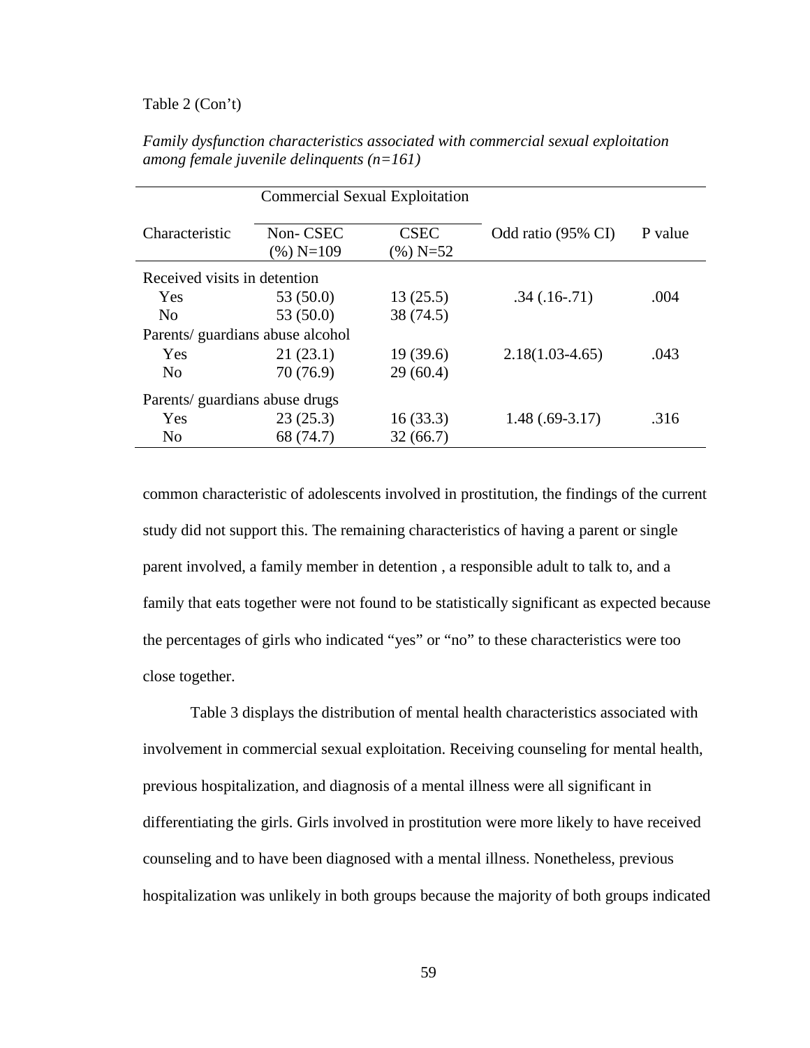Table 2 (Con't)

*Family dysfunction characteristics associated with commercial sexual exploitation among female juvenile delinquents (n=161)*

| | Commercial Sexual Exploitation | | | |
|---|---|---|---|---|
| Characteristic | Non- CSEC (%) N=109 | CSEC (%) N=52 | Odd ratio (95% CI) | P value |
| Received visits in detention | | | | |
| Yes | 53 (50.0) | 13 (25.5) | .34 (.16-.71) | .004 |
| No | 53 (50.0) | 38 (74.5) | | |
| Parents/ guardians abuse alcohol | | | | |
| Yes | 21 (23.1) | 19 (39.6) | 2.18(1.03-4.65) | .043 |
| No | 70 (76.9) | 29 (60.4) | | |
| Parents/ guardians abuse drugs | | | | |
| Yes | 23 (25.3) | 16 (33.3) | 1.48 (.69-3.17) | .316 |
| No | 68 (74.7) | 32 (66.7) | | |

common characteristic of adolescents involved in prostitution, the findings of the current study did not support this. The remaining characteristics of having a parent or single parent involved, a family member in detention , a responsible adult to talk to, and a family that eats together were not found to be statistically significant as expected because the percentages of girls who indicated "yes" or "no" to these characteristics were too close together.

Table 3 displays the distribution of mental health characteristics associated with involvement in commercial sexual exploitation. Receiving counseling for mental health, previous hospitalization, and diagnosis of a mental illness were all significant in differentiating the girls. Girls involved in prostitution were more likely to have received counseling and to have been diagnosed with a mental illness. Nonetheless, previous hospitalization was unlikely in both groups because the majority of both groups indicated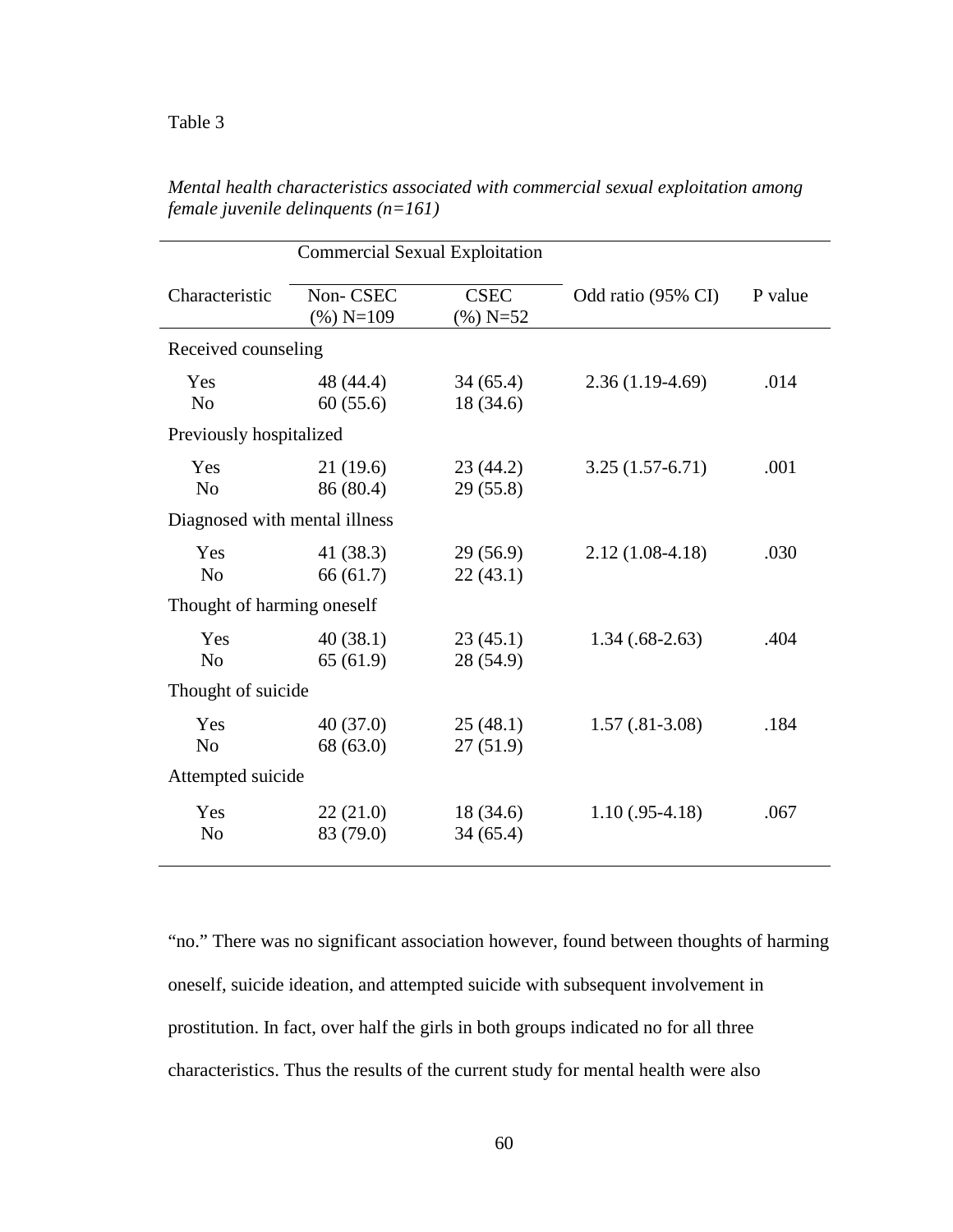Table 3

*Mental health characteristics associated with commercial sexual exploitation among female juvenile delinquents (n=161)*

| | Commercial Sexual Exploitation | | | |
|---|---|---|---|---|
| Characteristic | Non- CSEC (%) N=109 | CSEC (%) N=52 | Odd ratio (95% CI) | P value |
| Received counseling | | | | |
| Yes | 48 (44.4) | 34 (65.4) | 2.36 (1.19-4.69) | .014 |
| No | 60 (55.6) | 18 (34.6) | | |
| Previously hospitalized | | | | |
| Yes | 21 (19.6) | 23 (44.2) | 3.25 (1.57-6.71) | .001 |
| No | 86 (80.4) | 29 (55.8) | | |
| Diagnosed with mental illness | | | | |
| Yes | 41 (38.3) | 29 (56.9) | 2.12 (1.08-4.18) | .030 |
| No | 66 (61.7) | 22 (43.1) | | |
| Thought of harming oneself | | | | |
| Yes | 40 (38.1) | 23 (45.1) | 1.34 (.68-2.63) | .404 |
| No | 65 (61.9) | 28 (54.9) | | |
| Thought of suicide | | | | |
| Yes | 40 (37.0) | 25 (48.1) | 1.57 (.81-3.08) | .184 |
| No | 68 (63.0) | 27 (51.9) | | |
| Attempted suicide | | | | |
| Yes | 22 (21.0) | 18 (34.6) | 1.10 (.95-4.18) | .067 |
| No | 83 (79.0) | 34 (65.4) | | |

"no." There was no significant association however, found between thoughts of harming oneself, suicide ideation, and attempted suicide with subsequent involvement in prostitution. In fact, over half the girls in both groups indicated no for all three characteristics. Thus the results of the current study for mental health were also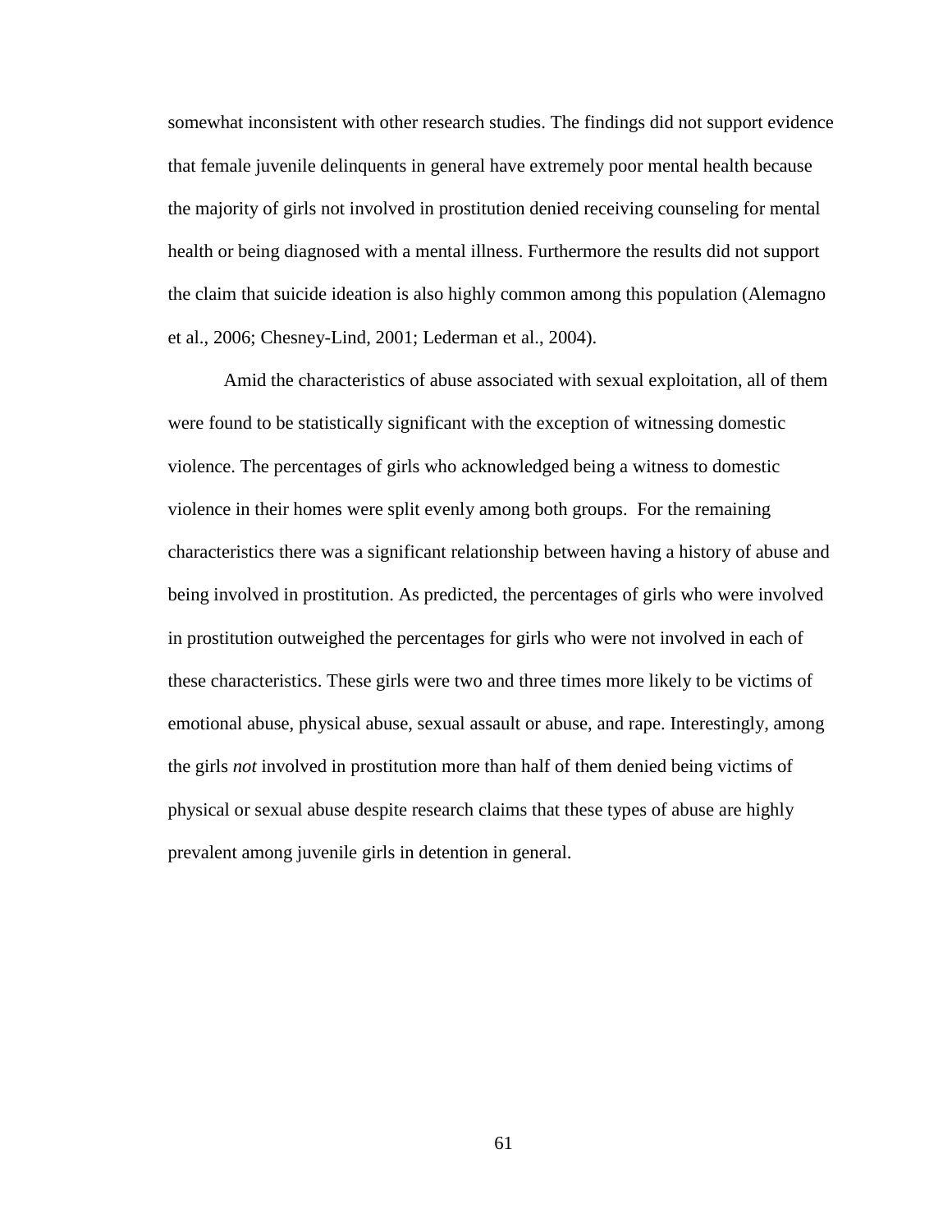somewhat inconsistent with other research studies. The findings did not support evidence that female juvenile delinquents in general have extremely poor mental health because the majority of girls not involved in prostitution denied receiving counseling for mental health or being diagnosed with a mental illness. Furthermore the results did not support the claim that suicide ideation is also highly common among this population (Alemagno et al., 2006; Chesney-Lind, 2001; Lederman et al., 2004).

Amid the characteristics of abuse associated with sexual exploitation, all of them were found to be statistically significant with the exception of witnessing domestic violence. The percentages of girls who acknowledged being a witness to domestic violence in their homes were split evenly among both groups.  For the remaining characteristics there was a significant relationship between having a history of abuse and being involved in prostitution. As predicted, the percentages of girls who were involved in prostitution outweighed the percentages for girls who were not involved in each of these characteristics. These girls were two and three times more likely to be victims of emotional abuse, physical abuse, sexual assault or abuse, and rape. Interestingly, among the girls *not* involved in prostitution more than half of them denied being victims of physical or sexual abuse despite research claims that these types of abuse are highly prevalent among juvenile girls in detention in general.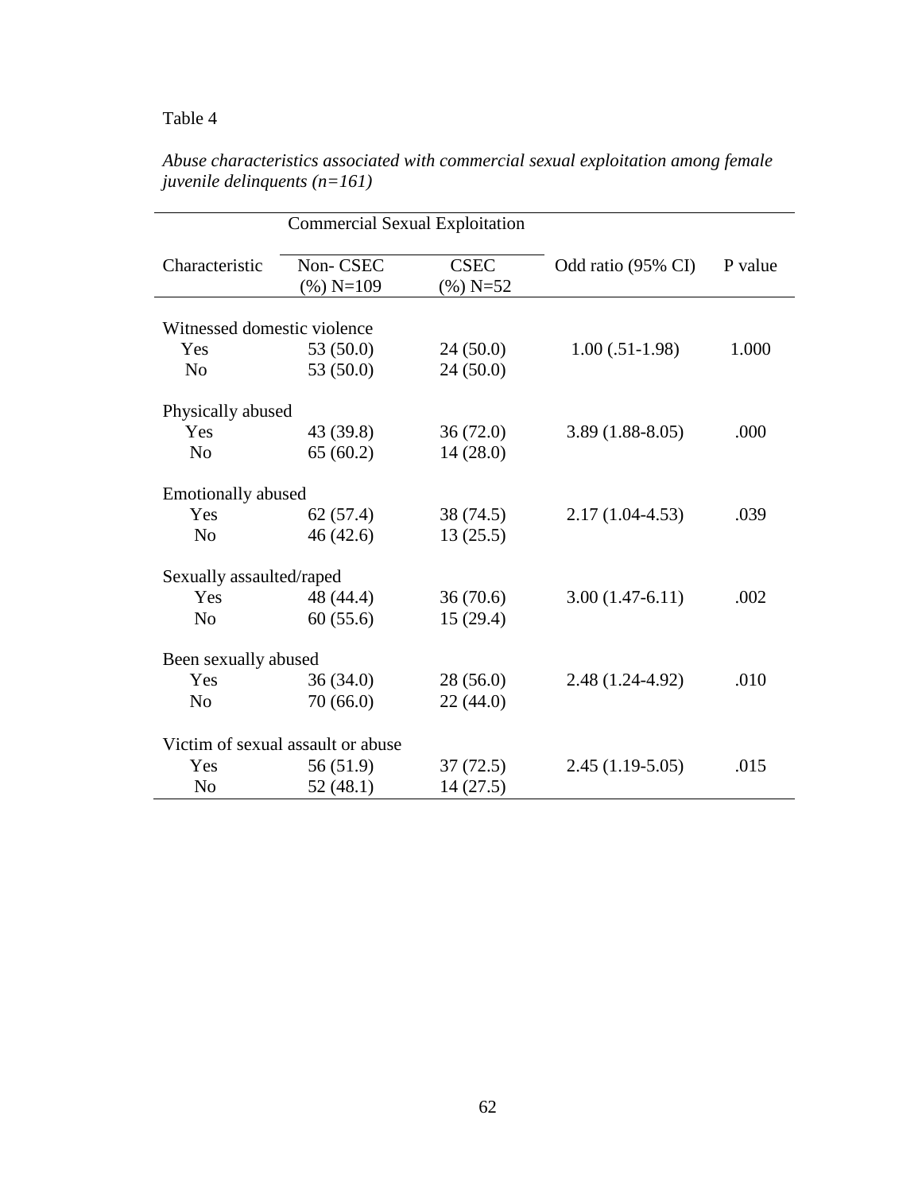Table 4

*Abuse characteristics associated with commercial sexual exploitation among female juvenile delinquents (n=161)*

| | Commercial Sexual Exploitation | | | |
|---|---|---|---|---|
| Characteristic | Non- CSEC (%) N=109 | CSEC (%) N=52 | Odd ratio (95% CI) | P value |
| Witnessed domestic violence | | | | |
| Yes | 53 (50.0) | 24 (50.0) | 1.00 (.51-1.98) | 1.000 |
| No | 53 (50.0) | 24 (50.0) | | |
| Physically abused | | | | |
| Yes | 43 (39.8) | 36 (72.0) | 3.89 (1.88-8.05) | .000 |
| No | 65 (60.2) | 14 (28.0) | | |
| Emotionally abused | | | | |
| Yes | 62 (57.4) | 38 (74.5) | 2.17 (1.04-4.53) | .039 |
| No | 46 (42.6) | 13 (25.5) | | |
| Sexually assaulted/raped | | | | |
| Yes | 48 (44.4) | 36 (70.6) | 3.00 (1.47-6.11) | .002 |
| No | 60 (55.6) | 15 (29.4) | | |
| Been sexually abused | | | | |
| Yes | 36 (34.0) | 28 (56.0) | 2.48 (1.24-4.92) | .010 |
| No | 70 (66.0) | 22 (44.0) | | |
| Victim of sexual assault or abuse | | | | |
| Yes | 56 (51.9) | 37 (72.5) | 2.45 (1.19-5.05) | .015 |
| No | 52 (48.1) | 14 (27.5) | | |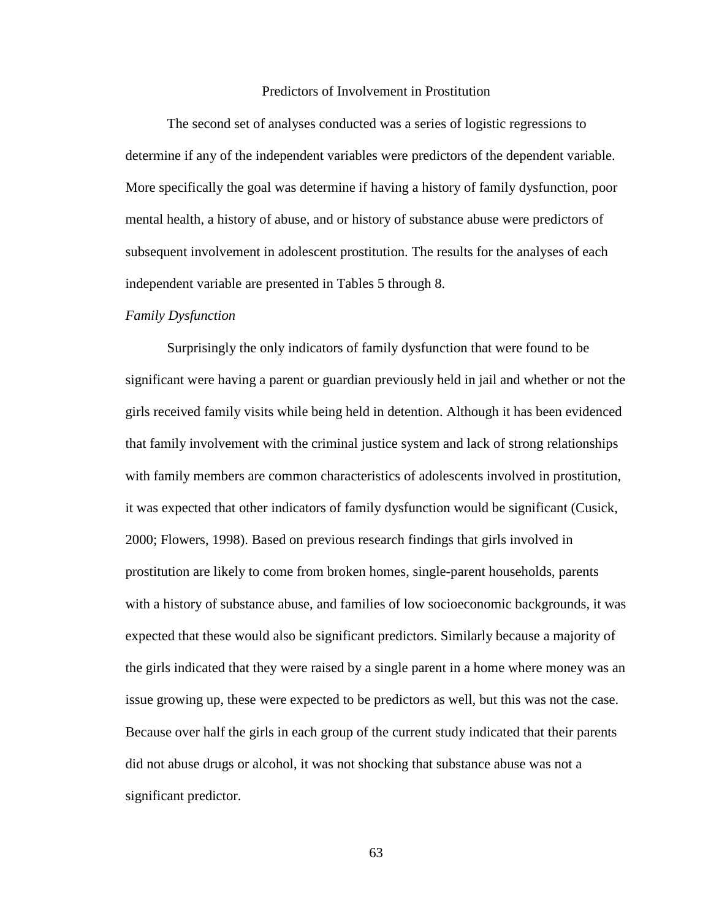## Predictors of Involvement in Prostitution

The second set of analyses conducted was a series of logistic regressions to determine if any of the independent variables were predictors of the dependent variable. More specifically the goal was determine if having a history of family dysfunction, poor mental health, a history of abuse, and or history of substance abuse were predictors of subsequent involvement in adolescent prostitution. The results for the analyses of each independent variable are presented in Tables 5 through 8.

### *Family Dysfunction*

Surprisingly the only indicators of family dysfunction that were found to be significant were having a parent or guardian previously held in jail and whether or not the girls received family visits while being held in detention. Although it has been evidenced that family involvement with the criminal justice system and lack of strong relationships with family members are common characteristics of adolescents involved in prostitution, it was expected that other indicators of family dysfunction would be significant (Cusick, 2000; Flowers, 1998). Based on previous research findings that girls involved in prostitution are likely to come from broken homes, single-parent households, parents with a history of substance abuse, and families of low socioeconomic backgrounds, it was expected that these would also be significant predictors. Similarly because a majority of the girls indicated that they were raised by a single parent in a home where money was an issue growing up, these were expected to be predictors as well, but this was not the case. Because over half the girls in each group of the current study indicated that their parents did not abuse drugs or alcohol, it was not shocking that substance abuse was not a significant predictor.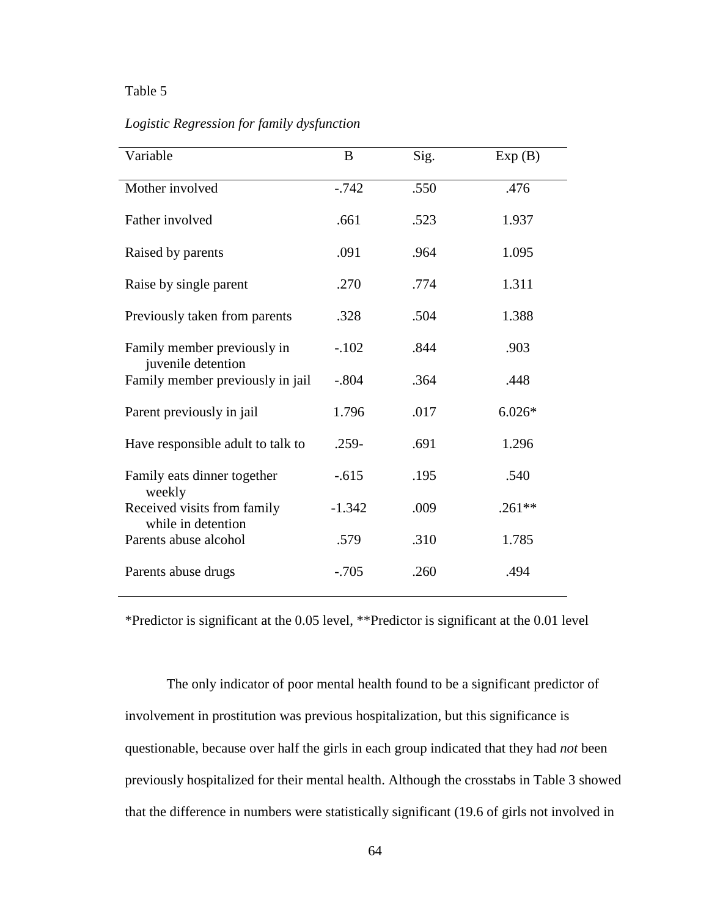Table 5

*Logistic Regression for family dysfunction*

| Variable | B | Sig. | Exp (B) |
|---|---|---|---|
| Mother involved | -.742 | .550 | .476 |
| Father involved | .661 | .523 | 1.937 |
| Raised by parents | .091 | .964 | 1.095 |
| Raise by single parent | .270 | .774 | 1.311 |
| Previously taken from parents | .328 | .504 | 1.388 |
| Family member previously in juvenile detention | -.102 | .844 | .903 |
| Family member previously in jail | -.804 | .364 | .448 |
| Parent previously in jail | 1.796 | .017 | 6.026* |
| Have responsible adult to talk to | .259- | .691 | 1.296 |
| Family eats dinner together weekly | -.615 | .195 | .540 |
| Received visits from family while in detention | -1.342 | .009 | .261** |
| Parents abuse alcohol | .579 | .310 | 1.785 |
| Parents abuse drugs | -.705 | .260 | .494 |

*Predictor is significant at the 0.05 level, **Predictor is significant at the 0.01 level

The only indicator of poor mental health found to be a significant predictor of involvement in prostitution was previous hospitalization, but this significance is questionable, because over half the girls in each group indicated that they had *not* been previously hospitalized for their mental health. Although the crosstabs in Table 3 showed that the difference in numbers were statistically significant (19.6 of girls not involved in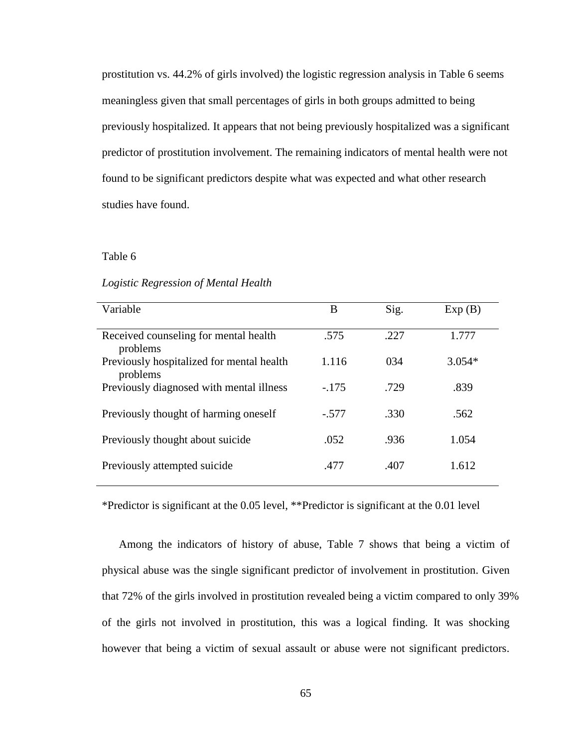prostitution vs. 44.2% of girls involved) the logistic regression analysis in Table 6 seems meaningless given that small percentages of girls in both groups admitted to being previously hospitalized. It appears that not being previously hospitalized was a significant predictor of prostitution involvement. The remaining indicators of mental health were not found to be significant predictors despite what was expected and what other research studies have found.

Table 6

*Logistic Regression of Mental Health*

| Variable | B | Sig. | Exp (B) |
|---|---|---|---|
| Received counseling for mental health problems | .575 | .227 | 1.777 |
| Previously hospitalized for mental health problems | 1.116 | 034 | 3.054* |
| Previously diagnosed with mental illness | -.175 | .729 | .839 |
| Previously thought of harming oneself | -.577 | .330 | .562 |
| Previously thought about suicide | .052 | .936 | 1.054 |
| Previously attempted suicide | .477 | .407 | 1.612 |

*Predictor is significant at the 0.05 level, **Predictor is significant at the 0.01 level

Among the indicators of history of abuse, Table 7 shows that being a victim of physical abuse was the single significant predictor of involvement in prostitution. Given that 72% of the girls involved in prostitution revealed being a victim compared to only 39% of the girls not involved in prostitution, this was a logical finding. It was shocking however that being a victim of sexual assault or abuse were not significant predictors.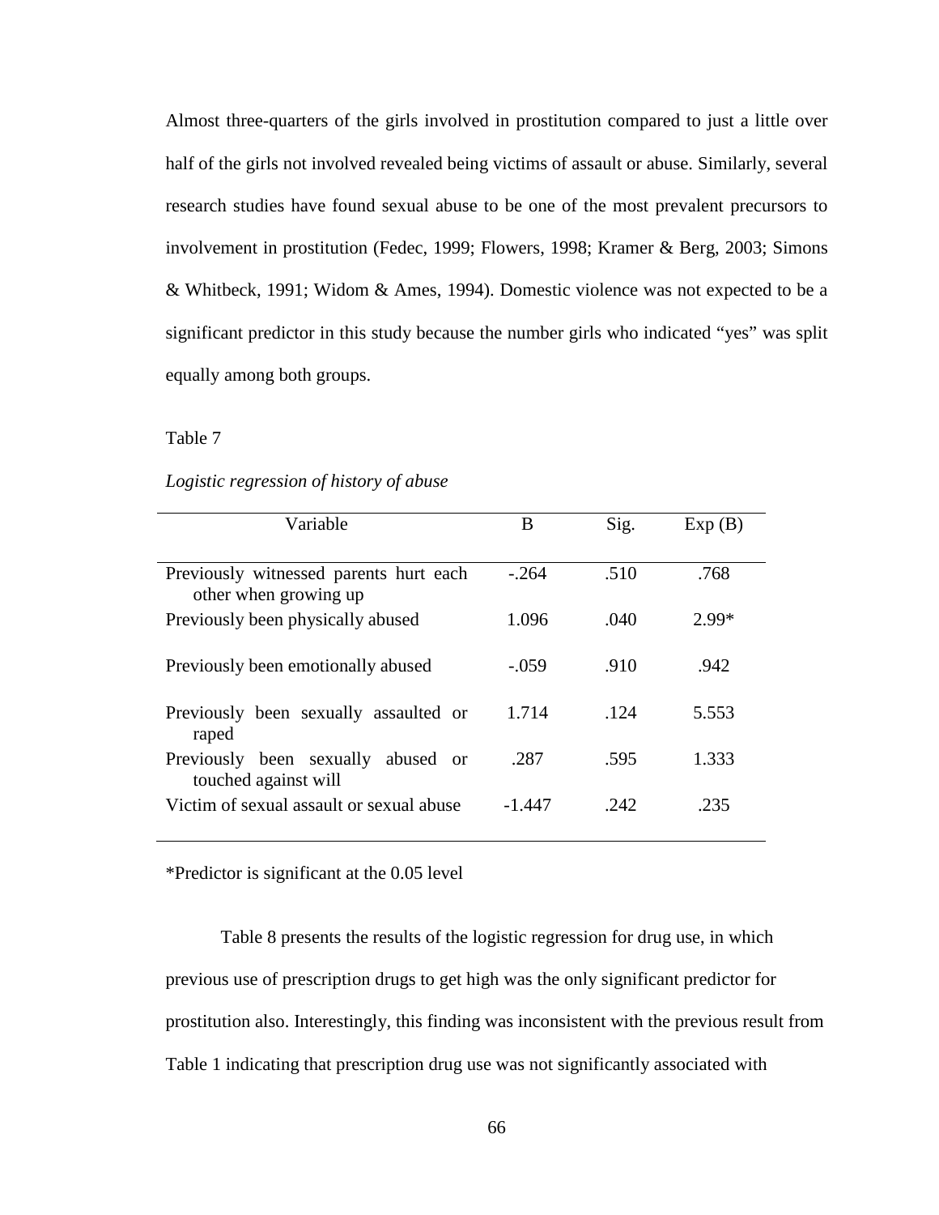Almost three-quarters of the girls involved in prostitution compared to just a little over half of the girls not involved revealed being victims of assault or abuse. Similarly, several research studies have found sexual abuse to be one of the most prevalent precursors to involvement in prostitution (Fedec, 1999; Flowers, 1998; Kramer & Berg, 2003; Simons & Whitbeck, 1991; Widom & Ames, 1994). Domestic violence was not expected to be a significant predictor in this study because the number girls who indicated "yes" was split equally among both groups.

Table 7

*Logistic regression of history of abuse*

| Variable | B | Sig. | Exp (B) |
|---|---|---|---|
| Previously witnessed parents hurt each other when growing up | -.264 | .510 | .768 |
| Previously been physically abused | 1.096 | .040 | 2.99* |
| Previously been emotionally abused | -.059 | .910 | .942 |
| Previously been sexually assaulted or raped | 1.714 | .124 | 5.553 |
| Previously been sexually abused or touched against will | .287 | .595 | 1.333 |
| Victim of sexual assault or sexual abuse | -1.447 | .242 | .235 |

*Predictor is significant at the 0.05 level

Table 8 presents the results of the logistic regression for drug use, in which previous use of prescription drugs to get high was the only significant predictor for prostitution also. Interestingly, this finding was inconsistent with the previous result from Table 1 indicating that prescription drug use was not significantly associated with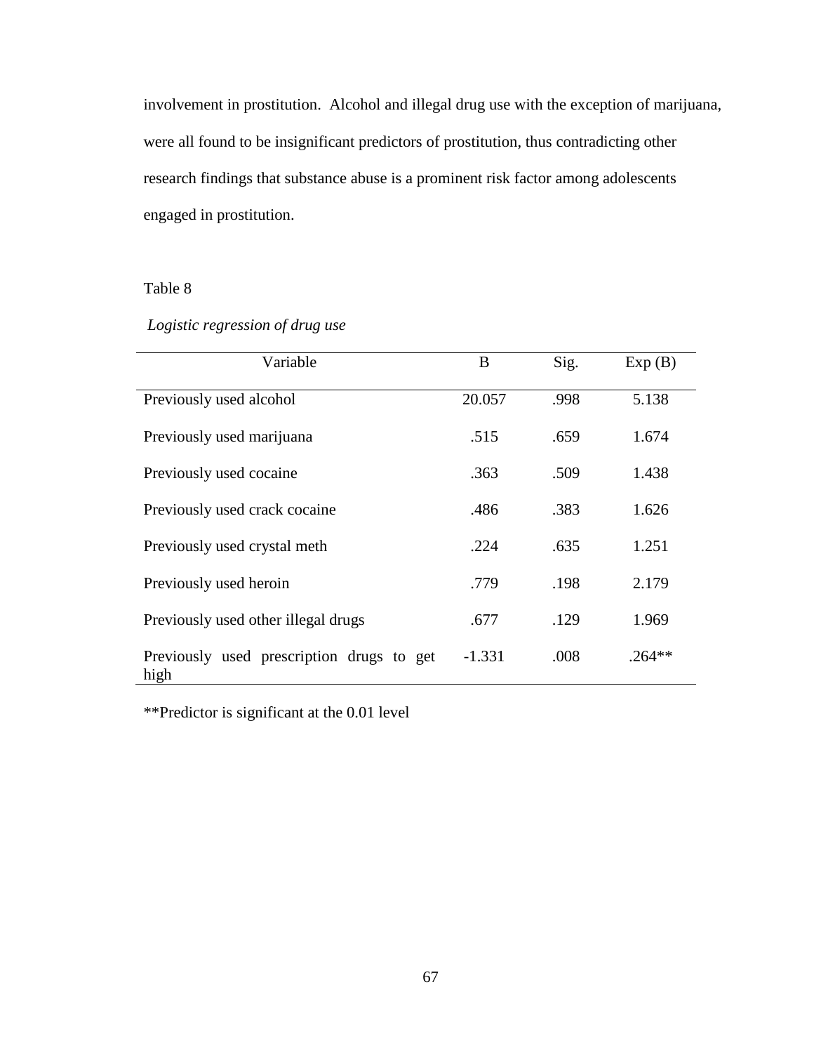involvement in prostitution. Alcohol and illegal drug use with the exception of marijuana, were all found to be insignificant predictors of prostitution, thus contradicting other research findings that substance abuse is a prominent risk factor among adolescents engaged in prostitution.

Table 8

*Logistic regression of drug use*

| Variable | B | Sig. | Exp (B) |
|---|---|---|---|
| Previously used alcohol | 20.057 | .998 | 5.138 |
| Previously used marijuana | .515 | .659 | 1.674 |
| Previously used cocaine | .363 | .509 | 1.438 |
| Previously used crack cocaine | .486 | .383 | 1.626 |
| Previously used crystal meth | .224 | .635 | 1.251 |
| Previously used heroin | .779 | .198 | 2.179 |
| Previously used other illegal drugs | .677 | .129 | 1.969 |
| Previously used prescription drugs to get high | -1.331 | .008 | .264** |

**Predictor is significant at the 0.01 level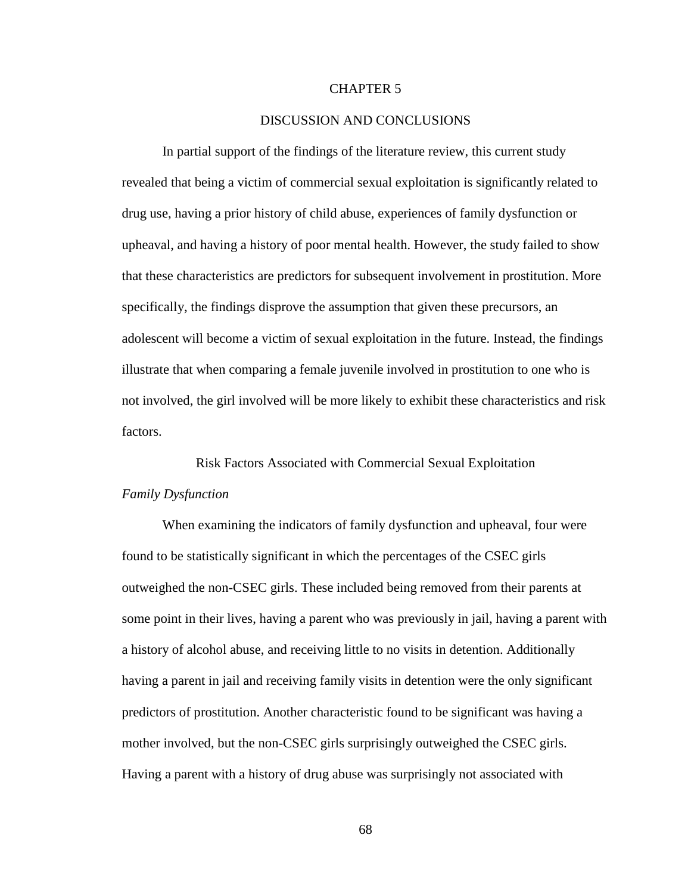# CHAPTER 5

# DISCUSSION AND CONCLUSIONS

In partial support of the findings of the literature review, this current study revealed that being a victim of commercial sexual exploitation is significantly related to drug use, having a prior history of child abuse, experiences of family dysfunction or upheaval, and having a history of poor mental health. However, the study failed to show that these characteristics are predictors for subsequent involvement in prostitution. More specifically, the findings disprove the assumption that given these precursors, an adolescent will become a victim of sexual exploitation in the future. Instead, the findings illustrate that when comparing a female juvenile involved in prostitution to one who is not involved, the girl involved will be more likely to exhibit these characteristics and risk factors.

## Risk Factors Associated with Commercial Sexual Exploitation

### *Family Dysfunction*

When examining the indicators of family dysfunction and upheaval, four were found to be statistically significant in which the percentages of the CSEC girls outweighed the non-CSEC girls. These included being removed from their parents at some point in their lives, having a parent who was previously in jail, having a parent with a history of alcohol abuse, and receiving little to no visits in detention. Additionally having a parent in jail and receiving family visits in detention were the only significant predictors of prostitution. Another characteristic found to be significant was having a mother involved, but the non-CSEC girls surprisingly outweighed the CSEC girls. Having a parent with a history of drug abuse was surprisingly not associated with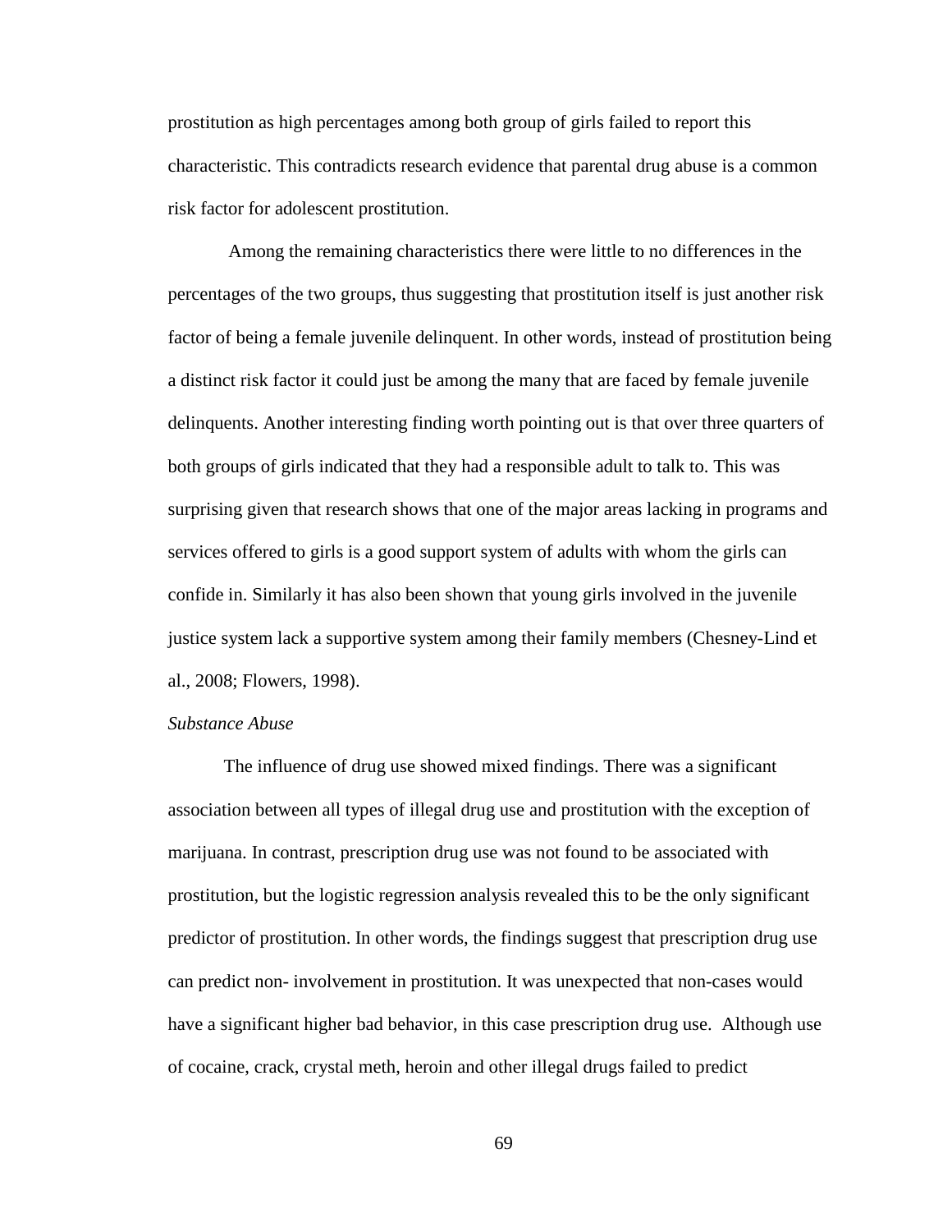prostitution as high percentages among both group of girls failed to report this characteristic. This contradicts research evidence that parental drug abuse is a common risk factor for adolescent prostitution.

Among the remaining characteristics there were little to no differences in the percentages of the two groups, thus suggesting that prostitution itself is just another risk factor of being a female juvenile delinquent. In other words, instead of prostitution being a distinct risk factor it could just be among the many that are faced by female juvenile delinquents. Another interesting finding worth pointing out is that over three quarters of both groups of girls indicated that they had a responsible adult to talk to. This was surprising given that research shows that one of the major areas lacking in programs and services offered to girls is a good support system of adults with whom the girls can confide in. Similarly it has also been shown that young girls involved in the juvenile justice system lack a supportive system among their family members (Chesney-Lind et al., 2008; Flowers, 1998).

*Substance Abuse*

The influence of drug use showed mixed findings. There was a significant association between all types of illegal drug use and prostitution with the exception of marijuana. In contrast, prescription drug use was not found to be associated with prostitution, but the logistic regression analysis revealed this to be the only significant predictor of prostitution. In other words, the findings suggest that prescription drug use can predict non- involvement in prostitution. It was unexpected that non-cases would have a significant higher bad behavior, in this case prescription drug use. Although use of cocaine, crack, crystal meth, heroin and other illegal drugs failed to predict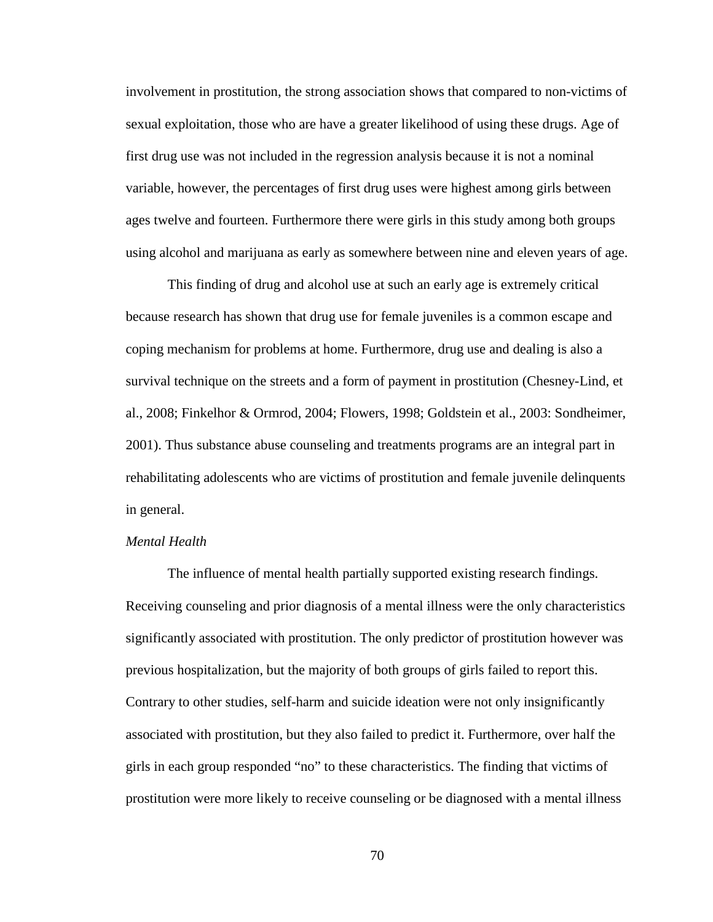involvement in prostitution, the strong association shows that compared to non-victims of sexual exploitation, those who are have a greater likelihood of using these drugs. Age of first drug use was not included in the regression analysis because it is not a nominal variable, however, the percentages of first drug uses were highest among girls between ages twelve and fourteen. Furthermore there were girls in this study among both groups using alcohol and marijuana as early as somewhere between nine and eleven years of age.

This finding of drug and alcohol use at such an early age is extremely critical because research has shown that drug use for female juveniles is a common escape and coping mechanism for problems at home. Furthermore, drug use and dealing is also a survival technique on the streets and a form of payment in prostitution (Chesney-Lind, et al., 2008; Finkelhor & Ormrod, 2004; Flowers, 1998; Goldstein et al., 2003: Sondheimer, 2001). Thus substance abuse counseling and treatments programs are an integral part in rehabilitating adolescents who are victims of prostitution and female juvenile delinquents in general.

*Mental Health*

The influence of mental health partially supported existing research findings. Receiving counseling and prior diagnosis of a mental illness were the only characteristics significantly associated with prostitution. The only predictor of prostitution however was previous hospitalization, but the majority of both groups of girls failed to report this. Contrary to other studies, self-harm and suicide ideation were not only insignificantly associated with prostitution, but they also failed to predict it. Furthermore, over half the girls in each group responded "no" to these characteristics. The finding that victims of prostitution were more likely to receive counseling or be diagnosed with a mental illness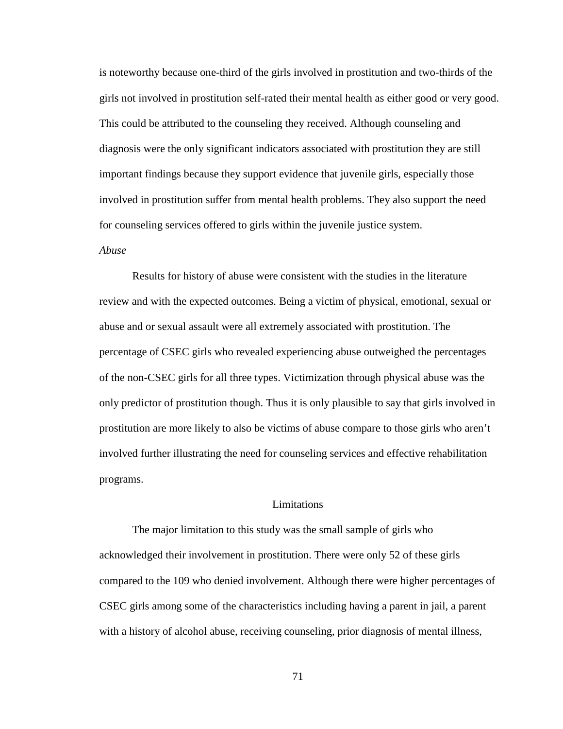is noteworthy because one-third of the girls involved in prostitution and two-thirds of the girls not involved in prostitution self-rated their mental health as either good or very good. This could be attributed to the counseling they received. Although counseling and diagnosis were the only significant indicators associated with prostitution they are still important findings because they support evidence that juvenile girls, especially those involved in prostitution suffer from mental health problems. They also support the need for counseling services offered to girls within the juvenile justice system.

*Abuse*

Results for history of abuse were consistent with the studies in the literature review and with the expected outcomes. Being a victim of physical, emotional, sexual or abuse and or sexual assault were all extremely associated with prostitution. The percentage of CSEC girls who revealed experiencing abuse outweighed the percentages of the non-CSEC girls for all three types. Victimization through physical abuse was the only predictor of prostitution though. Thus it is only plausible to say that girls involved in prostitution are more likely to also be victims of abuse compare to those girls who aren't involved further illustrating the need for counseling services and effective rehabilitation programs.

## Limitations

The major limitation to this study was the small sample of girls who acknowledged their involvement in prostitution. There were only 52 of these girls compared to the 109 who denied involvement. Although there were higher percentages of CSEC girls among some of the characteristics including having a parent in jail, a parent with a history of alcohol abuse, receiving counseling, prior diagnosis of mental illness,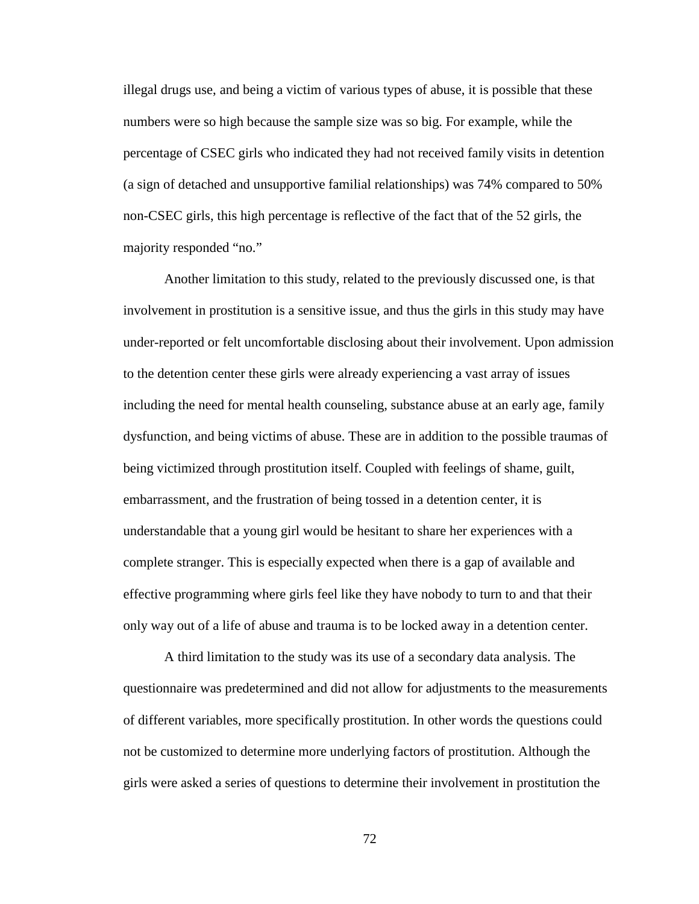illegal drugs use, and being a victim of various types of abuse, it is possible that these numbers were so high because the sample size was so big. For example, while the percentage of CSEC girls who indicated they had not received family visits in detention (a sign of detached and unsupportive familial relationships) was 74% compared to 50% non-CSEC girls, this high percentage is reflective of the fact that of the 52 girls, the majority responded "no."

Another limitation to this study, related to the previously discussed one, is that involvement in prostitution is a sensitive issue, and thus the girls in this study may have under-reported or felt uncomfortable disclosing about their involvement. Upon admission to the detention center these girls were already experiencing a vast array of issues including the need for mental health counseling, substance abuse at an early age, family dysfunction, and being victims of abuse. These are in addition to the possible traumas of being victimized through prostitution itself. Coupled with feelings of shame, guilt, embarrassment, and the frustration of being tossed in a detention center, it is understandable that a young girl would be hesitant to share her experiences with a complete stranger. This is especially expected when there is a gap of available and effective programming where girls feel like they have nobody to turn to and that their only way out of a life of abuse and trauma is to be locked away in a detention center.

A third limitation to the study was its use of a secondary data analysis. The questionnaire was predetermined and did not allow for adjustments to the measurements of different variables, more specifically prostitution. In other words the questions could not be customized to determine more underlying factors of prostitution. Although the girls were asked a series of questions to determine their involvement in prostitution the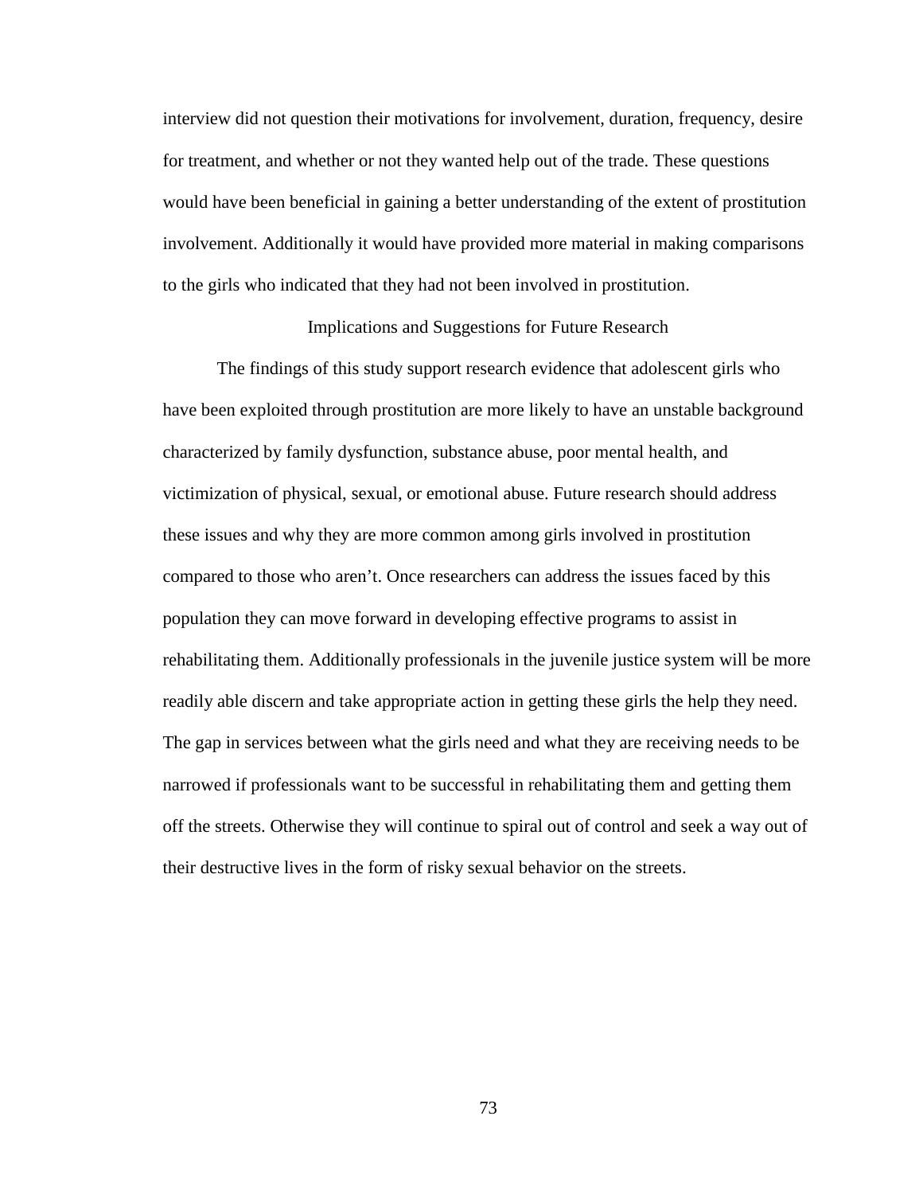interview did not question their motivations for involvement, duration, frequency, desire for treatment, and whether or not they wanted help out of the trade. These questions would have been beneficial in gaining a better understanding of the extent of prostitution involvement. Additionally it would have provided more material in making comparisons to the girls who indicated that they had not been involved in prostitution.

## Implications and Suggestions for Future Research

The findings of this study support research evidence that adolescent girls who have been exploited through prostitution are more likely to have an unstable background characterized by family dysfunction, substance abuse, poor mental health, and victimization of physical, sexual, or emotional abuse. Future research should address these issues and why they are more common among girls involved in prostitution compared to those who aren't. Once researchers can address the issues faced by this population they can move forward in developing effective programs to assist in rehabilitating them. Additionally professionals in the juvenile justice system will be more readily able discern and take appropriate action in getting these girls the help they need. The gap in services between what the girls need and what they are receiving needs to be narrowed if professionals want to be successful in rehabilitating them and getting them off the streets. Otherwise they will continue to spiral out of control and seek a way out of their destructive lives in the form of risky sexual behavior on the streets.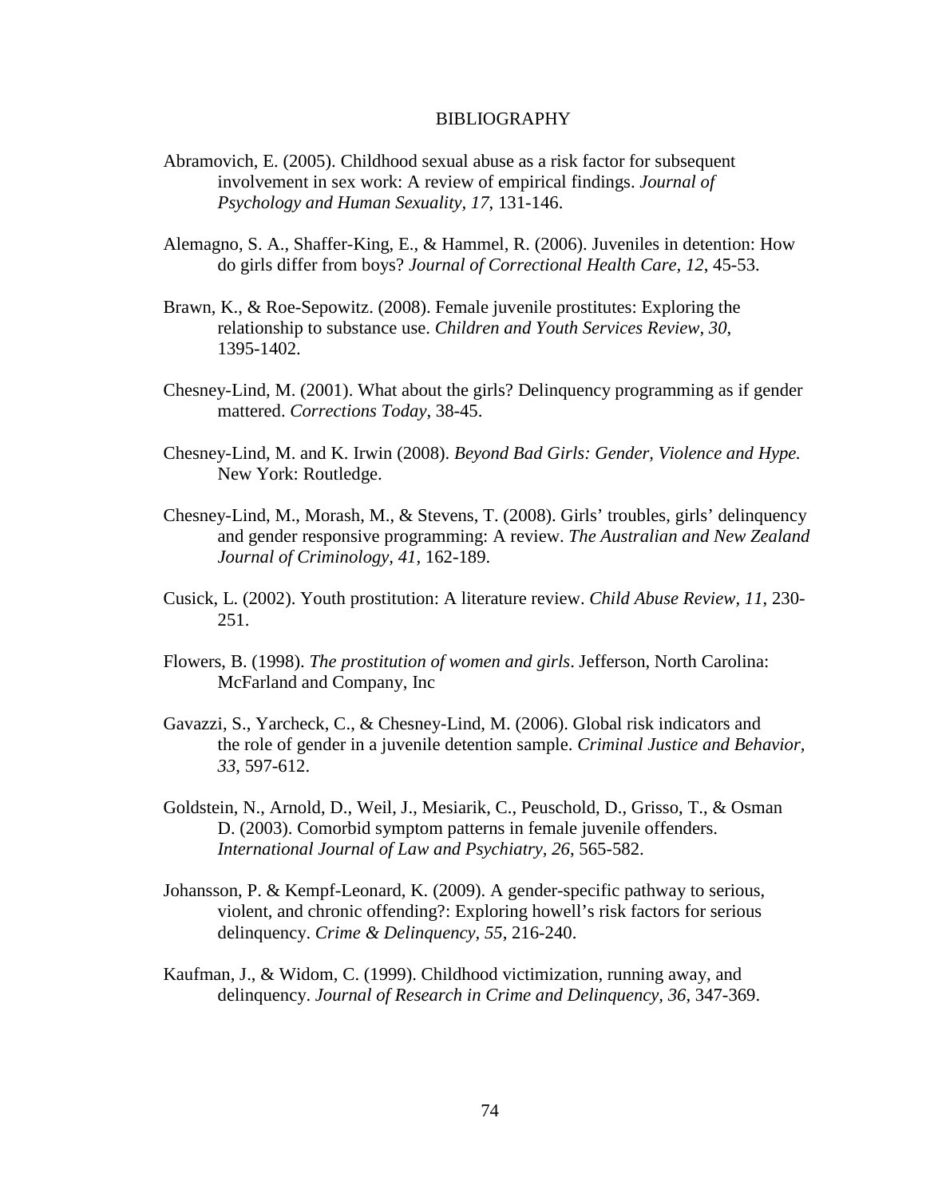# BIBLIOGRAPHY

Abramovich, E. (2005). Childhood sexual abuse as a risk factor for subsequent involvement in sex work: A review of empirical findings. *Journal of Psychology and Human Sexuality*, *17*, 131-146.

Alemagno, S. A., Shaffer-King, E., & Hammel, R. (2006). Juveniles in detention: How do girls differ from boys? *Journal of Correctional Health Care, 12*, 45-53.

Brawn, K., & Roe-Sepowitz. (2008). Female juvenile prostitutes: Exploring the relationship to substance use. *Children and Youth Services Review, 30*, 1395-1402.

Chesney-Lind, M. (2001). What about the girls? Delinquency programming as if gender mattered. *Corrections Today*, 38-45.

Chesney-Lind, M. and K. Irwin (2008). *Beyond Bad Girls: Gender, Violence and Hype.* New York: Routledge.

Chesney-Lind, M., Morash, M., & Stevens, T. (2008). Girls' troubles, girls' delinquency and gender responsive programming: A review. *The Australian and New Zealand Journal of Criminology, 41,* 162-189.

Cusick, L. (2002). Youth prostitution: A literature review. *Child Abuse Review, 11*, 230-251.

Flowers, B. (1998). *The prostitution of women and girls*. Jefferson, North Carolina: McFarland and Company, Inc

Gavazzi, S., Yarcheck, C., & Chesney-Lind, M. (2006). Global risk indicators and the role of gender in a juvenile detention sample. *Criminal Justice and Behavior, 33,* 597-612.

Goldstein, N., Arnold, D., Weil, J., Mesiarik, C., Peuschold, D., Grisso, T., & Osman D. (2003). Comorbid symptom patterns in female juvenile offenders. *International Journal of Law and Psychiatry, 26*, 565-582.

Johansson, P. & Kempf-Leonard, K. (2009). A gender-specific pathway to serious, violent, and chronic offending?: Exploring howell's risk factors for serious delinquency. *Crime & Delinquency, 55*, 216-240.

Kaufman, J., & Widom, C. (1999). Childhood victimization, running away, and delinquency. *Journal of Research in Crime and Delinquency, 36*, 347-369.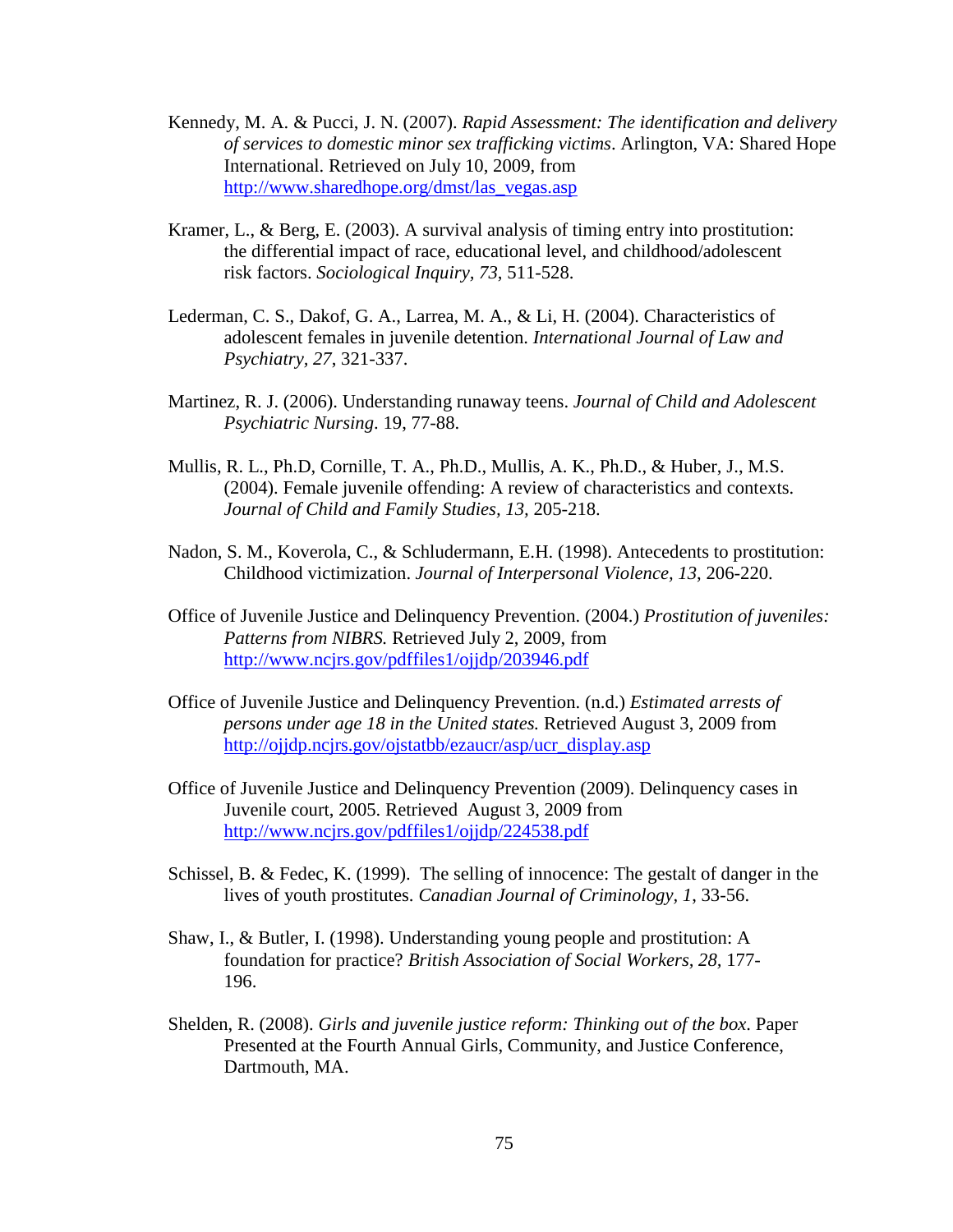Kennedy, M. A. & Pucci, J. N. (2007). *Rapid Assessment: The identification and delivery of services to domestic minor sex trafficking victims*. Arlington, VA: Shared Hope International. Retrieved on July 10, 2009, from http://www.sharedhope.org/dmst/las_vegas.asp

Kramer, L., & Berg, E. (2003). A survival analysis of timing entry into prostitution: the differential impact of race, educational level, and childhood/adolescent risk factors. *Sociological Inquiry, 73*, 511-528.

Lederman, C. S., Dakof, G. A., Larrea, M. A., & Li, H. (2004). Characteristics of adolescent females in juvenile detention. *International Journal of Law and Psychiatry, 27*, 321-337.

Martinez, R. J. (2006). Understanding runaway teens. *Journal of Child and Adolescent Psychiatric Nursing*. 19, 77-88.

Mullis, R. L., Ph.D, Cornille, T. A., Ph.D., Mullis, A. K., Ph.D., & Huber, J., M.S. (2004). Female juvenile offending: A review of characteristics and contexts. *Journal of Child and Family Studies, 13*, 205-218.

Nadon, S. M., Koverola, C., & Schludermann, E.H. (1998). Antecedents to prostitution: Childhood victimization. *Journal of Interpersonal Violence, 13*, 206-220.

Office of Juvenile Justice and Delinquency Prevention. (2004.) *Prostitution of juveniles: Patterns from NIBRS.* Retrieved July 2, 2009, from http://www.ncjrs.gov/pdffiles1/ojjdp/203946.pdf

Office of Juvenile Justice and Delinquency Prevention. (n.d.) *Estimated arrests of persons under age 18 in the United states.* Retrieved August 3, 2009 from http://ojjdp.ncjrs.gov/ojstatbb/ezaucr/asp/ucr_display.asp

Office of Juvenile Justice and Delinquency Prevention (2009). Delinquency cases in Juvenile court, 2005. Retrieved August 3, 2009 from http://www.ncjrs.gov/pdffiles1/ojjdp/224538.pdf

Schissel, B. & Fedec, K. (1999). The selling of innocence: The gestalt of danger in the lives of youth prostitutes. *Canadian Journal of Criminology, 1*, 33-56.

Shaw, I., & Butler, I. (1998). Understanding young people and prostitution: A foundation for practice? *British Association of Social Workers, 28*, 177-196.

Shelden, R. (2008). *Girls and juvenile justice reform: Thinking out of the box*. Paper Presented at the Fourth Annual Girls, Community, and Justice Conference, Dartmouth, MA.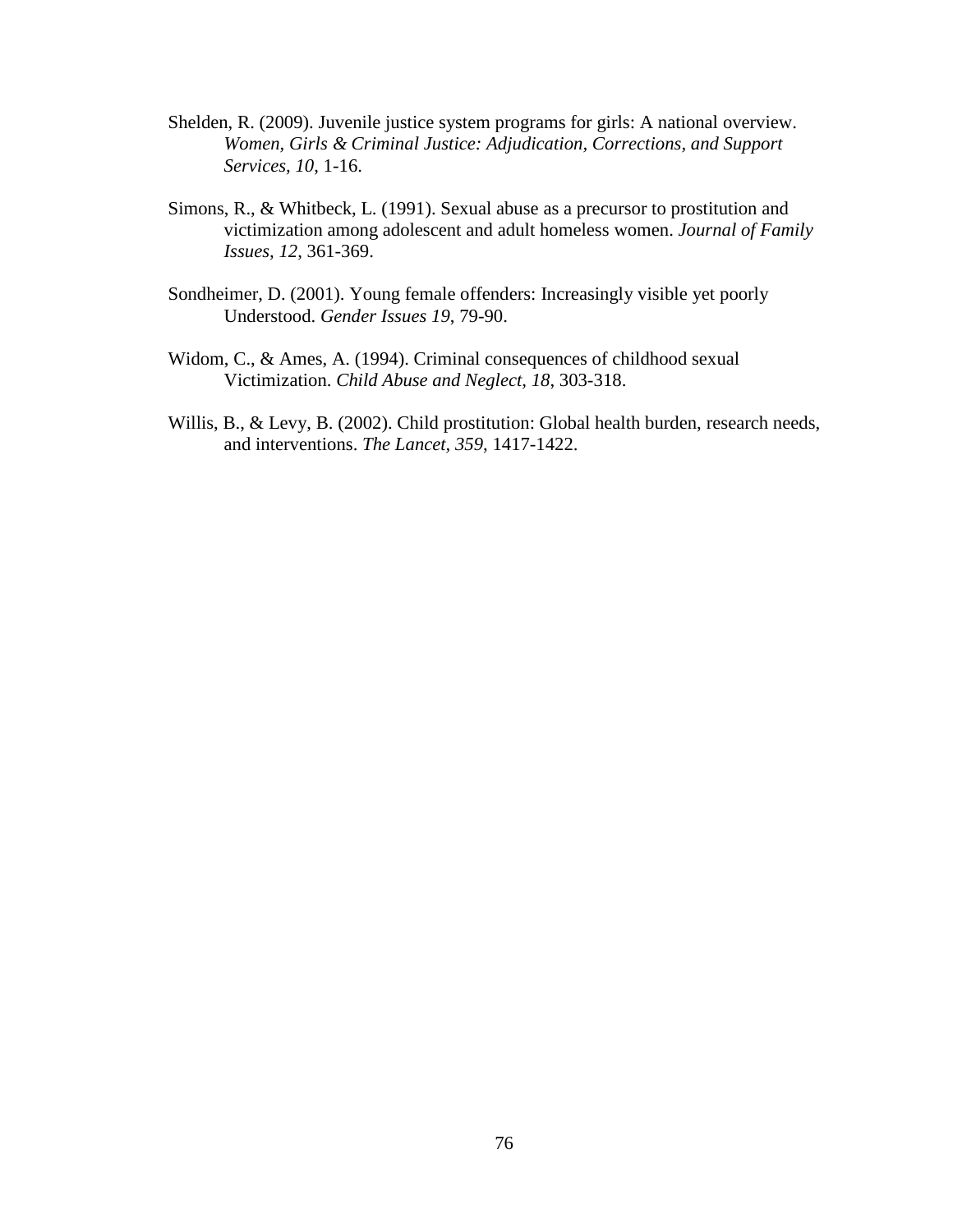Shelden, R. (2009). Juvenile justice system programs for girls: A national overview. *Women, Girls & Criminal Justice: Adjudication, Corrections, and Support Services, 10*, 1-16.

Simons, R., & Whitbeck, L. (1991). Sexual abuse as a precursor to prostitution and victimization among adolescent and adult homeless women. *Journal of Family Issues, 12*, 361-369.

Sondheimer, D. (2001). Young female offenders: Increasingly visible yet poorly Understood. *Gender Issues 19*, 79-90.

Widom, C., & Ames, A. (1994). Criminal consequences of childhood sexual Victimization. *Child Abuse and Neglect, 18*, 303-318.

Willis, B., & Levy, B. (2002). Child prostitution: Global health burden, research needs, and interventions. *The Lancet, 359*, 1417-1422.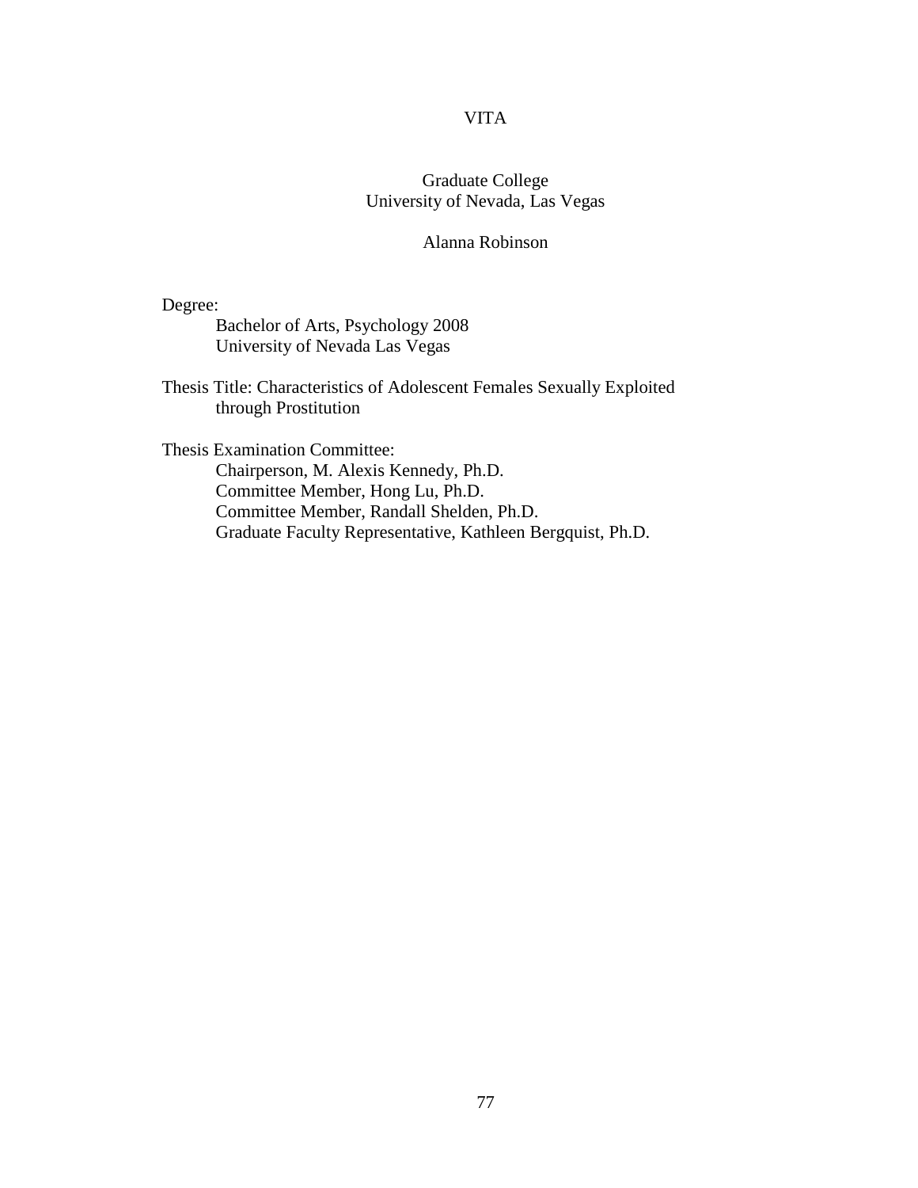# VITA

Graduate College
University of Nevada, Las Vegas

Alanna Robinson

Degree:
    Bachelor of Arts, Psychology 2008
    University of Nevada Las Vegas

Thesis Title: Characteristics of Adolescent Females Sexually Exploited through Prostitution

Thesis Examination Committee:
    Chairperson, M. Alexis Kennedy, Ph.D.
    Committee Member, Hong Lu, Ph.D.
    Committee Member, Randall Shelden, Ph.D.
    Graduate Faculty Representative, Kathleen Bergquist, Ph.D.